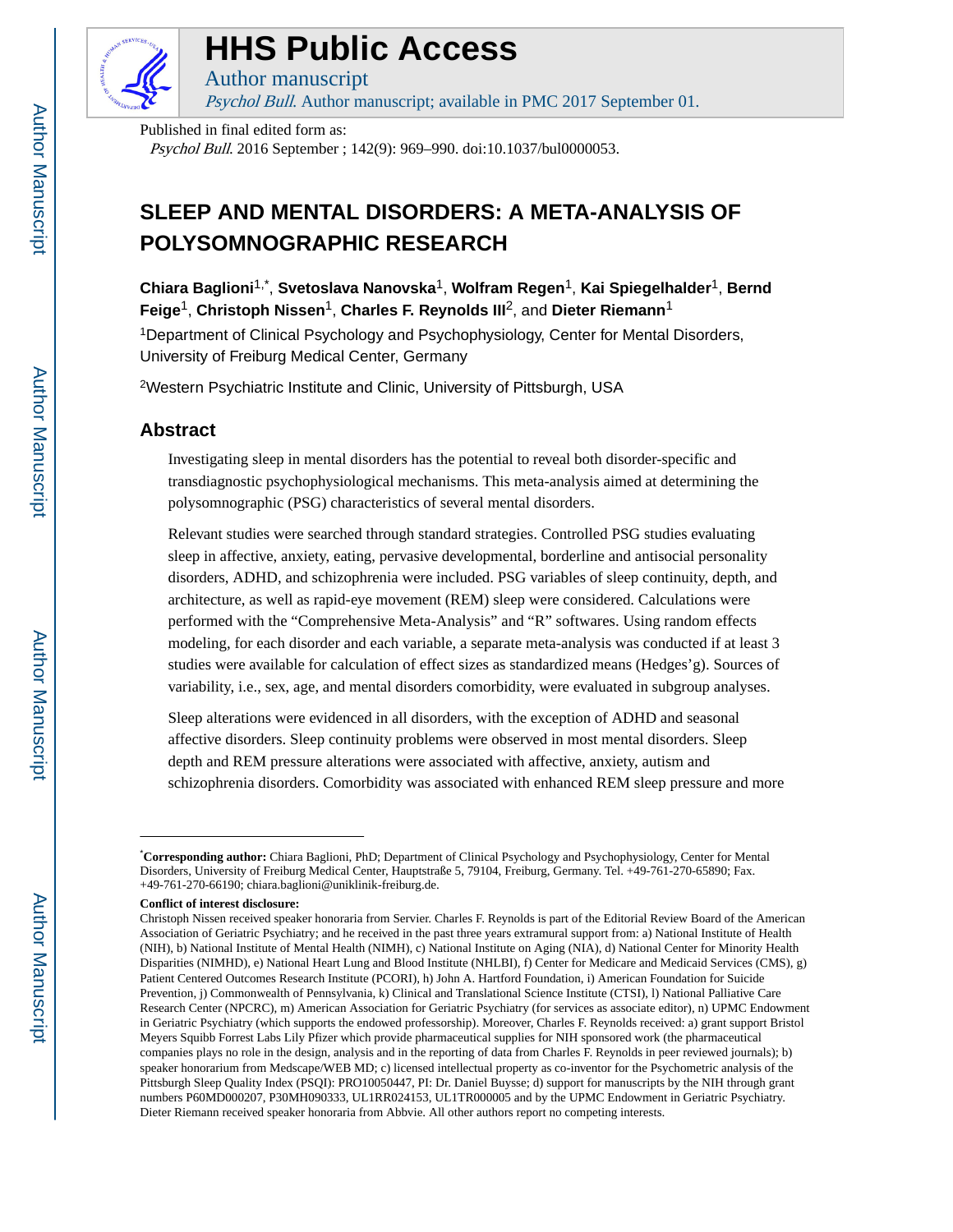# HHS Public Access

Author manuscript

*Psychol Bull*. Author manuscript; available in PMC 2017 September 01.

Published in final edited form as:

*Psychol Bull*. 2016 September ; 142(9): 969–990. doi:10.1037/bul0000053.

# SLEEP AND MENTAL DISORDERS: A META-ANALYSIS OF POLYSOMNOGRAPHIC RESEARCH

**Chiara Baglioni**[1,*], **Svetoslava Nanovska**[1], **Wolfram Regen**[1], **Kai Spiegelhalder**[1], **Bernd Feige**[1], **Christoph Nissen**[1], **Charles F. Reynolds III**[2], and **Dieter Riemann**[1]

[1]Department of Clinical Psychology and Psychophysiology, Center for Mental Disorders, University of Freiburg Medical Center, Germany

[2]Western Psychiatric Institute and Clinic, University of Pittsburgh, USA

## Abstract

Investigating sleep in mental disorders has the potential to reveal both disorder-specific and transdiagnostic psychophysiological mechanisms. This meta-analysis aimed at determining the polysomnographic (PSG) characteristics of several mental disorders.

Relevant studies were searched through standard strategies. Controlled PSG studies evaluating sleep in affective, anxiety, eating, pervasive developmental, borderline and antisocial personality disorders, ADHD, and schizophrenia were included. PSG variables of sleep continuity, depth, and architecture, as well as rapid-eye movement (REM) sleep were considered. Calculations were performed with the "Comprehensive Meta-Analysis" and "R" softwares. Using random effects modeling, for each disorder and each variable, a separate meta-analysis was conducted if at least 3 studies were available for calculation of effect sizes as standardized means (Hedges'g). Sources of variability, i.e., sex, age, and mental disorders comorbidity, were evaluated in subgroup analyses.

Sleep alterations were evidenced in all disorders, with the exception of ADHD and seasonal affective disorders. Sleep continuity problems were observed in most mental disorders. Sleep depth and REM pressure alterations were associated with affective, anxiety, autism and schizophrenia disorders. Comorbidity was associated with enhanced REM sleep pressure and more

---

*Corresponding author:** Chiara Baglioni, PhD; Department of Clinical Psychology and Psychophysiology, Center for Mental Disorders, University of Freiburg Medical Center, Hauptstraße 5, 79104, Freiburg, Germany. Tel. +49-761-270-65890; Fax. +49-761-270-66190; chiara.baglioni@uniklinik-freiburg.de.

**Conflict of interest disclosure:**

Christoph Nissen received speaker honoraria from Servier. Charles F. Reynolds is part of the Editorial Review Board of the American Association of Geriatric Psychiatry; and he received in the past three years extramural support from: a) National Institute of Health (NIH), b) National Institute of Mental Health (NIMH), c) National Institute on Aging (NIA), d) National Center for Minority Health Disparities (NIMHD), e) National Heart Lung and Blood Institute (NHLBI), f) Center for Medicare and Medicaid Services (CMS), g) Patient Centered Outcomes Research Institute (PCORI), h) John A. Hartford Foundation, i) American Foundation for Suicide Prevention, j) Commonwealth of Pennsylvania, k) Clinical and Translational Science Institute (CTSI), l) National Palliative Care Research Center (NPCRC), m) American Association for Geriatric Psychiatry (for services as associate editor), n) UPMC Endowment in Geriatric Psychiatry (which supports the endowed professorship). Moreover, Charles F. Reynolds received: a) grant support Bristol Meyers Squibb Forrest Labs Lily Pfizer which provide pharmaceutical supplies for NIH sponsored work (the pharmaceutical companies plays no role in the design, analysis and in the reporting of data from Charles F. Reynolds in peer reviewed journals); b) speaker honorarium from Medscape/WEB MD; c) licensed intellectual property as co-inventor for the Psychometric analysis of the Pittsburgh Sleep Quality Index (PSQI): PRO10050447, PI: Dr. Daniel Buysse; d) support for manuscripts by the NIH through grant numbers P60MD000207, P30MH090333, UL1RR024153, UL1TR000005 and by the UPMC Endowment in Geriatric Psychiatry. Dieter Riemann received speaker honoraria from Abbvie. All other authors report no competing interests.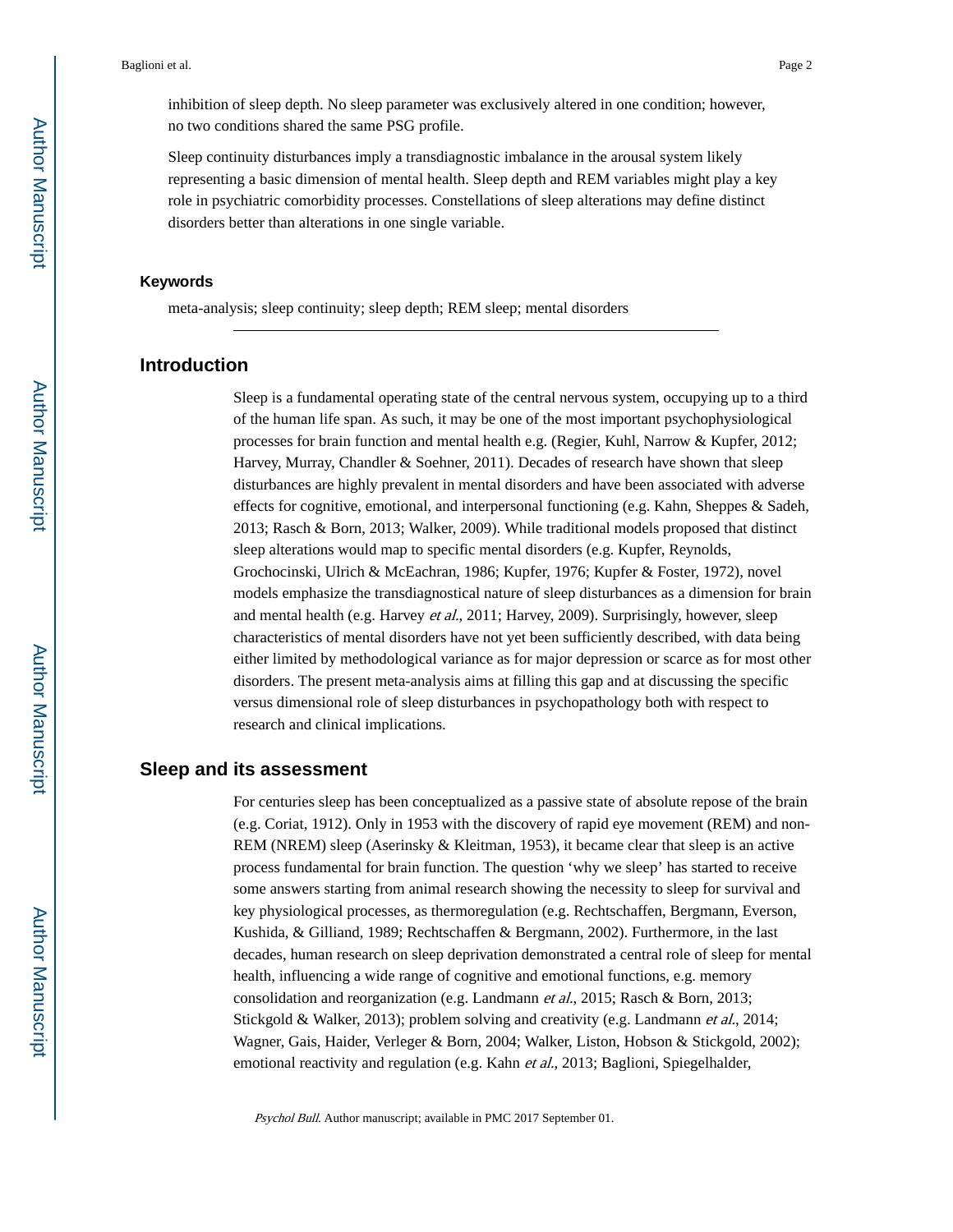inhibition of sleep depth. No sleep parameter was exclusively altered in one condition; however, no two conditions shared the same PSG profile.

Sleep continuity disturbances imply a transdiagnostic imbalance in the arousal system likely representing a basic dimension of mental health. Sleep depth and REM variables might play a key role in psychiatric comorbidity processes. Constellations of sleep alterations may define distinct disorders better than alterations in one single variable.

### Keywords

meta-analysis; sleep continuity; sleep depth; REM sleep; mental disorders

## Introduction

Sleep is a fundamental operating state of the central nervous system, occupying up to a third of the human life span. As such, it may be one of the most important psychophysiological processes for brain function and mental health e.g. (Regier, Kuhl, Narrow & Kupfer, 2012; Harvey, Murray, Chandler & Soehner, 2011). Decades of research have shown that sleep disturbances are highly prevalent in mental disorders and have been associated with adverse effects for cognitive, emotional, and interpersonal functioning (e.g. Kahn, Sheppes & Sadeh, 2013; Rasch & Born, 2013; Walker, 2009). While traditional models proposed that distinct sleep alterations would map to specific mental disorders (e.g. Kupfer, Reynolds, Grochocinski, Ulrich & McEachran, 1986; Kupfer, 1976; Kupfer & Foster, 1972), novel models emphasize the transdiagnostical nature of sleep disturbances as a dimension for brain and mental health (e.g. Harvey *et al.*, 2011; Harvey, 2009). Surprisingly, however, sleep characteristics of mental disorders have not yet been sufficiently described, with data being either limited by methodological variance as for major depression or scarce as for most other disorders. The present meta-analysis aims at filling this gap and at discussing the specific versus dimensional role of sleep disturbances in psychopathology both with respect to research and clinical implications.

## Sleep and its assessment

For centuries sleep has been conceptualized as a passive state of absolute repose of the brain (e.g. Coriat, 1912). Only in 1953 with the discovery of rapid eye movement (REM) and non-REM (NREM) sleep (Aserinsky & Kleitman, 1953), it became clear that sleep is an active process fundamental for brain function. The question 'why we sleep' has started to receive some answers starting from animal research showing the necessity to sleep for survival and key physiological processes, as thermoregulation (e.g. Rechtschaffen, Bergmann, Everson, Kushida, & Gilliand, 1989; Rechtschaffen & Bergmann, 2002). Furthermore, in the last decades, human research on sleep deprivation demonstrated a central role of sleep for mental health, influencing a wide range of cognitive and emotional functions, e.g. memory consolidation and reorganization (e.g. Landmann *et al.*, 2015; Rasch & Born, 2013; Stickgold & Walker, 2013); problem solving and creativity (e.g. Landmann *et al.*, 2014; Wagner, Gais, Haider, Verleger & Born, 2004; Walker, Liston, Hobson & Stickgold, 2002); emotional reactivity and regulation (e.g. Kahn *et al.*, 2013; Baglioni, Spiegelhalder,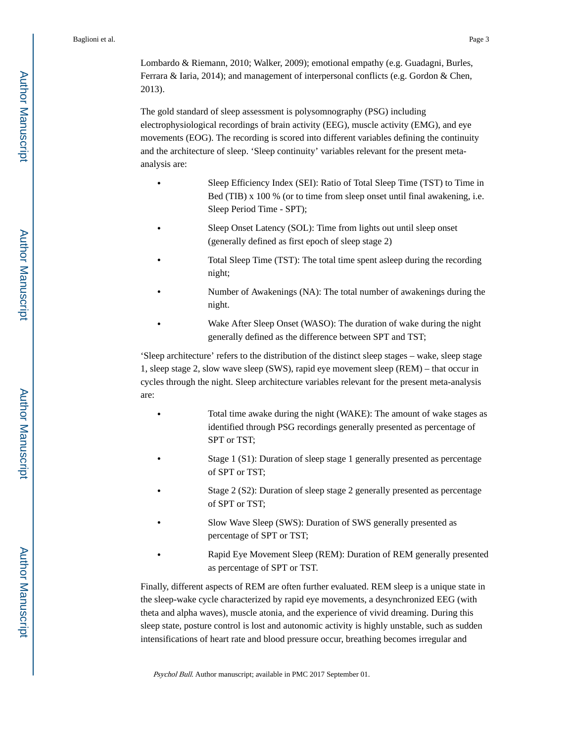Lombardo & Riemann, 2010; Walker, 2009); emotional empathy (e.g. Guadagni, Burles, Ferrara & Iaria, 2014); and management of interpersonal conflicts (e.g. Gordon & Chen, 2013).

The gold standard of sleep assessment is polysomnography (PSG) including electrophysiological recordings of brain activity (EEG), muscle activity (EMG), and eye movements (EOG). The recording is scored into different variables defining the continuity and the architecture of sleep. 'Sleep continuity' variables relevant for the present meta-analysis are:

- Sleep Efficiency Index (SEI): Ratio of Total Sleep Time (TST) to Time in Bed (TIB) x 100 % (or to time from sleep onset until final awakening, i.e. Sleep Period Time - SPT);
- Sleep Onset Latency (SOL): Time from lights out until sleep onset (generally defined as first epoch of sleep stage 2)
- Total Sleep Time (TST): The total time spent asleep during the recording night;
- Number of Awakenings (NA): The total number of awakenings during the night.
- Wake After Sleep Onset (WASO): The duration of wake during the night generally defined as the difference between SPT and TST;

'Sleep architecture' refers to the distribution of the distinct sleep stages – wake, sleep stage 1, sleep stage 2, slow wave sleep (SWS), rapid eye movement sleep (REM) – that occur in cycles through the night. Sleep architecture variables relevant for the present meta-analysis are:

- Total time awake during the night (WAKE): The amount of wake stages as identified through PSG recordings generally presented as percentage of SPT or TST;
- Stage 1 (S1): Duration of sleep stage 1 generally presented as percentage of SPT or TST;
- Stage 2 (S2): Duration of sleep stage 2 generally presented as percentage of SPT or TST;
- Slow Wave Sleep (SWS): Duration of SWS generally presented as percentage of SPT or TST;
- Rapid Eye Movement Sleep (REM): Duration of REM generally presented as percentage of SPT or TST.

Finally, different aspects of REM are often further evaluated. REM sleep is a unique state in the sleep-wake cycle characterized by rapid eye movements, a desynchronized EEG (with theta and alpha waves), muscle atonia, and the experience of vivid dreaming. During this sleep state, posture control is lost and autonomic activity is highly unstable, such as sudden intensifications of heart rate and blood pressure occur, breathing becomes irregular and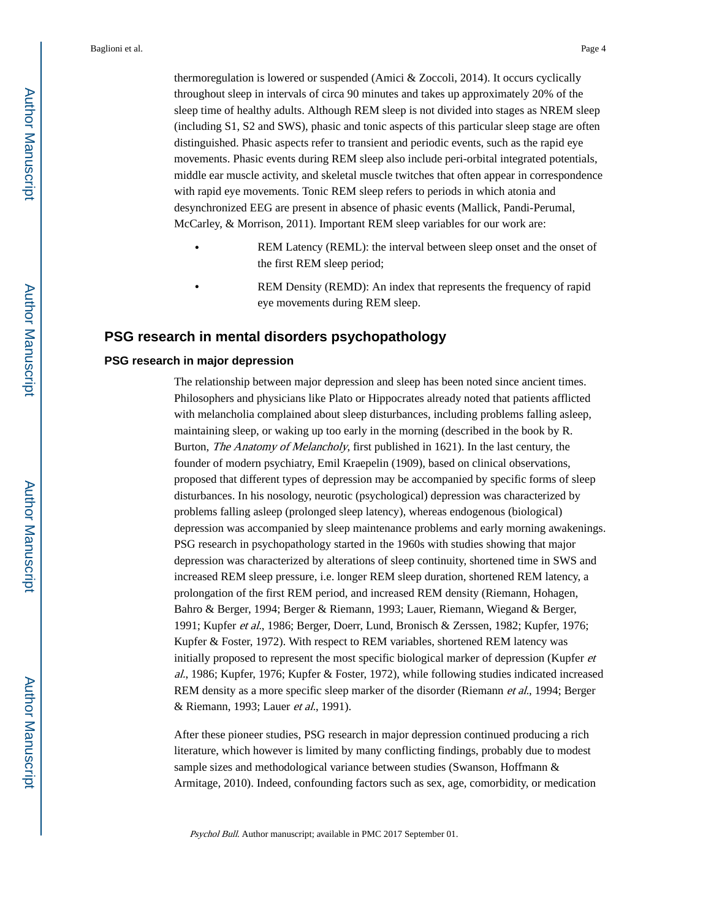thermoregulation is lowered or suspended (Amici & Zoccoli, 2014). It occurs cyclically throughout sleep in intervals of circa 90 minutes and takes up approximately 20% of the sleep time of healthy adults. Although REM sleep is not divided into stages as NREM sleep (including S1, S2 and SWS), phasic and tonic aspects of this particular sleep stage are often distinguished. Phasic aspects refer to transient and periodic events, such as the rapid eye movements. Phasic events during REM sleep also include peri-orbital integrated potentials, middle ear muscle activity, and skeletal muscle twitches that often appear in correspondence with rapid eye movements. Tonic REM sleep refers to periods in which atonia and desynchronized EEG are present in absence of phasic events (Mallick, Pandi-Perumal, McCarley, & Morrison, 2011). Important REM sleep variables for our work are:

- REM Latency (REML): the interval between sleep onset and the onset of the first REM sleep period;
- REM Density (REMD): An index that represents the frequency of rapid eye movements during REM sleep.

## PSG research in mental disorders psychopathology

### PSG research in major depression

The relationship between major depression and sleep has been noted since ancient times. Philosophers and physicians like Plato or Hippocrates already noted that patients afflicted with melancholia complained about sleep disturbances, including problems falling asleep, maintaining sleep, or waking up too early in the morning (described in the book by R. Burton, *The Anatomy of Melancholy*, first published in 1621). In the last century, the founder of modern psychiatry, Emil Kraepelin (1909), based on clinical observations, proposed that different types of depression may be accompanied by specific forms of sleep disturbances. In his nosology, neurotic (psychological) depression was characterized by problems falling asleep (prolonged sleep latency), whereas endogenous (biological) depression was accompanied by sleep maintenance problems and early morning awakenings. PSG research in psychopathology started in the 1960s with studies showing that major depression was characterized by alterations of sleep continuity, shortened time in SWS and increased REM sleep pressure, i.e. longer REM sleep duration, shortened REM latency, a prolongation of the first REM period, and increased REM density (Riemann, Hohagen, Bahro & Berger, 1994; Berger & Riemann, 1993; Lauer, Riemann, Wiegand & Berger, 1991; Kupfer *et al.*, 1986; Berger, Doerr, Lund, Bronisch & Zerssen, 1982; Kupfer, 1976; Kupfer & Foster, 1972). With respect to REM variables, shortened REM latency was initially proposed to represent the most specific biological marker of depression (Kupfer *et al.*, 1986; Kupfer, 1976; Kupfer & Foster, 1972), while following studies indicated increased REM density as a more specific sleep marker of the disorder (Riemann *et al.*, 1994; Berger & Riemann, 1993; Lauer *et al.*, 1991).

After these pioneer studies, PSG research in major depression continued producing a rich literature, which however is limited by many conflicting findings, probably due to modest sample sizes and methodological variance between studies (Swanson, Hoffmann & Armitage, 2010). Indeed, confounding factors such as sex, age, comorbidity, or medication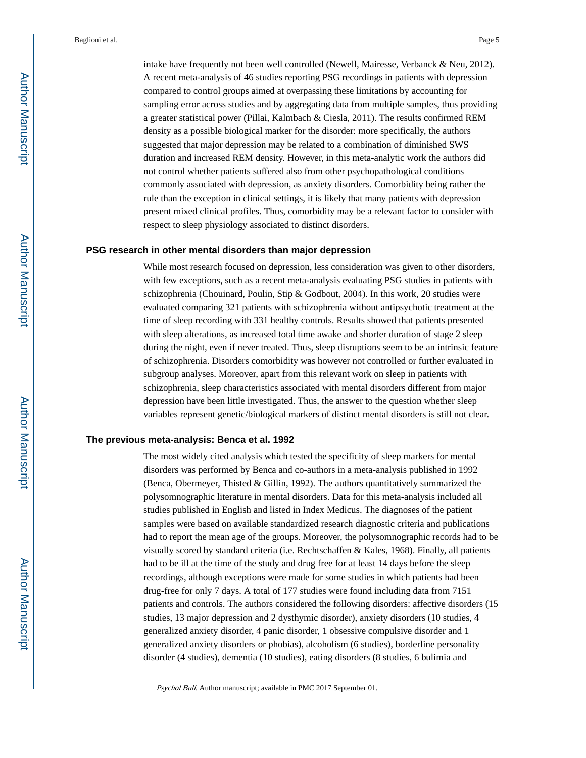intake have frequently not been well controlled (Newell, Mairesse, Verbanck & Neu, 2012). A recent meta-analysis of 46 studies reporting PSG recordings in patients with depression compared to control groups aimed at overpassing these limitations by accounting for sampling error across studies and by aggregating data from multiple samples, thus providing a greater statistical power (Pillai, Kalmbach & Ciesla, 2011). The results confirmed REM density as a possible biological marker for the disorder: more specifically, the authors suggested that major depression may be related to a combination of diminished SWS duration and increased REM density. However, in this meta-analytic work the authors did not control whether patients suffered also from other psychopathological conditions commonly associated with depression, as anxiety disorders. Comorbidity being rather the rule than the exception in clinical settings, it is likely that many patients with depression present mixed clinical profiles. Thus, comorbidity may be a relevant factor to consider with respect to sleep physiology associated to distinct disorders.

### PSG research in other mental disorders than major depression

While most research focused on depression, less consideration was given to other disorders, with few exceptions, such as a recent meta-analysis evaluating PSG studies in patients with schizophrenia (Chouinard, Poulin, Stip & Godbout, 2004). In this work, 20 studies were evaluated comparing 321 patients with schizophrenia without antipsychotic treatment at the time of sleep recording with 331 healthy controls. Results showed that patients presented with sleep alterations, as increased total time awake and shorter duration of stage 2 sleep during the night, even if never treated. Thus, sleep disruptions seem to be an intrinsic feature of schizophrenia. Disorders comorbidity was however not controlled or further evaluated in subgroup analyses. Moreover, apart from this relevant work on sleep in patients with schizophrenia, sleep characteristics associated with mental disorders different from major depression have been little investigated. Thus, the answer to the question whether sleep variables represent genetic/biological markers of distinct mental disorders is still not clear.

### The previous meta-analysis: Benca et al. 1992

The most widely cited analysis which tested the specificity of sleep markers for mental disorders was performed by Benca and co-authors in a meta-analysis published in 1992 (Benca, Obermeyer, Thisted & Gillin, 1992). The authors quantitatively summarized the polysomnographic literature in mental disorders. Data for this meta-analysis included all studies published in English and listed in Index Medicus. The diagnoses of the patient samples were based on available standardized research diagnostic criteria and publications had to report the mean age of the groups. Moreover, the polysomnographic records had to be visually scored by standard criteria (i.e. Rechtschaffen & Kales, 1968). Finally, all patients had to be ill at the time of the study and drug free for at least 14 days before the sleep recordings, although exceptions were made for some studies in which patients had been drug-free for only 7 days. A total of 177 studies were found including data from 7151 patients and controls. The authors considered the following disorders: affective disorders (15 studies, 13 major depression and 2 dysthymic disorder), anxiety disorders (10 studies, 4 generalized anxiety disorder, 4 panic disorder, 1 obsessive compulsive disorder and 1 generalized anxiety disorders or phobias), alcoholism (6 studies), borderline personality disorder (4 studies), dementia (10 studies), eating disorders (8 studies, 6 bulimia and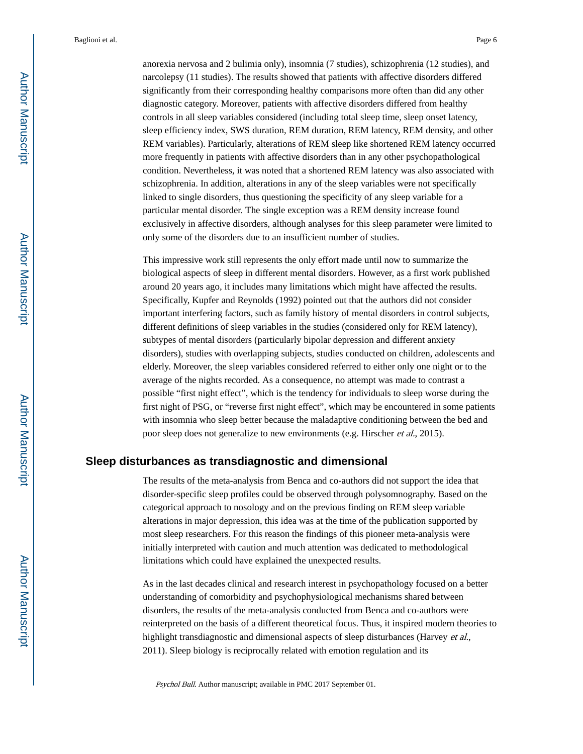anorexia nervosa and 2 bulimia only), insomnia (7 studies), schizophrenia (12 studies), and narcolepsy (11 studies). The results showed that patients with affective disorders differed significantly from their corresponding healthy comparisons more often than did any other diagnostic category. Moreover, patients with affective disorders differed from healthy controls in all sleep variables considered (including total sleep time, sleep onset latency, sleep efficiency index, SWS duration, REM duration, REM latency, REM density, and other REM variables). Particularly, alterations of REM sleep like shortened REM latency occurred more frequently in patients with affective disorders than in any other psychopathological condition. Nevertheless, it was noted that a shortened REM latency was also associated with schizophrenia. In addition, alterations in any of the sleep variables were not specifically linked to single disorders, thus questioning the specificity of any sleep variable for a particular mental disorder. The single exception was a REM density increase found exclusively in affective disorders, although analyses for this sleep parameter were limited to only some of the disorders due to an insufficient number of studies.

This impressive work still represents the only effort made until now to summarize the biological aspects of sleep in different mental disorders. However, as a first work published around 20 years ago, it includes many limitations which might have affected the results. Specifically, Kupfer and Reynolds (1992) pointed out that the authors did not consider important interfering factors, such as family history of mental disorders in control subjects, different definitions of sleep variables in the studies (considered only for REM latency), subtypes of mental disorders (particularly bipolar depression and different anxiety disorders), studies with overlapping subjects, studies conducted on children, adolescents and elderly. Moreover, the sleep variables considered referred to either only one night or to the average of the nights recorded. As a consequence, no attempt was made to contrast a possible "first night effect", which is the tendency for individuals to sleep worse during the first night of PSG, or "reverse first night effect", which may be encountered in some patients with insomnia who sleep better because the maladaptive conditioning between the bed and poor sleep does not generalize to new environments (e.g. Hirscher *et al.*, 2015).

## Sleep disturbances as transdiagnostic and dimensional

The results of the meta-analysis from Benca and co-authors did not support the idea that disorder-specific sleep profiles could be observed through polysomnography. Based on the categorical approach to nosology and on the previous finding on REM sleep variable alterations in major depression, this idea was at the time of the publication supported by most sleep researchers. For this reason the findings of this pioneer meta-analysis were initially interpreted with caution and much attention was dedicated to methodological limitations which could have explained the unexpected results.

As in the last decades clinical and research interest in psychopathology focused on a better understanding of comorbidity and psychophysiological mechanisms shared between disorders, the results of the meta-analysis conducted from Benca and co-authors were reinterpreted on the basis of a different theoretical focus. Thus, it inspired modern theories to highlight transdiagnostic and dimensional aspects of sleep disturbances (Harvey *et al.*, 2011). Sleep biology is reciprocally related with emotion regulation and its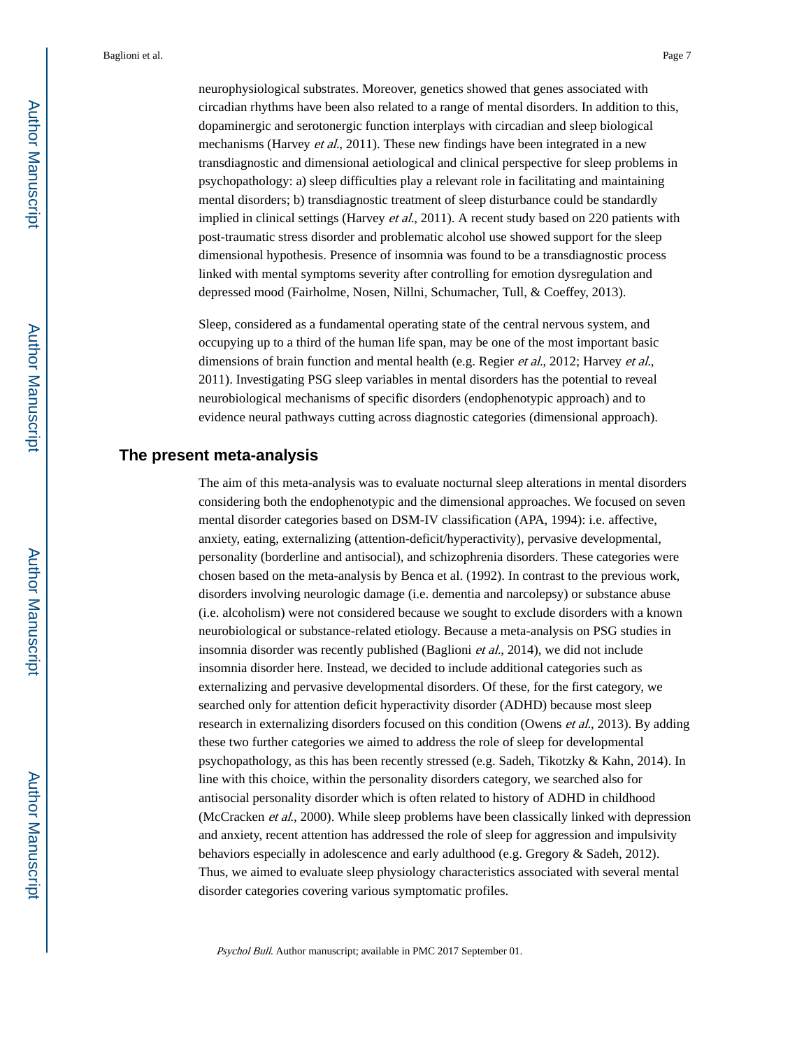neurophysiological substrates. Moreover, genetics showed that genes associated with circadian rhythms have been also related to a range of mental disorders. In addition to this, dopaminergic and serotonergic function interplays with circadian and sleep biological mechanisms (Harvey *et al.*, 2011). These new findings have been integrated in a new transdiagnostic and dimensional aetiological and clinical perspective for sleep problems in psychopathology: a) sleep difficulties play a relevant role in facilitating and maintaining mental disorders; b) transdiagnostic treatment of sleep disturbance could be standardly implied in clinical settings (Harvey *et al.*, 2011). A recent study based on 220 patients with post-traumatic stress disorder and problematic alcohol use showed support for the sleep dimensional hypothesis. Presence of insomnia was found to be a transdiagnostic process linked with mental symptoms severity after controlling for emotion dysregulation and depressed mood (Fairholme, Nosen, Nillni, Schumacher, Tull, & Coeffey, 2013).

Sleep, considered as a fundamental operating state of the central nervous system, and occupying up to a third of the human life span, may be one of the most important basic dimensions of brain function and mental health (e.g. Regier *et al.*, 2012; Harvey *et al.*, 2011). Investigating PSG sleep variables in mental disorders has the potential to reveal neurobiological mechanisms of specific disorders (endophenotypic approach) and to evidence neural pathways cutting across diagnostic categories (dimensional approach).

## The present meta-analysis

The aim of this meta-analysis was to evaluate nocturnal sleep alterations in mental disorders considering both the endophenotypic and the dimensional approaches. We focused on seven mental disorder categories based on DSM-IV classification (APA, 1994): i.e. affective, anxiety, eating, externalizing (attention-deficit/hyperactivity), pervasive developmental, personality (borderline and antisocial), and schizophrenia disorders. These categories were chosen based on the meta-analysis by Benca et al. (1992). In contrast to the previous work, disorders involving neurologic damage (i.e. dementia and narcolepsy) or substance abuse (i.e. alcoholism) were not considered because we sought to exclude disorders with a known neurobiological or substance-related etiology. Because a meta-analysis on PSG studies in insomnia disorder was recently published (Baglioni *et al.*, 2014), we did not include insomnia disorder here. Instead, we decided to include additional categories such as externalizing and pervasive developmental disorders. Of these, for the first category, we searched only for attention deficit hyperactivity disorder (ADHD) because most sleep research in externalizing disorders focused on this condition (Owens *et al.*, 2013). By adding these two further categories we aimed to address the role of sleep for developmental psychopathology, as this has been recently stressed (e.g. Sadeh, Tikotzky & Kahn, 2014). In line with this choice, within the personality disorders category, we searched also for antisocial personality disorder which is often related to history of ADHD in childhood (McCracken *et al.*, 2000). While sleep problems have been classically linked with depression and anxiety, recent attention has addressed the role of sleep for aggression and impulsivity behaviors especially in adolescence and early adulthood (e.g. Gregory & Sadeh, 2012). Thus, we aimed to evaluate sleep physiology characteristics associated with several mental disorder categories covering various symptomatic profiles.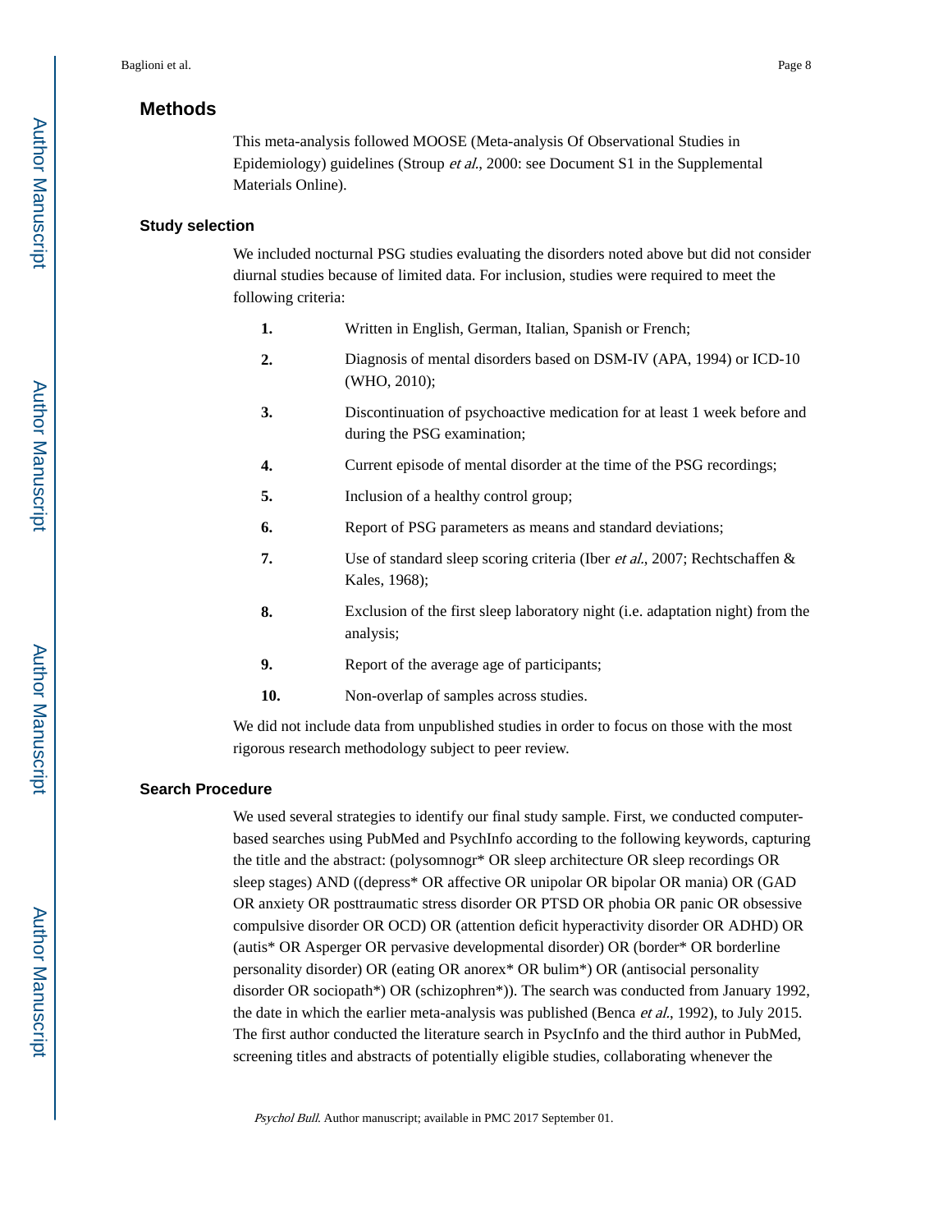## Methods

This meta-analysis followed MOOSE (Meta-analysis Of Observational Studies in Epidemiology) guidelines (Stroup *et al.*, 2000: see Document S1 in the Supplemental Materials Online).

### Study selection

We included nocturnal PSG studies evaluating the disorders noted above but did not consider diurnal studies because of limited data. For inclusion, studies were required to meet the following criteria:

1. Written in English, German, Italian, Spanish or French;
2. Diagnosis of mental disorders based on DSM-IV (APA, 1994) or ICD-10 (WHO, 2010);
3. Discontinuation of psychoactive medication for at least 1 week before and during the PSG examination;
4. Current episode of mental disorder at the time of the PSG recordings;
5. Inclusion of a healthy control group;
6. Report of PSG parameters as means and standard deviations;
7. Use of standard sleep scoring criteria (Iber *et al.*, 2007; Rechtschaffen & Kales, 1968);
8. Exclusion of the first sleep laboratory night (i.e. adaptation night) from the analysis;
9. Report of the average age of participants;
10. Non-overlap of samples across studies.

We did not include data from unpublished studies in order to focus on those with the most rigorous research methodology subject to peer review.

### Search Procedure

We used several strategies to identify our final study sample. First, we conducted computer-based searches using PubMed and PsychInfo according to the following keywords, capturing the title and the abstract: (polysomnogr* OR sleep architecture OR sleep recordings OR sleep stages) AND ((depress* OR affective OR unipolar OR bipolar OR mania) OR (GAD OR anxiety OR posttraumatic stress disorder OR PTSD OR phobia OR panic OR obsessive compulsive disorder OR OCD) OR (attention deficit hyperactivity disorder OR ADHD) OR (autis* OR Asperger OR pervasive developmental disorder) OR (border* OR borderline personality disorder) OR (eating OR anorex* OR bulim*) OR (antisocial personality disorder OR sociopath*) OR (schizophren*)). The search was conducted from January 1992, the date in which the earlier meta-analysis was published (Benca *et al.*, 1992), to July 2015. The first author conducted the literature search in PsycInfo and the third author in PubMed, screening titles and abstracts of potentially eligible studies, collaborating whenever the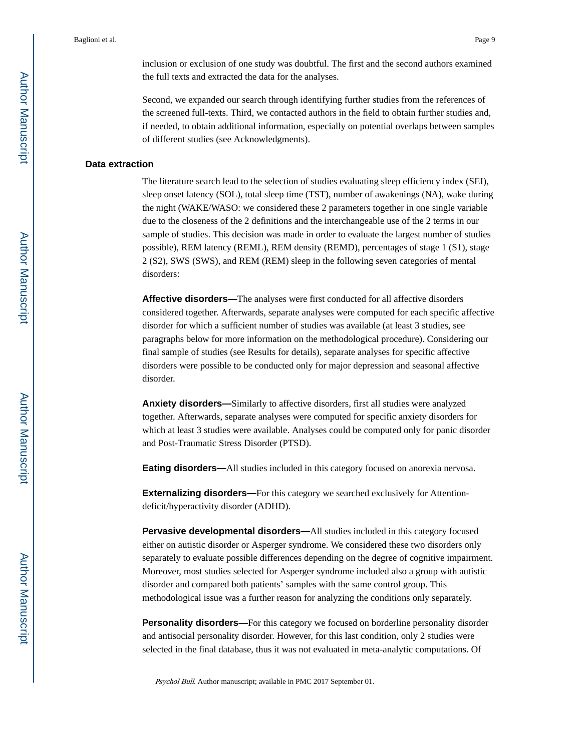inclusion or exclusion of one study was doubtful. The first and the second authors examined the full texts and extracted the data for the analyses.

Second, we expanded our search through identifying further studies from the references of the screened full-texts. Third, we contacted authors in the field to obtain further studies and, if needed, to obtain additional information, especially on potential overlaps between samples of different studies (see Acknowledgments).

### Data extraction

The literature search lead to the selection of studies evaluating sleep efficiency index (SEI), sleep onset latency (SOL), total sleep time (TST), number of awakenings (NA), wake during the night (WAKE/WASO: we considered these 2 parameters together in one single variable due to the closeness of the 2 definitions and the interchangeable use of the 2 terms in our sample of studies. This decision was made in order to evaluate the largest number of studies possible), REM latency (REML), REM density (REMD), percentages of stage 1 (S1), stage 2 (S2), SWS (SWS), and REM (REM) sleep in the following seven categories of mental disorders:

**Affective disorders—**The analyses were first conducted for all affective disorders considered together. Afterwards, separate analyses were computed for each specific affective disorder for which a sufficient number of studies was available (at least 3 studies, see paragraphs below for more information on the methodological procedure). Considering our final sample of studies (see Results for details), separate analyses for specific affective disorders were possible to be conducted only for major depression and seasonal affective disorder.

**Anxiety disorders—**Similarly to affective disorders, first all studies were analyzed together. Afterwards, separate analyses were computed for specific anxiety disorders for which at least 3 studies were available. Analyses could be computed only for panic disorder and Post-Traumatic Stress Disorder (PTSD).

**Eating disorders—**All studies included in this category focused on anorexia nervosa.

**Externalizing disorders—**For this category we searched exclusively for Attention-deficit/hyperactivity disorder (ADHD).

**Pervasive developmental disorders—**All studies included in this category focused either on autistic disorder or Asperger syndrome. We considered these two disorders only separately to evaluate possible differences depending on the degree of cognitive impairment. Moreover, most studies selected for Asperger syndrome included also a group with autistic disorder and compared both patients' samples with the same control group. This methodological issue was a further reason for analyzing the conditions only separately.

**Personality disorders—**For this category we focused on borderline personality disorder and antisocial personality disorder. However, for this last condition, only 2 studies were selected in the final database, thus it was not evaluated in meta-analytic computations. Of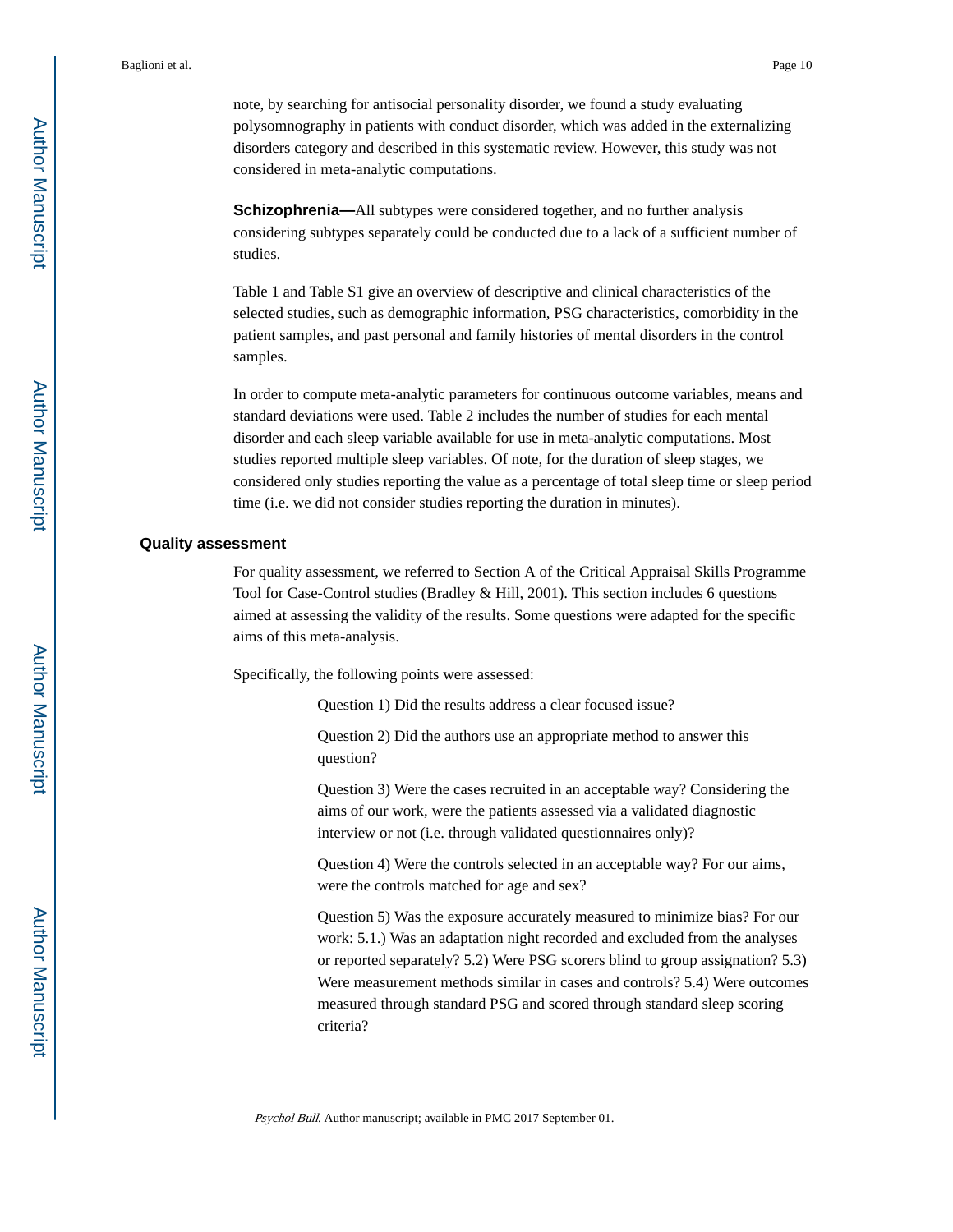note, by searching for antisocial personality disorder, we found a study evaluating polysomnography in patients with conduct disorder, which was added in the externalizing disorders category and described in this systematic review. However, this study was not considered in meta-analytic computations.

**Schizophrenia—**All subtypes were considered together, and no further analysis considering subtypes separately could be conducted due to a lack of a sufficient number of studies.

Table 1 and Table S1 give an overview of descriptive and clinical characteristics of the selected studies, such as demographic information, PSG characteristics, comorbidity in the patient samples, and past personal and family histories of mental disorders in the control samples.

In order to compute meta-analytic parameters for continuous outcome variables, means and standard deviations were used. Table 2 includes the number of studies for each mental disorder and each sleep variable available for use in meta-analytic computations. Most studies reported multiple sleep variables. Of note, for the duration of sleep stages, we considered only studies reporting the value as a percentage of total sleep time or sleep period time (i.e. we did not consider studies reporting the duration in minutes).

### Quality assessment

For quality assessment, we referred to Section A of the Critical Appraisal Skills Programme Tool for Case-Control studies (Bradley & Hill, 2001). This section includes 6 questions aimed at assessing the validity of the results. Some questions were adapted for the specific aims of this meta-analysis.

Specifically, the following points were assessed:

Question 1) Did the results address a clear focused issue?

Question 2) Did the authors use an appropriate method to answer this question?

Question 3) Were the cases recruited in an acceptable way? Considering the aims of our work, were the patients assessed via a validated diagnostic interview or not (i.e. through validated questionnaires only)?

Question 4) Were the controls selected in an acceptable way? For our aims, were the controls matched for age and sex?

Question 5) Was the exposure accurately measured to minimize bias? For our work: 5.1.) Was an adaptation night recorded and excluded from the analyses or reported separately? 5.2) Were PSG scorers blind to group assignation? 5.3) Were measurement methods similar in cases and controls? 5.4) Were outcomes measured through standard PSG and scored through standard sleep scoring criteria?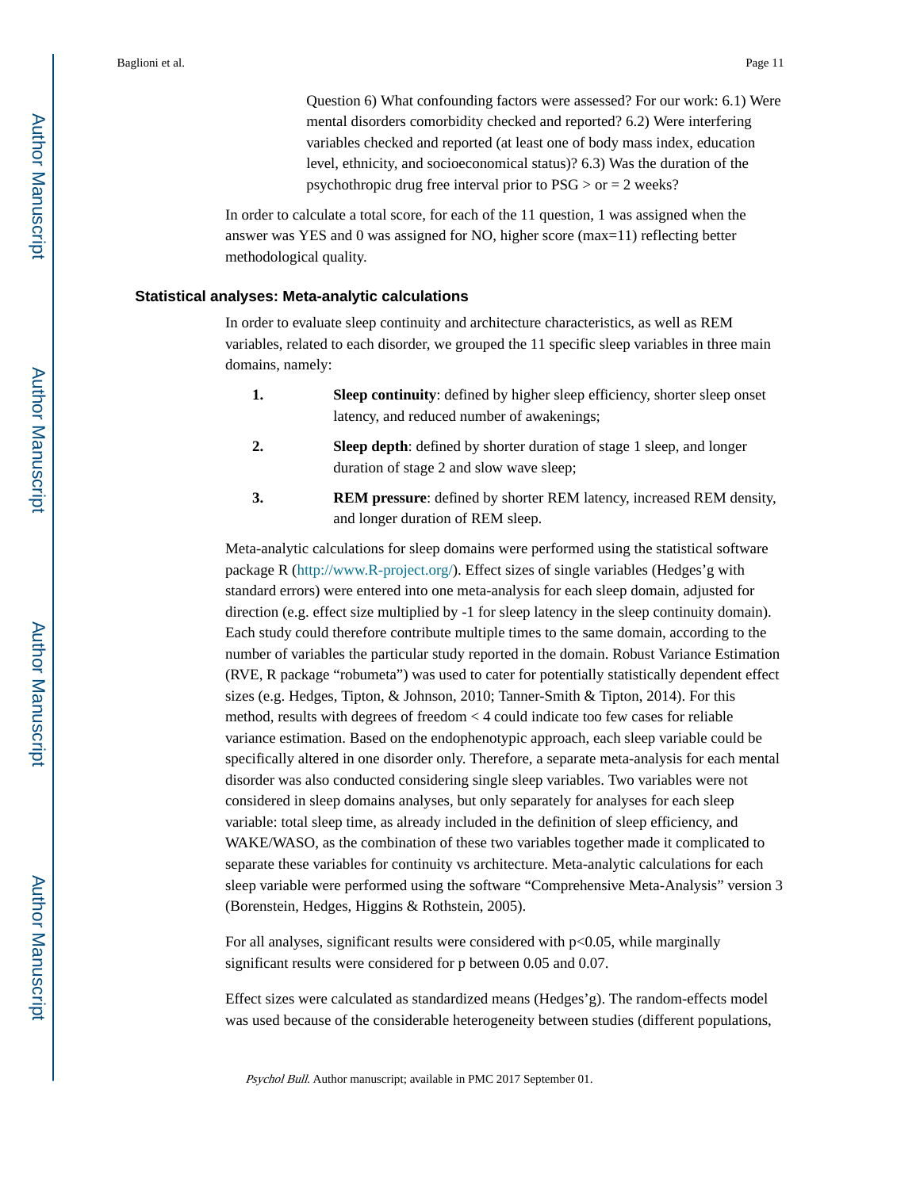Question 6) What confounding factors were assessed? For our work: 6.1) Were mental disorders comorbidity checked and reported? 6.2) Were interfering variables checked and reported (at least one of body mass index, education level, ethnicity, and socioeconomical status)? 6.3) Was the duration of the psychothropic drug free interval prior to PSG > or = 2 weeks?

In order to calculate a total score, for each of the 11 question, 1 was assigned when the answer was YES and 0 was assigned for NO, higher score (max=11) reflecting better methodological quality.

### Statistical analyses: Meta-analytic calculations

In order to evaluate sleep continuity and architecture characteristics, as well as REM variables, related to each disorder, we grouped the 11 specific sleep variables in three main domains, namely:

1. **Sleep continuity**: defined by higher sleep efficiency, shorter sleep onset latency, and reduced number of awakenings;
2. **Sleep depth**: defined by shorter duration of stage 1 sleep, and longer duration of stage 2 and slow wave sleep;
3. **REM pressure**: defined by shorter REM latency, increased REM density, and longer duration of REM sleep.

Meta-analytic calculations for sleep domains were performed using the statistical software package R (http://www.R-project.org/). Effect sizes of single variables (Hedges'g with standard errors) were entered into one meta-analysis for each sleep domain, adjusted for direction (e.g. effect size multiplied by -1 for sleep latency in the sleep continuity domain). Each study could therefore contribute multiple times to the same domain, according to the number of variables the particular study reported in the domain. Robust Variance Estimation (RVE, R package "robumeta") was used to cater for potentially statistically dependent effect sizes (e.g. Hedges, Tipton, & Johnson, 2010; Tanner-Smith & Tipton, 2014). For this method, results with degrees of freedom < 4 could indicate too few cases for reliable variance estimation. Based on the endophenotypic approach, each sleep variable could be specifically altered in one disorder only. Therefore, a separate meta-analysis for each mental disorder was also conducted considering single sleep variables. Two variables were not considered in sleep domains analyses, but only separately for analyses for each sleep variable: total sleep time, as already included in the definition of sleep efficiency, and WAKE/WASO, as the combination of these two variables together made it complicated to separate these variables for continuity vs architecture. Meta-analytic calculations for each sleep variable were performed using the software "Comprehensive Meta-Analysis" version 3 (Borenstein, Hedges, Higgins & Rothstein, 2005).

For all analyses, significant results were considered with $p<0.05$, while marginally significant results were considered for p between 0.05 and 0.07.

Effect sizes were calculated as standardized means (Hedges'g). The random-effects model was used because of the considerable heterogeneity between studies (different populations,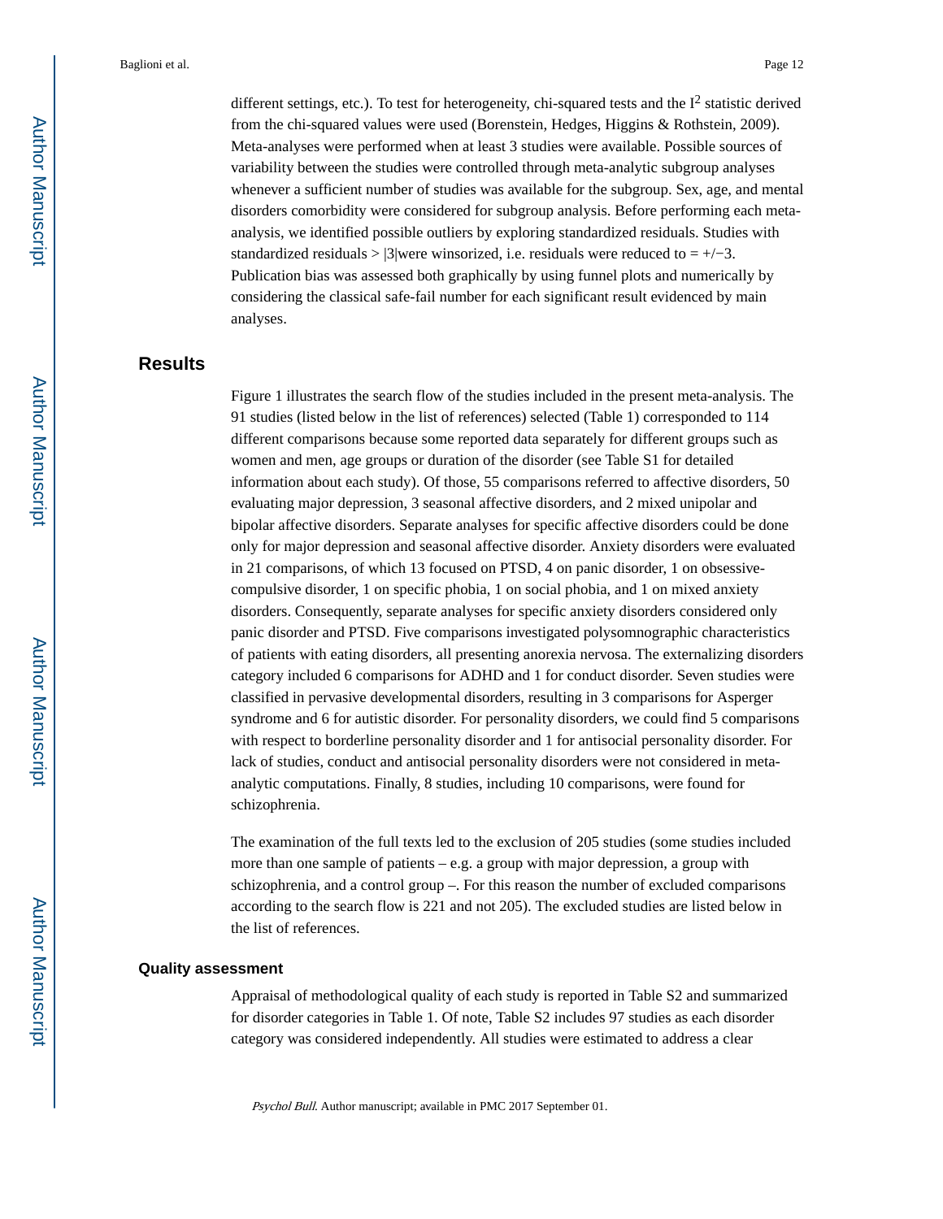different settings, etc.). To test for heterogeneity, chi-squared tests and the $I^2$ statistic derived from the chi-squared values were used (Borenstein, Hedges, Higgins & Rothstein, 2009). Meta-analyses were performed when at least 3 studies were available. Possible sources of variability between the studies were controlled through meta-analytic subgroup analyses whenever a sufficient number of studies was available for the subgroup. Sex, age, and mental disorders comorbidity were considered for subgroup analysis. Before performing each meta-analysis, we identified possible outliers by exploring standardized residuals. Studies with standardized residuals > |3|were winsorized, i.e. residuals were reduced to = +/−3. Publication bias was assessed both graphically by using funnel plots and numerically by considering the classical safe-fail number for each significant result evidenced by main analyses.

## Results

Figure 1 illustrates the search flow of the studies included in the present meta-analysis. The 91 studies (listed below in the list of references) selected (Table 1) corresponded to 114 different comparisons because some reported data separately for different groups such as women and men, age groups or duration of the disorder (see Table S1 for detailed information about each study). Of those, 55 comparisons referred to affective disorders, 50 evaluating major depression, 3 seasonal affective disorders, and 2 mixed unipolar and bipolar affective disorders. Separate analyses for specific affective disorders could be done only for major depression and seasonal affective disorder. Anxiety disorders were evaluated in 21 comparisons, of which 13 focused on PTSD, 4 on panic disorder, 1 on obsessive-compulsive disorder, 1 on specific phobia, 1 on social phobia, and 1 on mixed anxiety disorders. Consequently, separate analyses for specific anxiety disorders considered only panic disorder and PTSD. Five comparisons investigated polysomnographic characteristics of patients with eating disorders, all presenting anorexia nervosa. The externalizing disorders category included 6 comparisons for ADHD and 1 for conduct disorder. Seven studies were classified in pervasive developmental disorders, resulting in 3 comparisons for Asperger syndrome and 6 for autistic disorder. For personality disorders, we could find 5 comparisons with respect to borderline personality disorder and 1 for antisocial personality disorder. For lack of studies, conduct and antisocial personality disorders were not considered in meta-analytic computations. Finally, 8 studies, including 10 comparisons, were found for schizophrenia.

The examination of the full texts led to the exclusion of 205 studies (some studies included more than one sample of patients – e.g. a group with major depression, a group with schizophrenia, and a control group –. For this reason the number of excluded comparisons according to the search flow is 221 and not 205). The excluded studies are listed below in the list of references.

### Quality assessment

Appraisal of methodological quality of each study is reported in Table S2 and summarized for disorder categories in Table 1. Of note, Table S2 includes 97 studies as each disorder category was considered independently. All studies were estimated to address a clear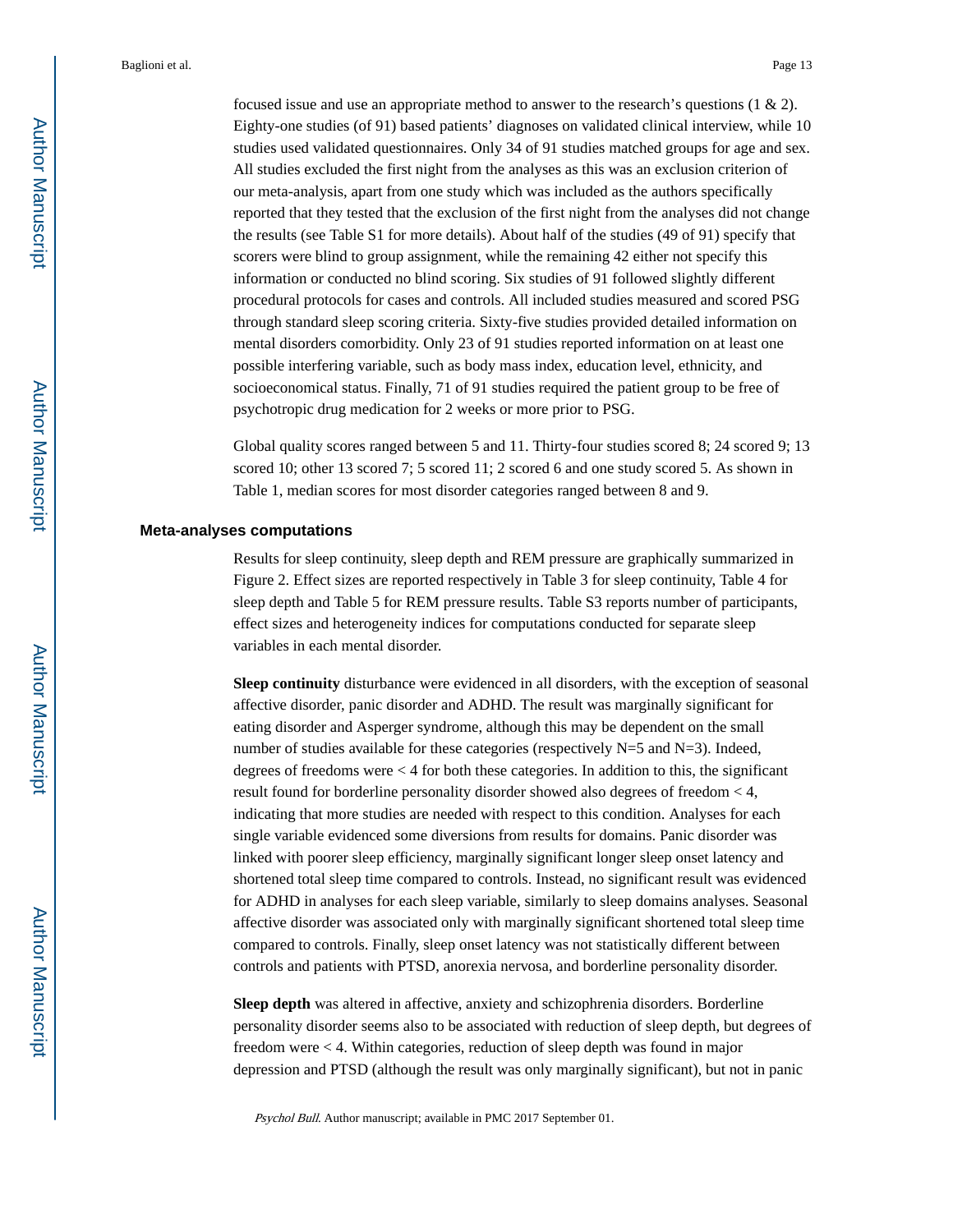focused issue and use an appropriate method to answer to the research's questions (1 & 2). Eighty-one studies (of 91) based patients' diagnoses on validated clinical interview, while 10 studies used validated questionnaires. Only 34 of 91 studies matched groups for age and sex. All studies excluded the first night from the analyses as this was an exclusion criterion of our meta-analysis, apart from one study which was included as the authors specifically reported that they tested that the exclusion of the first night from the analyses did not change the results (see Table S1 for more details). About half of the studies (49 of 91) specify that scorers were blind to group assignment, while the remaining 42 either not specify this information or conducted no blind scoring. Six studies of 91 followed slightly different procedural protocols for cases and controls. All included studies measured and scored PSG through standard sleep scoring criteria. Sixty-five studies provided detailed information on mental disorders comorbidity. Only 23 of 91 studies reported information on at least one possible interfering variable, such as body mass index, education level, ethnicity, and socioeconomical status. Finally, 71 of 91 studies required the patient group to be free of psychotropic drug medication for 2 weeks or more prior to PSG.

Global quality scores ranged between 5 and 11. Thirty-four studies scored 8; 24 scored 9; 13 scored 10; other 13 scored 7; 5 scored 11; 2 scored 6 and one study scored 5. As shown in Table 1, median scores for most disorder categories ranged between 8 and 9.

### Meta-analyses computations

Results for sleep continuity, sleep depth and REM pressure are graphically summarized in Figure 2. Effect sizes are reported respectively in Table 3 for sleep continuity, Table 4 for sleep depth and Table 5 for REM pressure results. Table S3 reports number of participants, effect sizes and heterogeneity indices for computations conducted for separate sleep variables in each mental disorder.

**Sleep continuity** disturbance were evidenced in all disorders, with the exception of seasonal affective disorder, panic disorder and ADHD. The result was marginally significant for eating disorder and Asperger syndrome, although this may be dependent on the small number of studies available for these categories (respectively N=5 and N=3). Indeed, degrees of freedoms were < 4 for both these categories. In addition to this, the significant result found for borderline personality disorder showed also degrees of freedom < 4, indicating that more studies are needed with respect to this condition. Analyses for each single variable evidenced some diversions from results for domains. Panic disorder was linked with poorer sleep efficiency, marginally significant longer sleep onset latency and shortened total sleep time compared to controls. Instead, no significant result was evidenced for ADHD in analyses for each sleep variable, similarly to sleep domains analyses. Seasonal affective disorder was associated only with marginally significant shortened total sleep time compared to controls. Finally, sleep onset latency was not statistically different between controls and patients with PTSD, anorexia nervosa, and borderline personality disorder.

**Sleep depth** was altered in affective, anxiety and schizophrenia disorders. Borderline personality disorder seems also to be associated with reduction of sleep depth, but degrees of freedom were < 4. Within categories, reduction of sleep depth was found in major depression and PTSD (although the result was only marginally significant), but not in panic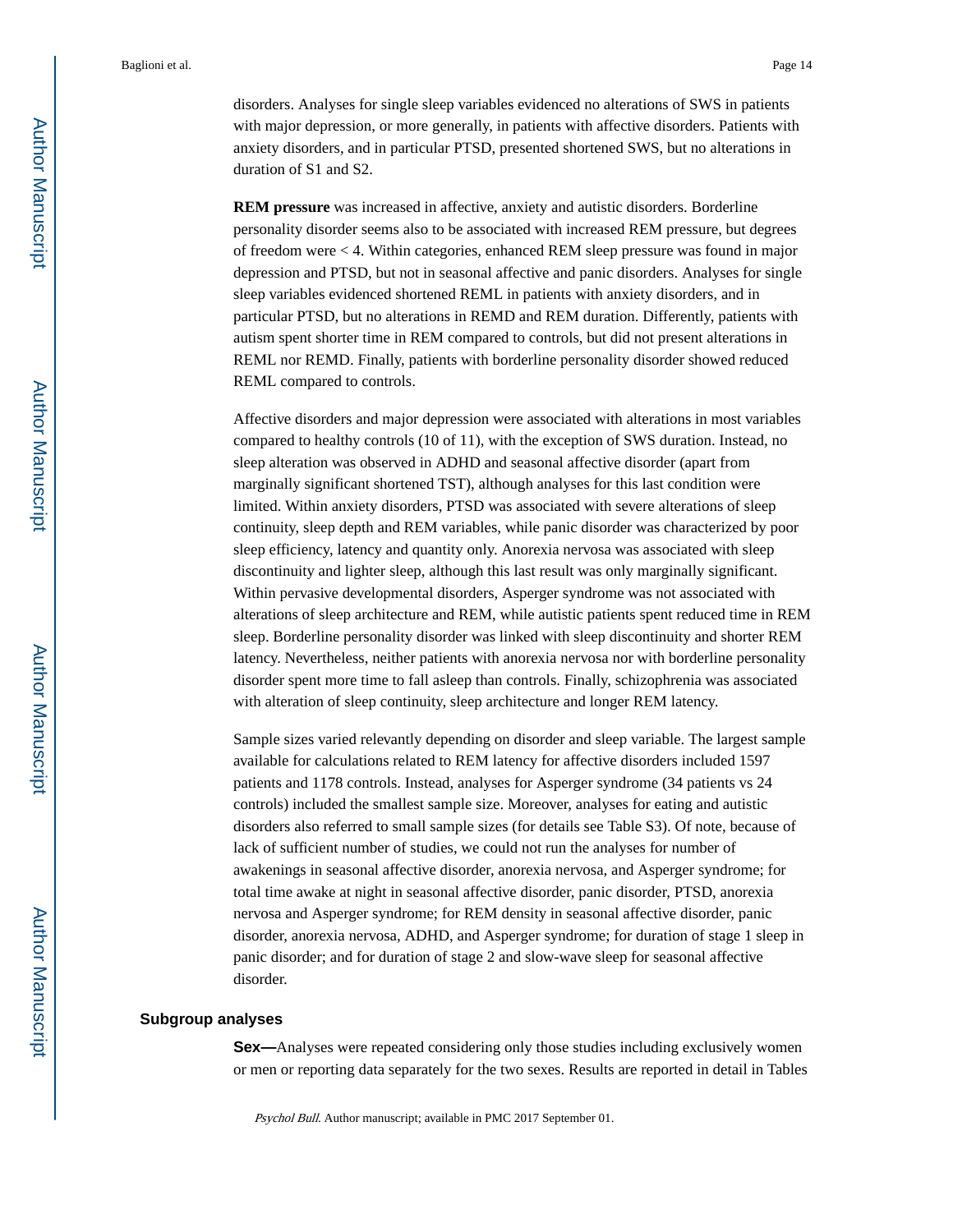disorders. Analyses for single sleep variables evidenced no alterations of SWS in patients with major depression, or more generally, in patients with affective disorders. Patients with anxiety disorders, and in particular PTSD, presented shortened SWS, but no alterations in duration of S1 and S2.

**REM pressure** was increased in affective, anxiety and autistic disorders. Borderline personality disorder seems also to be associated with increased REM pressure, but degrees of freedom were < 4. Within categories, enhanced REM sleep pressure was found in major depression and PTSD, but not in seasonal affective and panic disorders. Analyses for single sleep variables evidenced shortened REML in patients with anxiety disorders, and in particular PTSD, but no alterations in REMD and REM duration. Differently, patients with autism spent shorter time in REM compared to controls, but did not present alterations in REML nor REMD. Finally, patients with borderline personality disorder showed reduced REML compared to controls.

Affective disorders and major depression were associated with alterations in most variables compared to healthy controls (10 of 11), with the exception of SWS duration. Instead, no sleep alteration was observed in ADHD and seasonal affective disorder (apart from marginally significant shortened TST), although analyses for this last condition were limited. Within anxiety disorders, PTSD was associated with severe alterations of sleep continuity, sleep depth and REM variables, while panic disorder was characterized by poor sleep efficiency, latency and quantity only. Anorexia nervosa was associated with sleep discontinuity and lighter sleep, although this last result was only marginally significant. Within pervasive developmental disorders, Asperger syndrome was not associated with alterations of sleep architecture and REM, while autistic patients spent reduced time in REM sleep. Borderline personality disorder was linked with sleep discontinuity and shorter REM latency. Nevertheless, neither patients with anorexia nervosa nor with borderline personality disorder spent more time to fall asleep than controls. Finally, schizophrenia was associated with alteration of sleep continuity, sleep architecture and longer REM latency.

Sample sizes varied relevantly depending on disorder and sleep variable. The largest sample available for calculations related to REM latency for affective disorders included 1597 patients and 1178 controls. Instead, analyses for Asperger syndrome (34 patients vs 24 controls) included the smallest sample size. Moreover, analyses for eating and autistic disorders also referred to small sample sizes (for details see Table S3). Of note, because of lack of sufficient number of studies, we could not run the analyses for number of awakenings in seasonal affective disorder, anorexia nervosa, and Asperger syndrome; for total time awake at night in seasonal affective disorder, panic disorder, PTSD, anorexia nervosa and Asperger syndrome; for REM density in seasonal affective disorder, panic disorder, anorexia nervosa, ADHD, and Asperger syndrome; for duration of stage 1 sleep in panic disorder; and for duration of stage 2 and slow-wave sleep for seasonal affective disorder.

### Subgroup analyses

**Sex—**Analyses were repeated considering only those studies including exclusively women or men or reporting data separately for the two sexes. Results are reported in detail in Tables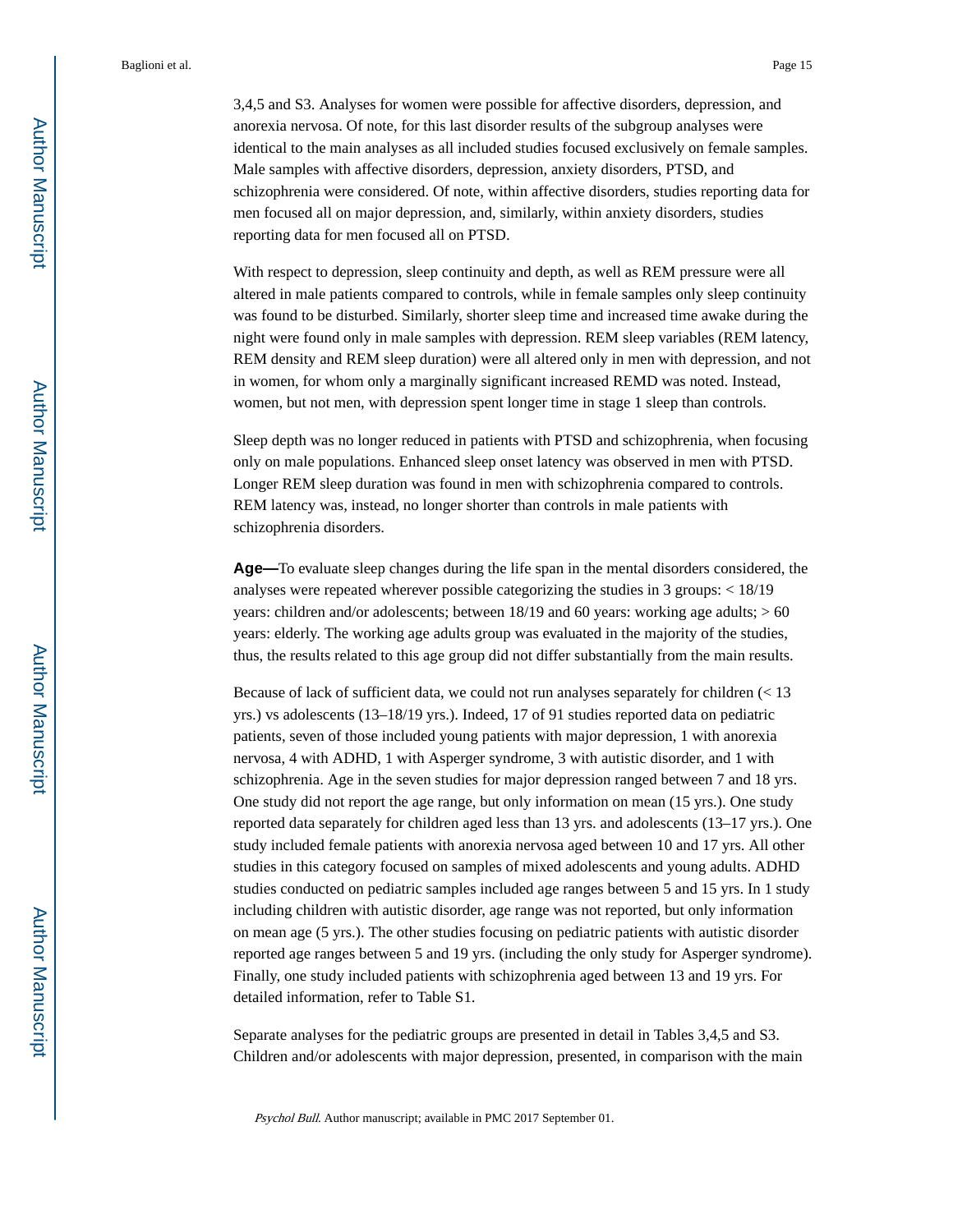3,4,5 and S3. Analyses for women were possible for affective disorders, depression, and anorexia nervosa. Of note, for this last disorder results of the subgroup analyses were identical to the main analyses as all included studies focused exclusively on female samples. Male samples with affective disorders, depression, anxiety disorders, PTSD, and schizophrenia were considered. Of note, within affective disorders, studies reporting data for men focused all on major depression, and, similarly, within anxiety disorders, studies reporting data for men focused all on PTSD.

With respect to depression, sleep continuity and depth, as well as REM pressure were all altered in male patients compared to controls, while in female samples only sleep continuity was found to be disturbed. Similarly, shorter sleep time and increased time awake during the night were found only in male samples with depression. REM sleep variables (REM latency, REM density and REM sleep duration) were all altered only in men with depression, and not in women, for whom only a marginally significant increased REMD was noted. Instead, women, but not men, with depression spent longer time in stage 1 sleep than controls.

Sleep depth was no longer reduced in patients with PTSD and schizophrenia, when focusing only on male populations. Enhanced sleep onset latency was observed in men with PTSD. Longer REM sleep duration was found in men with schizophrenia compared to controls. REM latency was, instead, no longer shorter than controls in male patients with schizophrenia disorders.

**Age—**To evaluate sleep changes during the life span in the mental disorders considered, the analyses were repeated wherever possible categorizing the studies in 3 groups: < 18/19 years: children and/or adolescents; between 18/19 and 60 years: working age adults; > 60 years: elderly. The working age adults group was evaluated in the majority of the studies, thus, the results related to this age group did not differ substantially from the main results.

Because of lack of sufficient data, we could not run analyses separately for children (< 13 yrs.) vs adolescents (13–18/19 yrs.). Indeed, 17 of 91 studies reported data on pediatric patients, seven of those included young patients with major depression, 1 with anorexia nervosa, 4 with ADHD, 1 with Asperger syndrome, 3 with autistic disorder, and 1 with schizophrenia. Age in the seven studies for major depression ranged between 7 and 18 yrs. One study did not report the age range, but only information on mean (15 yrs.). One study reported data separately for children aged less than 13 yrs. and adolescents (13–17 yrs.). One study included female patients with anorexia nervosa aged between 10 and 17 yrs. All other studies in this category focused on samples of mixed adolescents and young adults. ADHD studies conducted on pediatric samples included age ranges between 5 and 15 yrs. In 1 study including children with autistic disorder, age range was not reported, but only information on mean age (5 yrs.). The other studies focusing on pediatric patients with autistic disorder reported age ranges between 5 and 19 yrs. (including the only study for Asperger syndrome). Finally, one study included patients with schizophrenia aged between 13 and 19 yrs. For detailed information, refer to Table S1.

Separate analyses for the pediatric groups are presented in detail in Tables 3,4,5 and S3. Children and/or adolescents with major depression, presented, in comparison with the main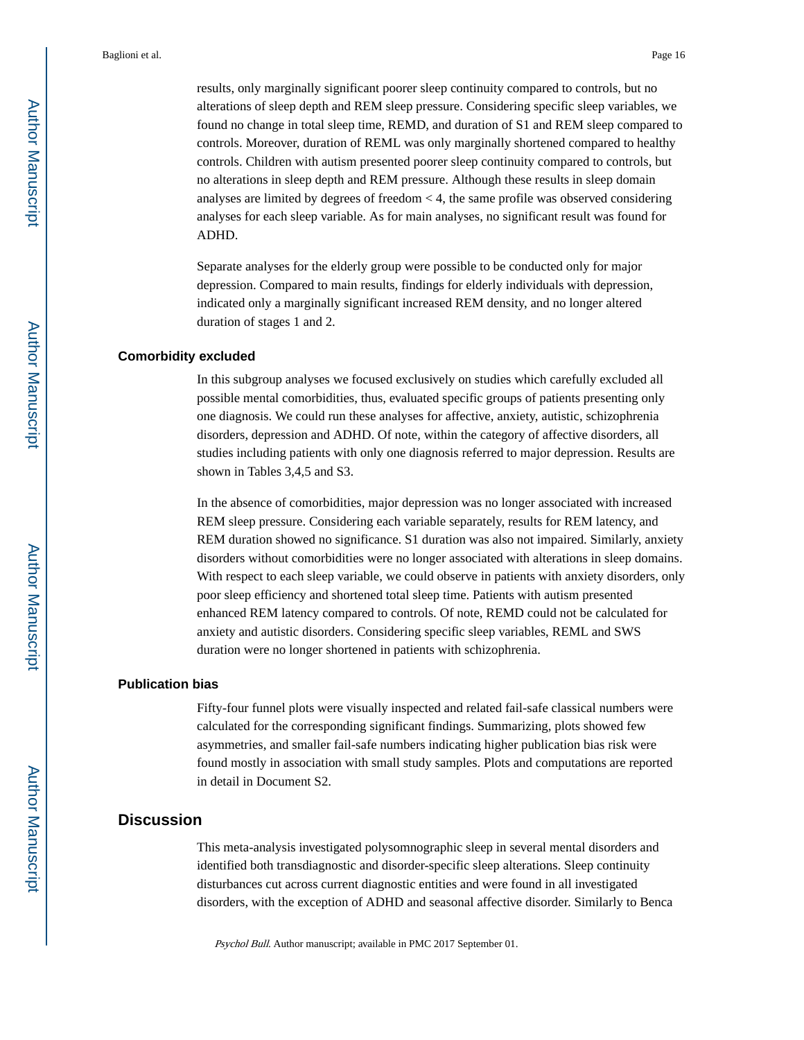results, only marginally significant poorer sleep continuity compared to controls, but no alterations of sleep depth and REM sleep pressure. Considering specific sleep variables, we found no change in total sleep time, REMD, and duration of S1 and REM sleep compared to controls. Moreover, duration of REML was only marginally shortened compared to healthy controls. Children with autism presented poorer sleep continuity compared to controls, but no alterations in sleep depth and REM pressure. Although these results in sleep domain analyses are limited by degrees of freedom < 4, the same profile was observed considering analyses for each sleep variable. As for main analyses, no significant result was found for ADHD.

Separate analyses for the elderly group were possible to be conducted only for major depression. Compared to main results, findings for elderly individuals with depression, indicated only a marginally significant increased REM density, and no longer altered duration of stages 1 and 2.

### Comorbidity excluded

In this subgroup analyses we focused exclusively on studies which carefully excluded all possible mental comorbidities, thus, evaluated specific groups of patients presenting only one diagnosis. We could run these analyses for affective, anxiety, autistic, schizophrenia disorders, depression and ADHD. Of note, within the category of affective disorders, all studies including patients with only one diagnosis referred to major depression. Results are shown in Tables 3,4,5 and S3.

In the absence of comorbidities, major depression was no longer associated with increased REM sleep pressure. Considering each variable separately, results for REM latency, and REM duration showed no significance. S1 duration was also not impaired. Similarly, anxiety disorders without comorbidities were no longer associated with alterations in sleep domains. With respect to each sleep variable, we could observe in patients with anxiety disorders, only poor sleep efficiency and shortened total sleep time. Patients with autism presented enhanced REM latency compared to controls. Of note, REMD could not be calculated for anxiety and autistic disorders. Considering specific sleep variables, REML and SWS duration were no longer shortened in patients with schizophrenia.

### Publication bias

Fifty-four funnel plots were visually inspected and related fail-safe classical numbers were calculated for the corresponding significant findings. Summarizing, plots showed few asymmetries, and smaller fail-safe numbers indicating higher publication bias risk were found mostly in association with small study samples. Plots and computations are reported in detail in Document S2.

## Discussion

This meta-analysis investigated polysomnographic sleep in several mental disorders and identified both transdiagnostic and disorder-specific sleep alterations. Sleep continuity disturbances cut across current diagnostic entities and were found in all investigated disorders, with the exception of ADHD and seasonal affective disorder. Similarly to Benca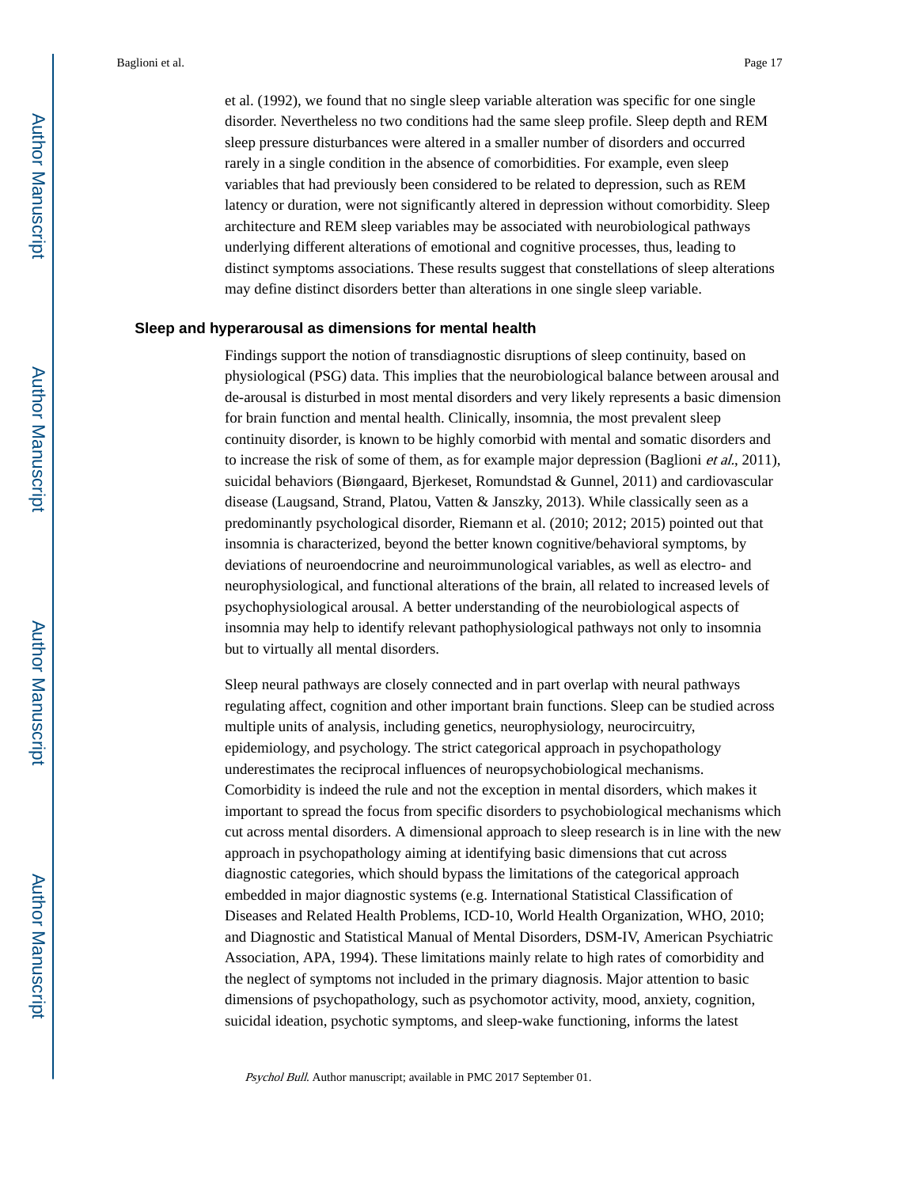et al. (1992), we found that no single sleep variable alteration was specific for one single disorder. Nevertheless no two conditions had the same sleep profile. Sleep depth and REM sleep pressure disturbances were altered in a smaller number of disorders and occurred rarely in a single condition in the absence of comorbidities. For example, even sleep variables that had previously been considered to be related to depression, such as REM latency or duration, were not significantly altered in depression without comorbidity. Sleep architecture and REM sleep variables may be associated with neurobiological pathways underlying different alterations of emotional and cognitive processes, thus, leading to distinct symptoms associations. These results suggest that constellations of sleep alterations may define distinct disorders better than alterations in one single sleep variable.

## Sleep and hyperarousal as dimensions for mental health

Findings support the notion of transdiagnostic disruptions of sleep continuity, based on physiological (PSG) data. This implies that the neurobiological balance between arousal and de-arousal is disturbed in most mental disorders and very likely represents a basic dimension for brain function and mental health. Clinically, insomnia, the most prevalent sleep continuity disorder, is known to be highly comorbid with mental and somatic disorders and to increase the risk of some of them, as for example major depression (Baglioni *et al.*, 2011), suicidal behaviors (Biøngaard, Bjerkeset, Romundstad & Gunnel, 2011) and cardiovascular disease (Laugsand, Strand, Platou, Vatten & Janszky, 2013). While classically seen as a predominantly psychological disorder, Riemann et al. (2010; 2012; 2015) pointed out that insomnia is characterized, beyond the better known cognitive/behavioral symptoms, by deviations of neuroendocrine and neuroimmunological variables, as well as electro- and neurophysiological, and functional alterations of the brain, all related to increased levels of psychophysiological arousal. A better understanding of the neurobiological aspects of insomnia may help to identify relevant pathophysiological pathways not only to insomnia but to virtually all mental disorders.

Sleep neural pathways are closely connected and in part overlap with neural pathways regulating affect, cognition and other important brain functions. Sleep can be studied across multiple units of analysis, including genetics, neurophysiology, neurocircuitry, epidemiology, and psychology. The strict categorical approach in psychopathology underestimates the reciprocal influences of neuropsychobiological mechanisms. Comorbidity is indeed the rule and not the exception in mental disorders, which makes it important to spread the focus from specific disorders to psychobiological mechanisms which cut across mental disorders. A dimensional approach to sleep research is in line with the new approach in psychopathology aiming at identifying basic dimensions that cut across diagnostic categories, which should bypass the limitations of the categorical approach embedded in major diagnostic systems (e.g. International Statistical Classification of Diseases and Related Health Problems, ICD-10, World Health Organization, WHO, 2010; and Diagnostic and Statistical Manual of Mental Disorders, DSM-IV, American Psychiatric Association, APA, 1994). These limitations mainly relate to high rates of comorbidity and the neglect of symptoms not included in the primary diagnosis. Major attention to basic dimensions of psychopathology, such as psychomotor activity, mood, anxiety, cognition, suicidal ideation, psychotic symptoms, and sleep-wake functioning, informs the latest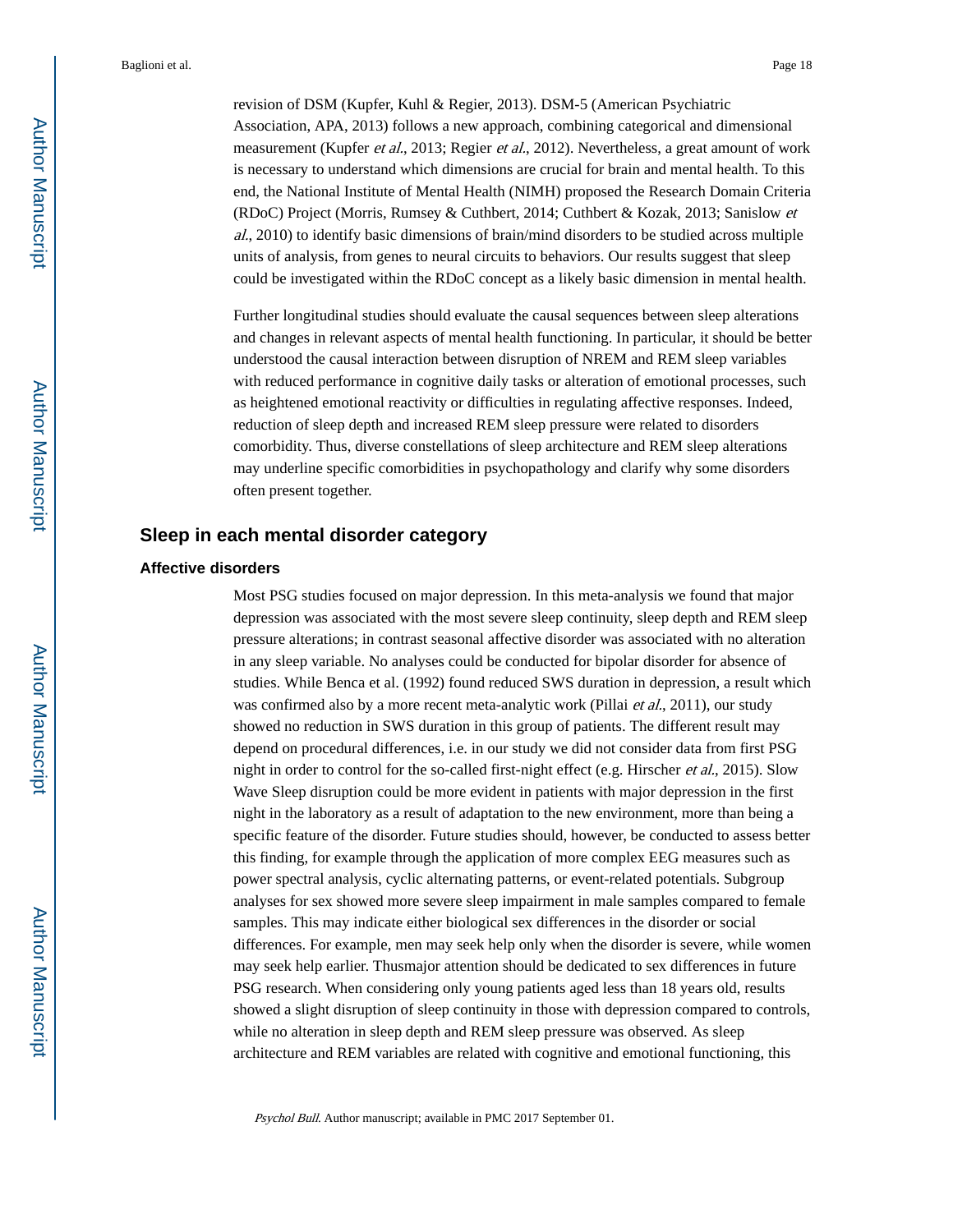revision of DSM (Kupfer, Kuhl & Regier, 2013). DSM-5 (American Psychiatric Association, APA, 2013) follows a new approach, combining categorical and dimensional measurement (Kupfer *et al.*, 2013; Regier *et al.*, 2012). Nevertheless, a great amount of work is necessary to understand which dimensions are crucial for brain and mental health. To this end, the National Institute of Mental Health (NIMH) proposed the Research Domain Criteria (RDoC) Project (Morris, Rumsey & Cuthbert, 2014; Cuthbert & Kozak, 2013; Sanislow *et al.*, 2010) to identify basic dimensions of brain/mind disorders to be studied across multiple units of analysis, from genes to neural circuits to behaviors. Our results suggest that sleep could be investigated within the RDoC concept as a likely basic dimension in mental health.

Further longitudinal studies should evaluate the causal sequences between sleep alterations and changes in relevant aspects of mental health functioning. In particular, it should be better understood the causal interaction between disruption of NREM and REM sleep variables with reduced performance in cognitive daily tasks or alteration of emotional processes, such as heightened emotional reactivity or difficulties in regulating affective responses. Indeed, reduction of sleep depth and increased REM sleep pressure were related to disorders comorbidity. Thus, diverse constellations of sleep architecture and REM sleep alterations may underline specific comorbidities in psychopathology and clarify why some disorders often present together.

## Sleep in each mental disorder category

### Affective disorders

Most PSG studies focused on major depression. In this meta-analysis we found that major depression was associated with the most severe sleep continuity, sleep depth and REM sleep pressure alterations; in contrast seasonal affective disorder was associated with no alteration in any sleep variable. No analyses could be conducted for bipolar disorder for absence of studies. While Benca et al. (1992) found reduced SWS duration in depression, a result which was confirmed also by a more recent meta-analytic work (Pillai *et al.*, 2011), our study showed no reduction in SWS duration in this group of patients. The different result may depend on procedural differences, i.e. in our study we did not consider data from first PSG night in order to control for the so-called first-night effect (e.g. Hirscher *et al.*, 2015). Slow Wave Sleep disruption could be more evident in patients with major depression in the first night in the laboratory as a result of adaptation to the new environment, more than being a specific feature of the disorder. Future studies should, however, be conducted to assess better this finding, for example through the application of more complex EEG measures such as power spectral analysis, cyclic alternating patterns, or event-related potentials. Subgroup analyses for sex showed more severe sleep impairment in male samples compared to female samples. This may indicate either biological sex differences in the disorder or social differences. For example, men may seek help only when the disorder is severe, while women may seek help earlier. Thusmajor attention should be dedicated to sex differences in future PSG research. When considering only young patients aged less than 18 years old, results showed a slight disruption of sleep continuity in those with depression compared to controls, while no alteration in sleep depth and REM sleep pressure was observed. As sleep architecture and REM variables are related with cognitive and emotional functioning, this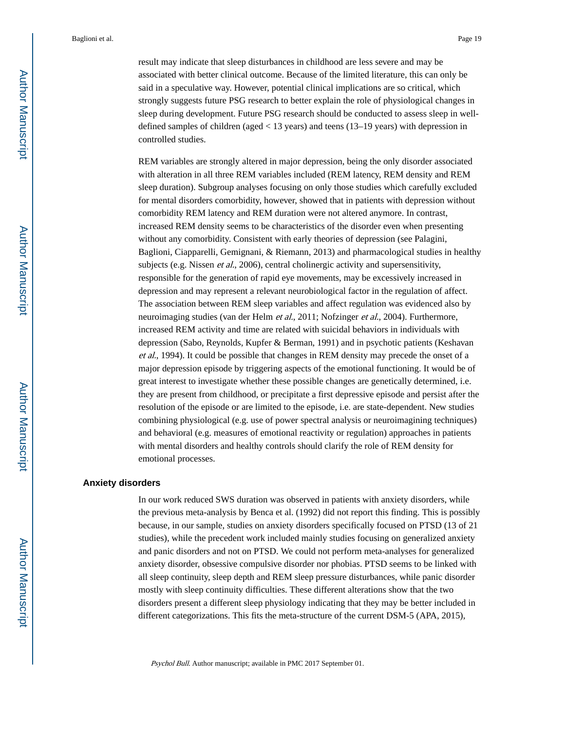result may indicate that sleep disturbances in childhood are less severe and may be associated with better clinical outcome. Because of the limited literature, this can only be said in a speculative way. However, potential clinical implications are so critical, which strongly suggests future PSG research to better explain the role of physiological changes in sleep during development. Future PSG research should be conducted to assess sleep in well-defined samples of children (aged < 13 years) and teens (13–19 years) with depression in controlled studies.

REM variables are strongly altered in major depression, being the only disorder associated with alteration in all three REM variables included (REM latency, REM density and REM sleep duration). Subgroup analyses focusing on only those studies which carefully excluded for mental disorders comorbidity, however, showed that in patients with depression without comorbidity REM latency and REM duration were not altered anymore. In contrast, increased REM density seems to be characteristics of the disorder even when presenting without any comorbidity. Consistent with early theories of depression (see Palagini, Baglioni, Ciapparelli, Gemignani, & Riemann, 2013) and pharmacological studies in healthy subjects (e.g. Nissen *et al.*, 2006), central cholinergic activity and supersensitivity, responsible for the generation of rapid eye movements, may be excessively increased in depression and may represent a relevant neurobiological factor in the regulation of affect. The association between REM sleep variables and affect regulation was evidenced also by neuroimaging studies (van der Helm *et al.*, 2011; Nofzinger *et al.*, 2004). Furthermore, increased REM activity and time are related with suicidal behaviors in individuals with depression (Sabo, Reynolds, Kupfer & Berman, 1991) and in psychotic patients (Keshavan *et al.*, 1994). It could be possible that changes in REM density may precede the onset of a major depression episode by triggering aspects of the emotional functioning. It would be of great interest to investigate whether these possible changes are genetically determined, i.e. they are present from childhood, or precipitate a first depressive episode and persist after the resolution of the episode or are limited to the episode, i.e. are state-dependent. New studies combining physiological (e.g. use of power spectral analysis or neuroimagining techniques) and behavioral (e.g. measures of emotional reactivity or regulation) approaches in patients with mental disorders and healthy controls should clarify the role of REM density for emotional processes.

### Anxiety disorders

In our work reduced SWS duration was observed in patients with anxiety disorders, while the previous meta-analysis by Benca et al. (1992) did not report this finding. This is possibly because, in our sample, studies on anxiety disorders specifically focused on PTSD (13 of 21 studies), while the precedent work included mainly studies focusing on generalized anxiety and panic disorders and not on PTSD. We could not perform meta-analyses for generalized anxiety disorder, obsessive compulsive disorder nor phobias. PTSD seems to be linked with all sleep continuity, sleep depth and REM sleep pressure disturbances, while panic disorder mostly with sleep continuity difficulties. These different alterations show that the two disorders present a different sleep physiology indicating that they may be better included in different categorizations. This fits the meta-structure of the current DSM-5 (APA, 2015),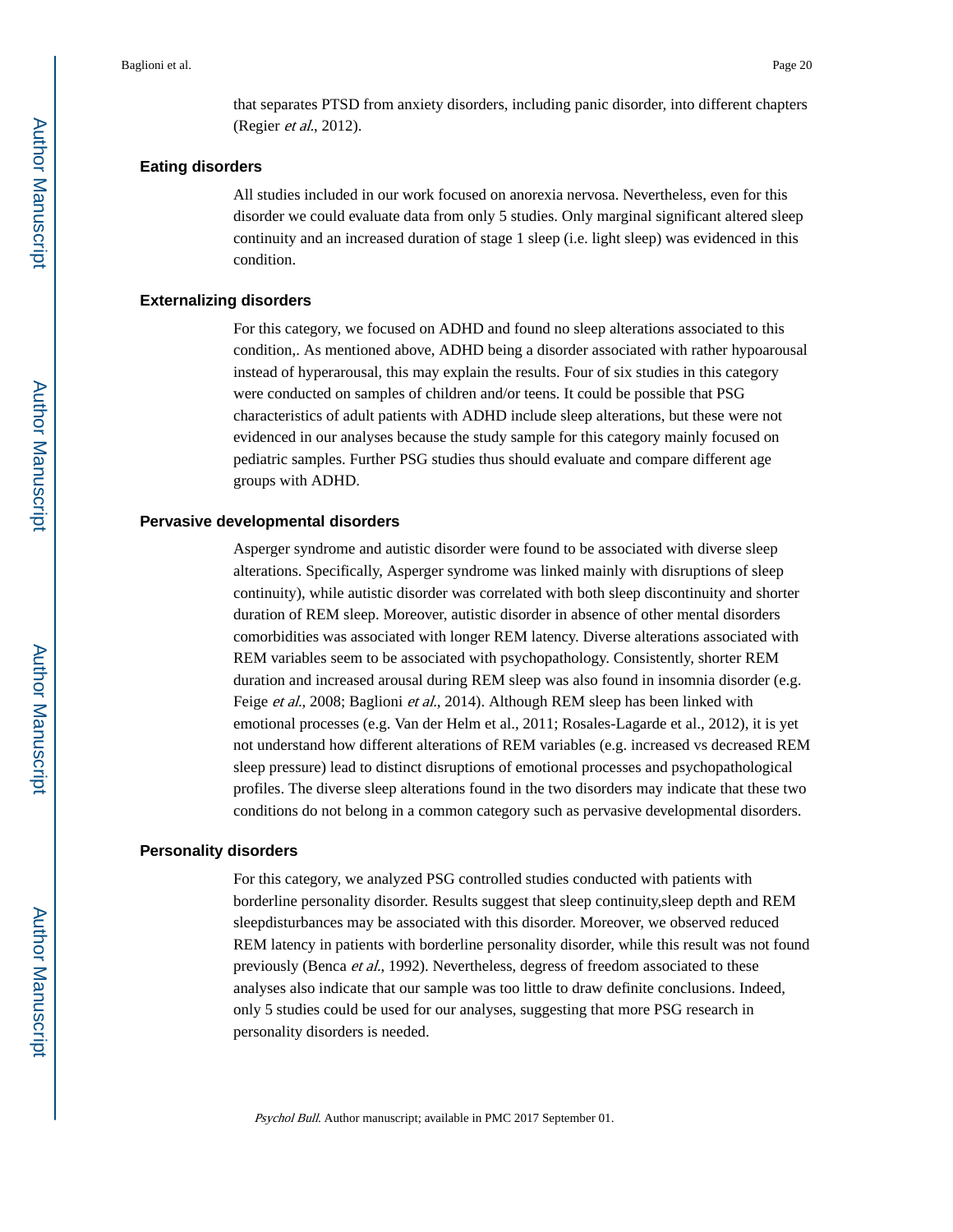that separates PTSD from anxiety disorders, including panic disorder, into different chapters (Regier *et al.*, 2012).

### Eating disorders

All studies included in our work focused on anorexia nervosa. Nevertheless, even for this disorder we could evaluate data from only 5 studies. Only marginal significant altered sleep continuity and an increased duration of stage 1 sleep (i.e. light sleep) was evidenced in this condition.

### Externalizing disorders

For this category, we focused on ADHD and found no sleep alterations associated to this condition,. As mentioned above, ADHD being a disorder associated with rather hypoarousal instead of hyperarousal, this may explain the results. Four of six studies in this category were conducted on samples of children and/or teens. It could be possible that PSG characteristics of adult patients with ADHD include sleep alterations, but these were not evidenced in our analyses because the study sample for this category mainly focused on pediatric samples. Further PSG studies thus should evaluate and compare different age groups with ADHD.

### Pervasive developmental disorders

Asperger syndrome and autistic disorder were found to be associated with diverse sleep alterations. Specifically, Asperger syndrome was linked mainly with disruptions of sleep continuity), while autistic disorder was correlated with both sleep discontinuity and shorter duration of REM sleep. Moreover, autistic disorder in absence of other mental disorders comorbidities was associated with longer REM latency. Diverse alterations associated with REM variables seem to be associated with psychopathology. Consistently, shorter REM duration and increased arousal during REM sleep was also found in insomnia disorder (e.g. Feige *et al.*, 2008; Baglioni *et al.*, 2014). Although REM sleep has been linked with emotional processes (e.g. Van der Helm et al., 2011; Rosales-Lagarde et al., 2012), it is yet not understand how different alterations of REM variables (e.g. increased vs decreased REM sleep pressure) lead to distinct disruptions of emotional processes and psychopathological profiles. The diverse sleep alterations found in the two disorders may indicate that these two conditions do not belong in a common category such as pervasive developmental disorders.

### Personality disorders

For this category, we analyzed PSG controlled studies conducted with patients with borderline personality disorder. Results suggest that sleep continuity,sleep depth and REM sleepdisturbances may be associated with this disorder. Moreover, we observed reduced REM latency in patients with borderline personality disorder, while this result was not found previously (Benca *et al.*, 1992). Nevertheless, degress of freedom associated to these analyses also indicate that our sample was too little to draw definite conclusions. Indeed, only 5 studies could be used for our analyses, suggesting that more PSG research in personality disorders is needed.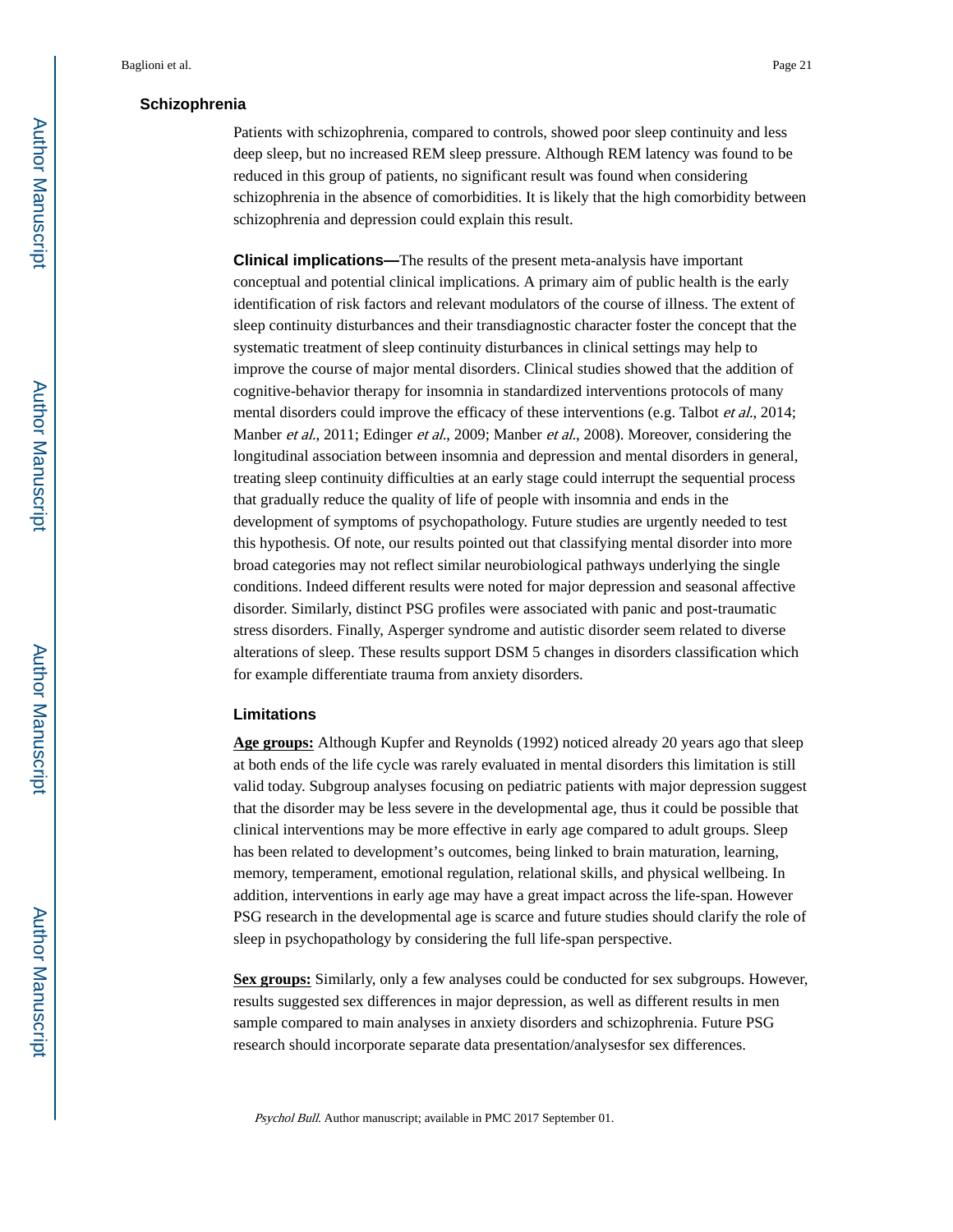### Schizophrenia

Patients with schizophrenia, compared to controls, showed poor sleep continuity and less deep sleep, but no increased REM sleep pressure. Although REM latency was found to be reduced in this group of patients, no significant result was found when considering schizophrenia in the absence of comorbidities. It is likely that the high comorbidity between schizophrenia and depression could explain this result.

**Clinical implications—**The results of the present meta-analysis have important conceptual and potential clinical implications. A primary aim of public health is the early identification of risk factors and relevant modulators of the course of illness. The extent of sleep continuity disturbances and their transdiagnostic character foster the concept that the systematic treatment of sleep continuity disturbances in clinical settings may help to improve the course of major mental disorders. Clinical studies showed that the addition of cognitive-behavior therapy for insomnia in standardized interventions protocols of many mental disorders could improve the efficacy of these interventions (e.g. Talbot *et al.*, 2014; Manber *et al.*, 2011; Edinger *et al.*, 2009; Manber *et al.*, 2008). Moreover, considering the longitudinal association between insomnia and depression and mental disorders in general, treating sleep continuity difficulties at an early stage could interrupt the sequential process that gradually reduce the quality of life of people with insomnia and ends in the development of symptoms of psychopathology. Future studies are urgently needed to test this hypothesis. Of note, our results pointed out that classifying mental disorder into more broad categories may not reflect similar neurobiological pathways underlying the single conditions. Indeed different results were noted for major depression and seasonal affective disorder. Similarly, distinct PSG profiles were associated with panic and post-traumatic stress disorders. Finally, Asperger syndrome and autistic disorder seem related to diverse alterations of sleep. These results support DSM 5 changes in disorders classification which for example differentiate trauma from anxiety disorders.

### Limitations

**Age groups:** Although Kupfer and Reynolds (1992) noticed already 20 years ago that sleep at both ends of the life cycle was rarely evaluated in mental disorders this limitation is still valid today. Subgroup analyses focusing on pediatric patients with major depression suggest that the disorder may be less severe in the developmental age, thus it could be possible that clinical interventions may be more effective in early age compared to adult groups. Sleep has been related to development's outcomes, being linked to brain maturation, learning, memory, temperament, emotional regulation, relational skills, and physical wellbeing. In addition, interventions in early age may have a great impact across the life-span. However PSG research in the developmental age is scarce and future studies should clarify the role of sleep in psychopathology by considering the full life-span perspective.

**Sex groups:** Similarly, only a few analyses could be conducted for sex subgroups. However, results suggested sex differences in major depression, as well as different results in men sample compared to main analyses in anxiety disorders and schizophrenia. Future PSG research should incorporate separate data presentation/analysesfor sex differences.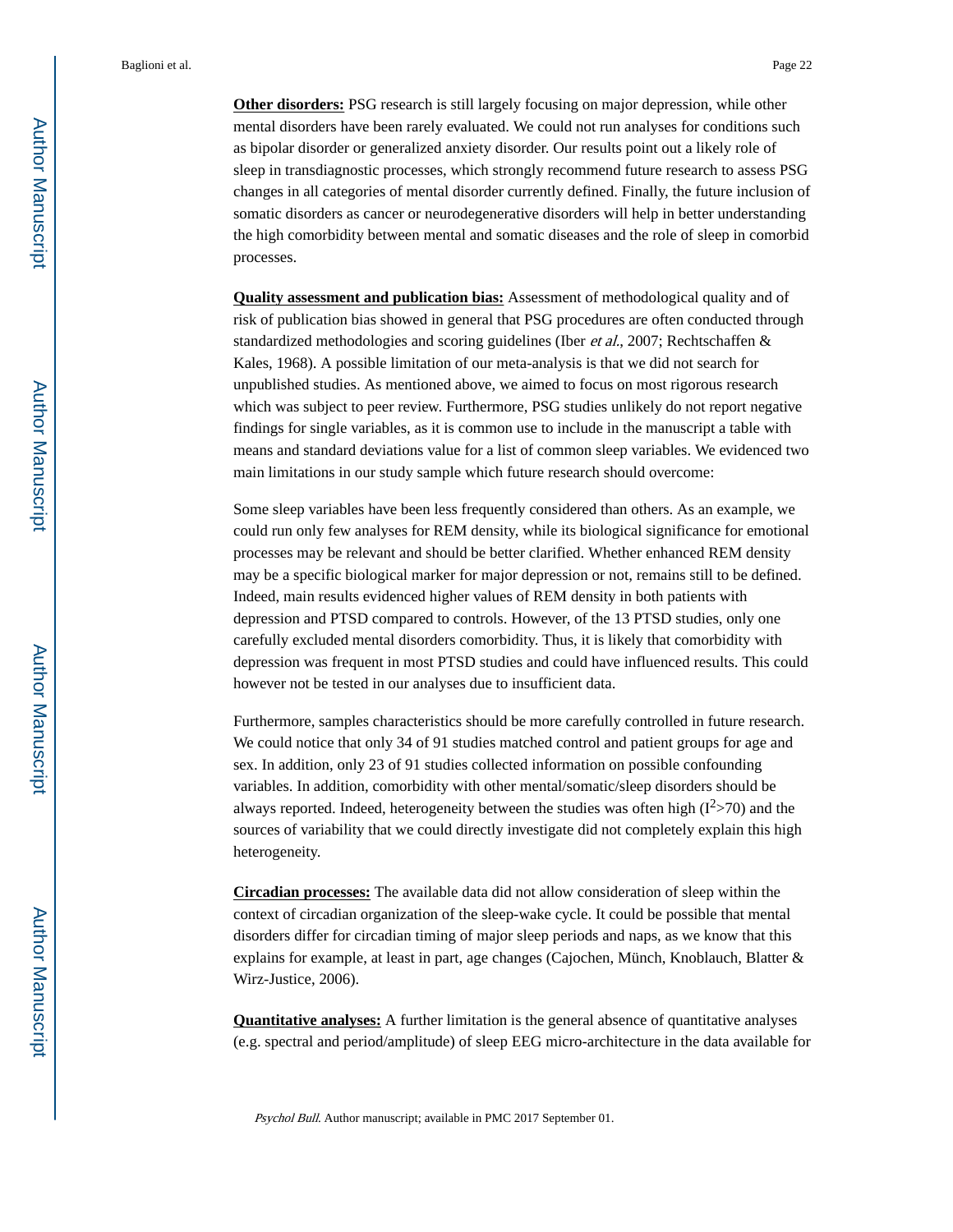**Other disorders:** PSG research is still largely focusing on major depression, while other mental disorders have been rarely evaluated. We could not run analyses for conditions such as bipolar disorder or generalized anxiety disorder. Our results point out a likely role of sleep in transdiagnostic processes, which strongly recommend future research to assess PSG changes in all categories of mental disorder currently defined. Finally, the future inclusion of somatic disorders as cancer or neurodegenerative disorders will help in better understanding the high comorbidity between mental and somatic diseases and the role of sleep in comorbid processes.

**Quality assessment and publication bias:** Assessment of methodological quality and of risk of publication bias showed in general that PSG procedures are often conducted through standardized methodologies and scoring guidelines (Iber *et al.*, 2007; Rechtschaffen & Kales, 1968). A possible limitation of our meta-analysis is that we did not search for unpublished studies. As mentioned above, we aimed to focus on most rigorous research which was subject to peer review. Furthermore, PSG studies unlikely do not report negative findings for single variables, as it is common use to include in the manuscript a table with means and standard deviations value for a list of common sleep variables. We evidenced two main limitations in our study sample which future research should overcome:

Some sleep variables have been less frequently considered than others. As an example, we could run only few analyses for REM density, while its biological significance for emotional processes may be relevant and should be better clarified. Whether enhanced REM density may be a specific biological marker for major depression or not, remains still to be defined. Indeed, main results evidenced higher values of REM density in both patients with depression and PTSD compared to controls. However, of the 13 PTSD studies, only one carefully excluded mental disorders comorbidity. Thus, it is likely that comorbidity with depression was frequent in most PTSD studies and could have influenced results. This could however not be tested in our analyses due to insufficient data.

Furthermore, samples characteristics should be more carefully controlled in future research. We could notice that only 34 of 91 studies matched control and patient groups for age and sex. In addition, only 23 of 91 studies collected information on possible confounding variables. In addition, comorbidity with other mental/somatic/sleep disorders should be always reported. Indeed, heterogeneity between the studies was often high ($I^2$>70) and the sources of variability that we could directly investigate did not completely explain this high heterogeneity.

**Circadian processes:** The available data did not allow consideration of sleep within the context of circadian organization of the sleep-wake cycle. It could be possible that mental disorders differ for circadian timing of major sleep periods and naps, as we know that this explains for example, at least in part, age changes (Cajochen, Münch, Knoblauch, Blatter & Wirz-Justice, 2006).

**Quantitative analyses:** A further limitation is the general absence of quantitative analyses (e.g. spectral and period/amplitude) of sleep EEG micro-architecture in the data available for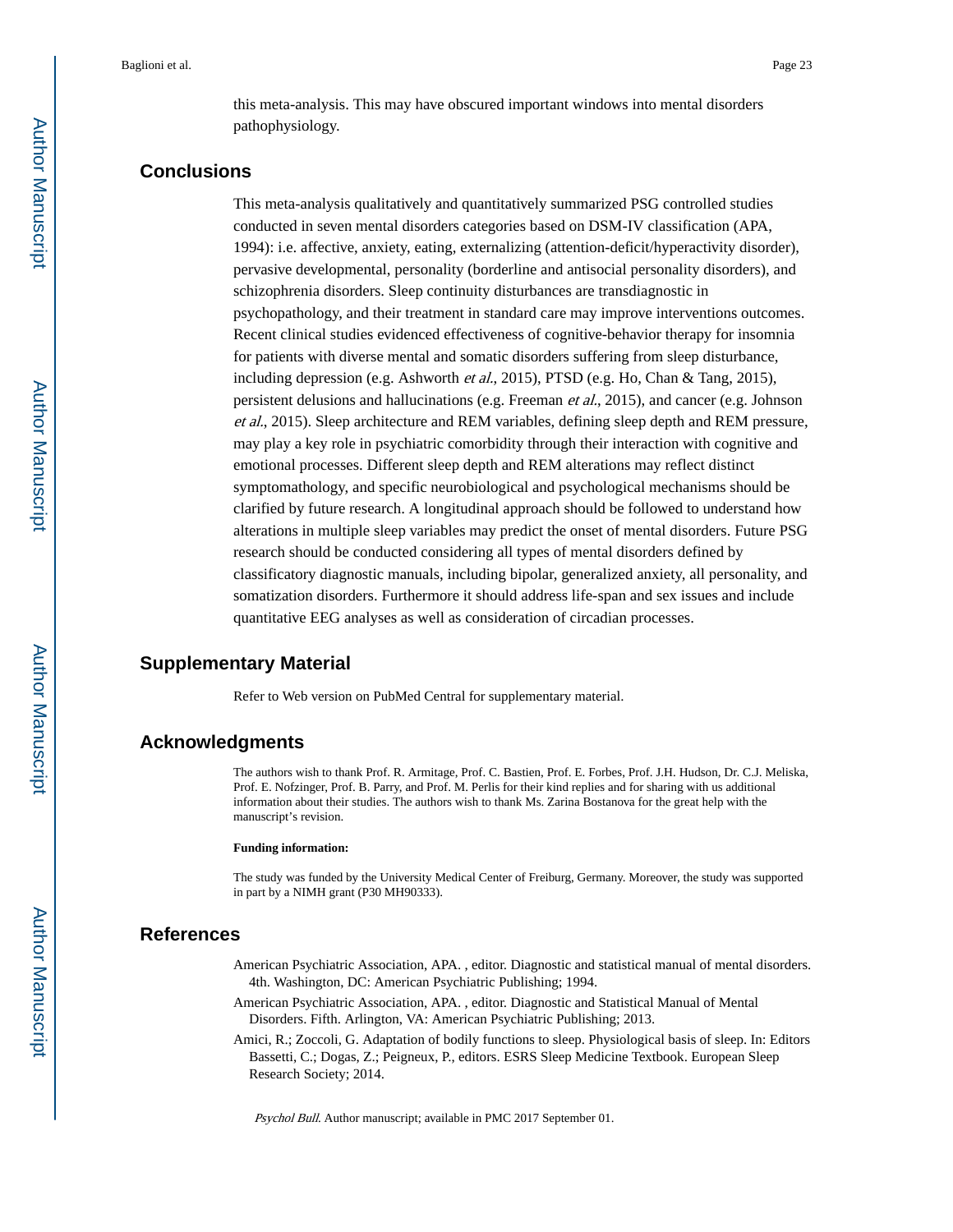this meta-analysis. This may have obscured important windows into mental disorders pathophysiology.

## Conclusions

This meta-analysis qualitatively and quantitatively summarized PSG controlled studies conducted in seven mental disorders categories based on DSM-IV classification (APA, 1994): i.e. affective, anxiety, eating, externalizing (attention-deficit/hyperactivity disorder), pervasive developmental, personality (borderline and antisocial personality disorders), and schizophrenia disorders. Sleep continuity disturbances are transdiagnostic in psychopathology, and their treatment in standard care may improve interventions outcomes. Recent clinical studies evidenced effectiveness of cognitive-behavior therapy for insomnia for patients with diverse mental and somatic disorders suffering from sleep disturbance, including depression (e.g. Ashworth *et al.*, 2015), PTSD (e.g. Ho, Chan & Tang, 2015), persistent delusions and hallucinations (e.g. Freeman *et al.*, 2015), and cancer (e.g. Johnson *et al.*, 2015). Sleep architecture and REM variables, defining sleep depth and REM pressure, may play a key role in psychiatric comorbidity through their interaction with cognitive and emotional processes. Different sleep depth and REM alterations may reflect distinct symptomatology, and specific neurobiological and psychological mechanisms should be clarified by future research. A longitudinal approach should be followed to understand how alterations in multiple sleep variables may predict the onset of mental disorders. Future PSG research should be conducted considering all types of mental disorders defined by classificatory diagnostic manuals, including bipolar, generalized anxiety, all personality, and somatization disorders. Furthermore it should address life-span and sex issues and include quantitative EEG analyses as well as consideration of circadian processes.

## Supplementary Material

Refer to Web version on PubMed Central for supplementary material.

## Acknowledgments

The authors wish to thank Prof. R. Armitage, Prof. C. Bastien, Prof. E. Forbes, Prof. J.H. Hudson, Dr. C.J. Meliska, Prof. E. Nofzinger, Prof. B. Parry, and Prof. M. Perlis for their kind replies and for sharing with us additional information about their studies. The authors wish to thank Ms. Zarina Bostanova for the great help with the manuscript's revision.

**Funding information:**

The study was funded by the University Medical Center of Freiburg, Germany. Moreover, the study was supported in part by a NIMH grant (P30 MH90333).

## References

American Psychiatric Association, APA. , editor. Diagnostic and statistical manual of mental disorders. 4th. Washington, DC: American Psychiatric Publishing; 1994.

American Psychiatric Association, APA. , editor. Diagnostic and Statistical Manual of Mental Disorders. Fifth. Arlington, VA: American Psychiatric Publishing; 2013.

Amici, R.; Zoccoli, G. Adaptation of bodily functions to sleep. Physiological basis of sleep. In: Editors Bassetti, C.; Dogas, Z.; Peigneux, P., editors. ESRS Sleep Medicine Textbook. European Sleep Research Society; 2014.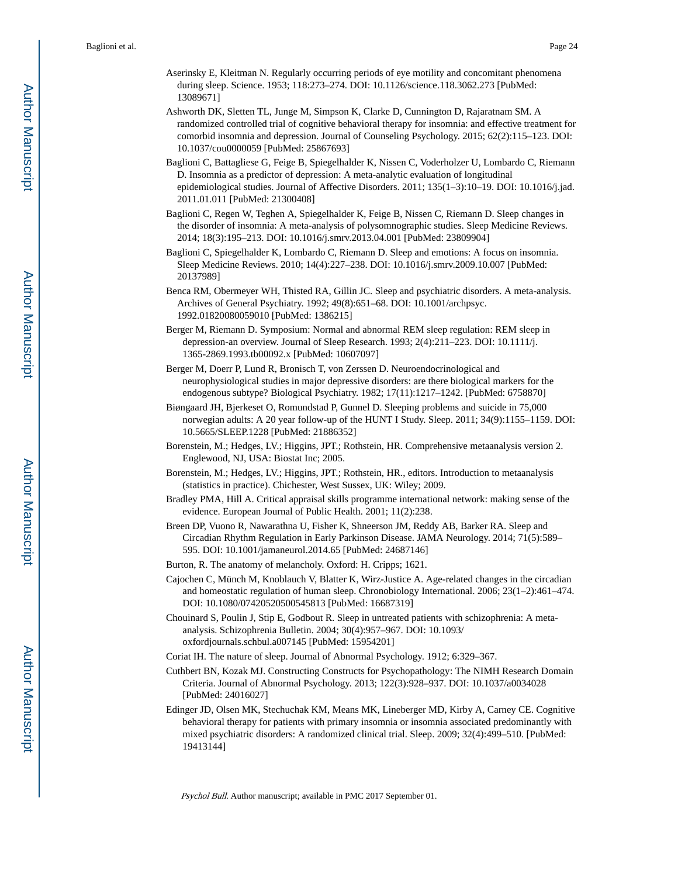Aserinsky E, Kleitman N. Regularly occurring periods of eye motility and concomitant phenomena during sleep. Science. 1953; 118:273–274. DOI: 10.1126/science.118.3062.273 [PubMed: 13089671]

Ashworth DK, Sletten TL, Junge M, Simpson K, Clarke D, Cunnington D, Rajaratnam SM. A randomized controlled trial of cognitive behavioral therapy for insomnia: and effective treatment for comorbid insomnia and depression. Journal of Counseling Psychology. 2015; 62(2):115–123. DOI: 10.1037/cou0000059 [PubMed: 25867693]

Baglioni C, Battagliese G, Feige B, Spiegelhalder K, Nissen C, Voderholzer U, Lombardo C, Riemann D. Insomnia as a predictor of depression: A meta-analytic evaluation of longitudinal epidemiological studies. Journal of Affective Disorders. 2011; 135(1–3):10–19. DOI: 10.1016/j.jad.2011.01.011 [PubMed: 21300408]

Baglioni C, Regen W, Teghen A, Spiegelhalder K, Feige B, Nissen C, Riemann D. Sleep changes in the disorder of insomnia: A meta-analysis of polysomnographic studies. Sleep Medicine Reviews. 2014; 18(3):195–213. DOI: 10.1016/j.smrv.2013.04.001 [PubMed: 23809904]

Baglioni C, Spiegelhalder K, Lombardo C, Riemann D. Sleep and emotions: A focus on insomnia. Sleep Medicine Reviews. 2010; 14(4):227–238. DOI: 10.1016/j.smrv.2009.10.007 [PubMed: 20137989]

Benca RM, Obermeyer WH, Thisted RA, Gillin JC. Sleep and psychiatric disorders. A meta-analysis. Archives of General Psychiatry. 1992; 49(8):651–68. DOI: 10.1001/archpsyc.1992.01820080059010 [PubMed: 1386215]

Berger M, Riemann D. Symposium: Normal and abnormal REM sleep regulation: REM sleep in depression-an overview. Journal of Sleep Research. 1993; 2(4):211–223. DOI: 10.1111/j.1365-2869.1993.tb00092.x [PubMed: 10607097]

Berger M, Doerr P, Lund R, Bronisch T, von Zerssen D. Neuroendocrinological and neurophysiological studies in major depressive disorders: are there biological markers for the endogenous subtype? Biological Psychiatry. 1982; 17(11):1217–1242. [PubMed: 6758870]

Biøngaard JH, Bjerkeset O, Romundstad P, Gunnel D. Sleeping problems and suicide in 75,000 norwegian adults: A 20 year follow-up of the HUNT I Study. Sleep. 2011; 34(9):1155–1159. DOI: 10.5665/SLEEP.1228 [PubMed: 21886352]

Borenstein, M.; Hedges, LV.; Higgins, JPT.; Rothstein, HR. Comprehensive metaanalysis version 2. Englewood, NJ, USA: Biostat Inc; 2005.

Borenstein, M.; Hedges, LV.; Higgins, JPT.; Rothstein, HR., editors. Introduction to metaanalysis (statistics in practice). Chichester, West Sussex, UK: Wiley; 2009.

Bradley PMA, Hill A. Critical appraisal skills programme international network: making sense of the evidence. European Journal of Public Health. 2001; 11(2):238.

Breen DP, Vuono R, Nawarathna U, Fisher K, Shneerson JM, Reddy AB, Barker RA. Sleep and Circadian Rhythm Regulation in Early Parkinson Disease. JAMA Neurology. 2014; 71(5):589–595. DOI: 10.1001/jamaneurol.2014.65 [PubMed: 24687146]

Burton, R. The anatomy of melancholy. Oxford: H. Cripps; 1621.

Cajochen C, Münch M, Knoblauch V, Blatter K, Wirz-Justice A. Age-related changes in the circadian and homeostatic regulation of human sleep. Chronobiology International. 2006; 23(1–2):461–474. DOI: 10.1080/07420520500545813 [PubMed: 16687319]

Chouinard S, Poulin J, Stip E, Godbout R. Sleep in untreated patients with schizophrenia: A meta-analysis. Schizophrenia Bulletin. 2004; 30(4):957–967. DOI: 10.1093/oxfordjournals.schbul.a007145 [PubMed: 15954201]

Coriat IH. The nature of sleep. Journal of Abnormal Psychology. 1912; 6:329–367.

Cuthbert BN, Kozak MJ. Constructing Constructs for Psychopathology: The NIMH Research Domain Criteria. Journal of Abnormal Psychology. 2013; 122(3):928–937. DOI: 10.1037/a0034028 [PubMed: 24016027]

Edinger JD, Olsen MK, Stechuchak KM, Means MK, Lineberger MD, Kirby A, Carney CE. Cognitive behavioral therapy for patients with primary insomnia or insomnia associated predominantly with mixed psychiatric disorders: A randomized clinical trial. Sleep. 2009; 32(4):499–510. [PubMed: 19413144]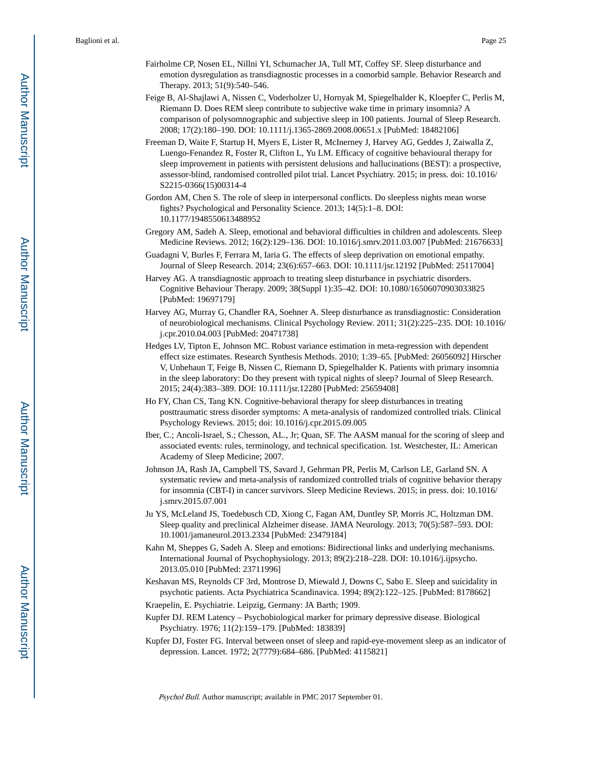Fairholme CP, Nosen EL, Nillni YI, Schumacher JA, Tull MT, Coffey SF. Sleep disturbance and emotion dysregulation as transdiagnostic processes in a comorbid sample. Behavior Research and Therapy. 2013; 51(9):540–546.

Feige B, Al-Shajlawi A, Nissen C, Voderholzer U, Hornyak M, Spiegelhalder K, Kloepfer C, Perlis M, Riemann D. Does REM sleep contribute to subjective wake time in primary insomnia? A comparison of polysomnographic and subjective sleep in 100 patients. Journal of Sleep Research. 2008; 17(2):180–190. DOI: 10.1111/j.1365-2869.2008.00651.x [PubMed: 18482106]

Freeman D, Waite F, Startup H, Myers E, Lister R, McInerney J, Harvey AG, Geddes J, Zaiwalla Z, Luengo-Fenandez R, Foster R, Clifton L, Yu LM. Efficacy of cognitive behavioural therapy for sleep improvement in patients with persistent delusions and hallucinations (BEST): a prospective, assessor-blind, randomised controlled pilot trial. Lancet Psychiatry. 2015; in press. doi: 10.1016/S2215-0366(15)00314-4

Gordon AM, Chen S. The role of sleep in interpersonal conflicts. Do sleepless nights mean worse fights? Psychological and Personality Science. 2013; 14(5):1–8. DOI: 10.1177/1948550613488952

Gregory AM, Sadeh A. Sleep, emotional and behavioral difficulties in children and adolescents. Sleep Medicine Reviews. 2012; 16(2):129–136. DOI: 10.1016/j.smrv.2011.03.007 [PubMed: 21676633]

Guadagni V, Burles F, Ferrara M, Iaria G. The effects of sleep deprivation on emotional empathy. Journal of Sleep Research. 2014; 23(6):657–663. DOI: 10.1111/jsr.12192 [PubMed: 25117004]

Harvey AG. A transdiagnostic approach to treating sleep disturbance in psychiatric disorders. Cognitive Behaviour Therapy. 2009; 38(Suppl 1):35–42. DOI: 10.1080/16506070903033825 [PubMed: 19697179]

Harvey AG, Murray G, Chandler RA, Soehner A. Sleep disturbance as transdiagnostic: Consideration of neurobiological mechanisms. Clinical Psychology Review. 2011; 31(2):225–235. DOI: 10.1016/j.cpr.2010.04.003 [PubMed: 20471738]

Hedges LV, Tipton E, Johnson MC. Robust variance estimation in meta-regression with dependent effect size estimates. Research Synthesis Methods. 2010; 1:39–65. [PubMed: 26056092] Hirscher V, Unbehaun T, Feige B, Nissen C, Riemann D, Spiegelhalder K. Patients with primary insomnia in the sleep laboratory: Do they present with typical nights of sleep? Journal of Sleep Research. 2015; 24(4):383–389. DOI: 10.1111/jsr.12280 [PubMed: 25659408]

Ho FY, Chan CS, Tang KN. Cognitive-behavioral therapy for sleep disturbances in treating posttraumatic stress disorder symptoms: A meta-analysis of randomized controlled trials. Clinical Psychology Reviews. 2015; doi: 10.1016/j.cpr.2015.09.005

Iber, C.; Ancoli-Israel, S.; Chesson, AL., Jr; Quan, SF. The AASM manual for the scoring of sleep and associated events: rules, terminology, and technical specification. 1st. Westchester, IL: American Academy of Sleep Medicine; 2007.

Johnson JA, Rash JA, Campbell TS, Savard J, Gehrman PR, Perlis M, Carlson LE, Garland SN. A systematic review and meta-analysis of randomized controlled trials of cognitive behavior therapy for insomnia (CBT-I) in cancer survivors. Sleep Medicine Reviews. 2015; in press. doi: 10.1016/j.smrv.2015.07.001

Ju YS, McLeland JS, Toedebusch CD, Xiong C, Fagan AM, Duntley SP, Morris JC, Holtzman DM. Sleep quality and preclinical Alzheimer disease. JAMA Neurology. 2013; 70(5):587–593. DOI: 10.1001/jamaneurol.2013.2334 [PubMed: 23479184]

Kahn M, Sheppes G, Sadeh A. Sleep and emotions: Bidirectional links and underlying mechanisms. International Journal of Psychophysiology. 2013; 89(2):218–228. DOI: 10.1016/j.ijpsycho.2013.05.010 [PubMed: 23711996]

Keshavan MS, Reynolds CF 3rd, Montrose D, Miewald J, Downs C, Sabo E. Sleep and suicidality in psychotic patients. Acta Psychiatrica Scandinavica. 1994; 89(2):122–125. [PubMed: 8178662]

Kraepelin, E. Psychiatrie. Leipzig, Germany: JA Barth; 1909.

Kupfer DJ. REM Latency – Psychobiological marker for primary depressive disease. Biological Psychiatry. 1976; 11(2):159–179. [PubMed: 183839]

Kupfer DJ, Foster FG. Interval between onset of sleep and rapid-eye-movement sleep as an indicator of depression. Lancet. 1972; 2(7779):684–686. [PubMed: 4115821]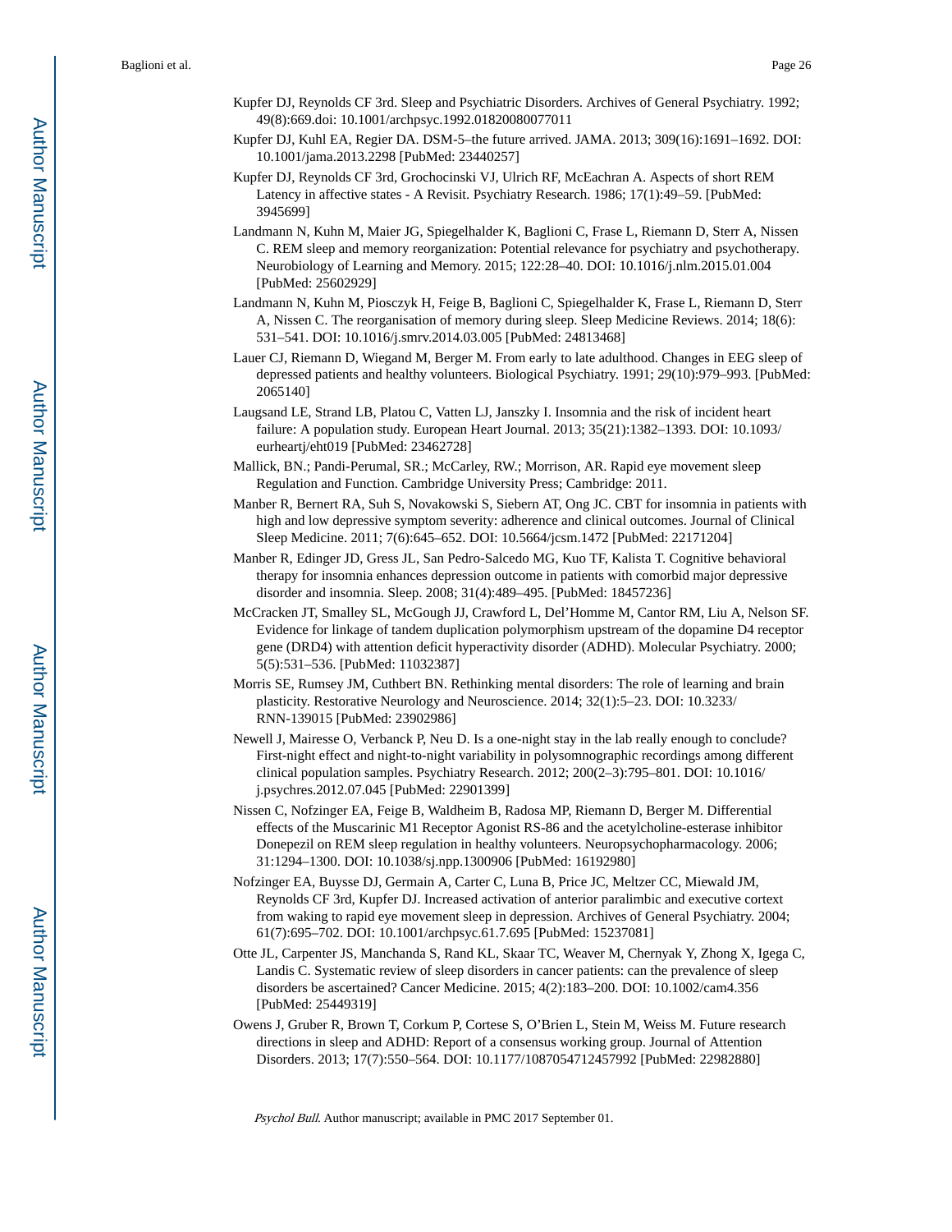Kupfer DJ, Reynolds CF 3rd. Sleep and Psychiatric Disorders. Archives of General Psychiatry. 1992; 49(8):669.doi: 10.1001/archpsyc.1992.01820080077011

Kupfer DJ, Kuhl EA, Regier DA. DSM-5–the future arrived. JAMA. 2013; 309(16):1691–1692. DOI: 10.1001/jama.2013.2298 [PubMed: 23440257]

Kupfer DJ, Reynolds CF 3rd, Grochocinski VJ, Ulrich RF, McEachran A. Aspects of short REM Latency in affective states - A Revisit. Psychiatry Research. 1986; 17(1):49–59. [PubMed: 3945699]

Landmann N, Kuhn M, Maier JG, Spiegelhalder K, Baglioni C, Frase L, Riemann D, Sterr A, Nissen C. REM sleep and memory reorganization: Potential relevance for psychiatry and psychotherapy. Neurobiology of Learning and Memory. 2015; 122:28–40. DOI: 10.1016/j.nlm.2015.01.004 [PubMed: 25602929]

Landmann N, Kuhn M, Piosczyk H, Feige B, Baglioni C, Spiegelhalder K, Frase L, Riemann D, Sterr A, Nissen C. The reorganisation of memory during sleep. Sleep Medicine Reviews. 2014; 18(6): 531–541. DOI: 10.1016/j.smrv.2014.03.005 [PubMed: 24813468]

Lauer CJ, Riemann D, Wiegand M, Berger M. From early to late adulthood. Changes in EEG sleep of depressed patients and healthy volunteers. Biological Psychiatry. 1991; 29(10):979–993. [PubMed: 2065140]

Laugsand LE, Strand LB, Platou C, Vatten LJ, Janszky I. Insomnia and the risk of incident heart failure: A population study. European Heart Journal. 2013; 35(21):1382–1393. DOI: 10.1093/eurheartj/eht019 [PubMed: 23462728]

Mallick, BN.; Pandi-Perumal, SR.; McCarley, RW.; Morrison, AR. Rapid eye movement sleep Regulation and Function. Cambridge University Press; Cambridge: 2011.

Manber R, Bernert RA, Suh S, Novakowski S, Siebern AT, Ong JC. CBT for insomnia in patients with high and low depressive symptom severity: adherence and clinical outcomes. Journal of Clinical Sleep Medicine. 2011; 7(6):645–652. DOI: 10.5664/jcsm.1472 [PubMed: 22171204]

Manber R, Edinger JD, Gress JL, San Pedro-Salcedo MG, Kuo TF, Kalista T. Cognitive behavioral therapy for insomnia enhances depression outcome in patients with comorbid major depressive disorder and insomnia. Sleep. 2008; 31(4):489–495. [PubMed: 18457236]

McCracken JT, Smalley SL, McGough JJ, Crawford L, Del'Homme M, Cantor RM, Liu A, Nelson SF. Evidence for linkage of tandem duplication polymorphism upstream of the dopamine D4 receptor gene (DRD4) with attention deficit hyperactivity disorder (ADHD). Molecular Psychiatry. 2000; 5(5):531–536. [PubMed: 11032387]

Morris SE, Rumsey JM, Cuthbert BN. Rethinking mental disorders: The role of learning and brain plasticity. Restorative Neurology and Neuroscience. 2014; 32(1):5–23. DOI: 10.3233/RNN-139015 [PubMed: 23902986]

Newell J, Mairesse O, Verbanck P, Neu D. Is a one-night stay in the lab really enough to conclude? First-night effect and night-to-night variability in polysomnographic recordings among different clinical population samples. Psychiatry Research. 2012; 200(2–3):795–801. DOI: 10.1016/j.psychres.2012.07.045 [PubMed: 22901399]

Nissen C, Nofzinger EA, Feige B, Waldheim B, Radosa MP, Riemann D, Berger M. Differential effects of the Muscarinic M1 Receptor Agonist RS-86 and the acetylcholine-esterase inhibitor Donepezil on REM sleep regulation in healthy volunteers. Neuropsychopharmacology. 2006; 31:1294–1300. DOI: 10.1038/sj.npp.1300906 [PubMed: 16192980]

Nofzinger EA, Buysse DJ, Germain A, Carter C, Luna B, Price JC, Meltzer CC, Miewald JM, Reynolds CF 3rd, Kupfer DJ. Increased activation of anterior paralimbic and executive cortex from waking to rapid eye movement sleep in depression. Archives of General Psychiatry. 2004; 61(7):695–702. DOI: 10.1001/archpsyc.61.7.695 [PubMed: 15237081]

Otte JL, Carpenter JS, Manchanda S, Rand KL, Skaar TC, Weaver M, Chernyak Y, Zhong X, Igega C, Landis C. Systematic review of sleep disorders in cancer patients: can the prevalence of sleep disorders be ascertained? Cancer Medicine. 2015; 4(2):183–200. DOI: 10.1002/cam4.356 [PubMed: 25449319]

Owens J, Gruber R, Brown T, Corkum P, Cortese S, O'Brien L, Stein M, Weiss M. Future research directions in sleep and ADHD: Report of a consensus working group. Journal of Attention Disorders. 2013; 17(7):550–564. DOI: 10.1177/1087054712457992 [PubMed: 22982880]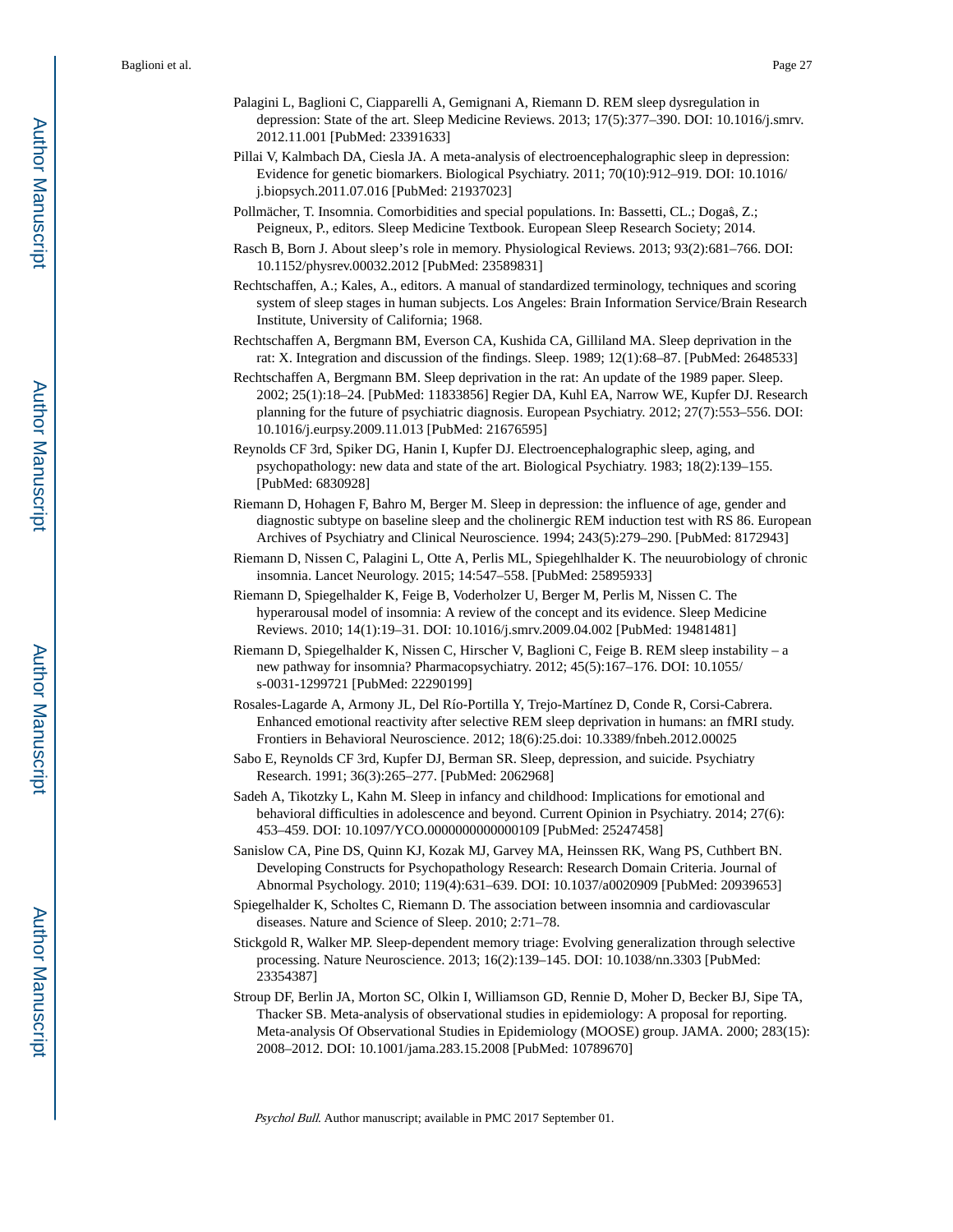Palagini L, Baglioni C, Ciapparelli A, Gemignani A, Riemann D. REM sleep dysregulation in depression: State of the art. Sleep Medicine Reviews. 2013; 17(5):377–390. DOI: 10.1016/j.smrv.2012.11.001 [PubMed: 23391633]

Pillai V, Kalmbach DA, Ciesla JA. A meta-analysis of electroencephalographic sleep in depression: Evidence for genetic biomarkers. Biological Psychiatry. 2011; 70(10):912–919. DOI: 10.1016/j.biopsych.2011.07.016 [PubMed: 21937023]

Pollmächer, T. Insomnia. Comorbidities and special populations. In: Bassetti, CL.; Dogaŝ, Z.; Peigneux, P., editors. Sleep Medicine Textbook. European Sleep Research Society; 2014.

Rasch B, Born J. About sleep's role in memory. Physiological Reviews. 2013; 93(2):681–766. DOI: 10.1152/physrev.00032.2012 [PubMed: 23589831]

Rechtschaffen, A.; Kales, A., editors. A manual of standardized terminology, techniques and scoring system of sleep stages in human subjects. Los Angeles: Brain Information Service/Brain Research Institute, University of California; 1968.

Rechtschaffen A, Bergmann BM, Everson CA, Kushida CA, Gilliland MA. Sleep deprivation in the rat: X. Integration and discussion of the findings. Sleep. 1989; 12(1):68–87. [PubMed: 2648533]

Rechtschaffen A, Bergmann BM. Sleep deprivation in the rat: An update of the 1989 paper. Sleep. 2002; 25(1):18–24. [PubMed: 11833856] Regier DA, Kuhl EA, Narrow WE, Kupfer DJ. Research planning for the future of psychiatric diagnosis. European Psychiatry. 2012; 27(7):553–556. DOI: 10.1016/j.eurpsy.2009.11.013 [PubMed: 21676595]

Reynolds CF 3rd, Spiker DG, Hanin I, Kupfer DJ. Electroencephalographic sleep, aging, and psychopathology: new data and state of the art. Biological Psychiatry. 1983; 18(2):139–155. [PubMed: 6830928]

Riemann D, Hohagen F, Bahro M, Berger M. Sleep in depression: the influence of age, gender and diagnostic subtype on baseline sleep and the cholinergic REM induction test with RS 86. European Archives of Psychiatry and Clinical Neuroscience. 1994; 243(5):279–290. [PubMed: 8172943]

Riemann D, Nissen C, Palagini L, Otte A, Perlis ML, Spiegehlhalder K. The neuurobiology of chronic insomnia. Lancet Neurology. 2015; 14:547–558. [PubMed: 25895933]

Riemann D, Spiegelhalder K, Feige B, Voderholzer U, Berger M, Perlis M, Nissen C. The hyperarousal model of insomnia: A review of the concept and its evidence. Sleep Medicine Reviews. 2010; 14(1):19–31. DOI: 10.1016/j.smrv.2009.04.002 [PubMed: 19481481]

Riemann D, Spiegelhalder K, Nissen C, Hirscher V, Baglioni C, Feige B. REM sleep instability – a new pathway for insomnia? Pharmacopsychiatry. 2012; 45(5):167–176. DOI: 10.1055/s-0031-1299721 [PubMed: 22290199]

Rosales-Lagarde A, Armony JL, Del Río-Portilla Y, Trejo-Martínez D, Conde R, Corsi-Cabrera. Enhanced emotional reactivity after selective REM sleep deprivation in humans: an fMRI study. Frontiers in Behavioral Neuroscience. 2012; 18(6):25.doi: 10.3389/fnbeh.2012.00025

Sabo E, Reynolds CF 3rd, Kupfer DJ, Berman SR. Sleep, depression, and suicide. Psychiatry Research. 1991; 36(3):265–277. [PubMed: 2062968]

Sadeh A, Tikotzky L, Kahn M. Sleep in infancy and childhood: Implications for emotional and behavioral difficulties in adolescence and beyond. Current Opinion in Psychiatry. 2014; 27(6): 453–459. DOI: 10.1097/YCO.0000000000000109 [PubMed: 25247458]

Sanislow CA, Pine DS, Quinn KJ, Kozak MJ, Garvey MA, Heinssen RK, Wang PS, Cuthbert BN. Developing Constructs for Psychopathology Research: Research Domain Criteria. Journal of Abnormal Psychology. 2010; 119(4):631–639. DOI: 10.1037/a0020909 [PubMed: 20939653]

Spiegelhalder K, Scholtes C, Riemann D. The association between insomnia and cardiovascular diseases. Nature and Science of Sleep. 2010; 2:71–78.

Stickgold R, Walker MP. Sleep-dependent memory triage: Evolving generalization through selective processing. Nature Neuroscience. 2013; 16(2):139–145. DOI: 10.1038/nn.3303 [PubMed: 23354387]

Stroup DF, Berlin JA, Morton SC, Olkin I, Williamson GD, Rennie D, Moher D, Becker BJ, Sipe TA, Thacker SB. Meta-analysis of observational studies in epidemiology: A proposal for reporting. Meta-analysis Of Observational Studies in Epidemiology (MOOSE) group. JAMA. 2000; 283(15): 2008–2012. DOI: 10.1001/jama.283.15.2008 [PubMed: 10789670]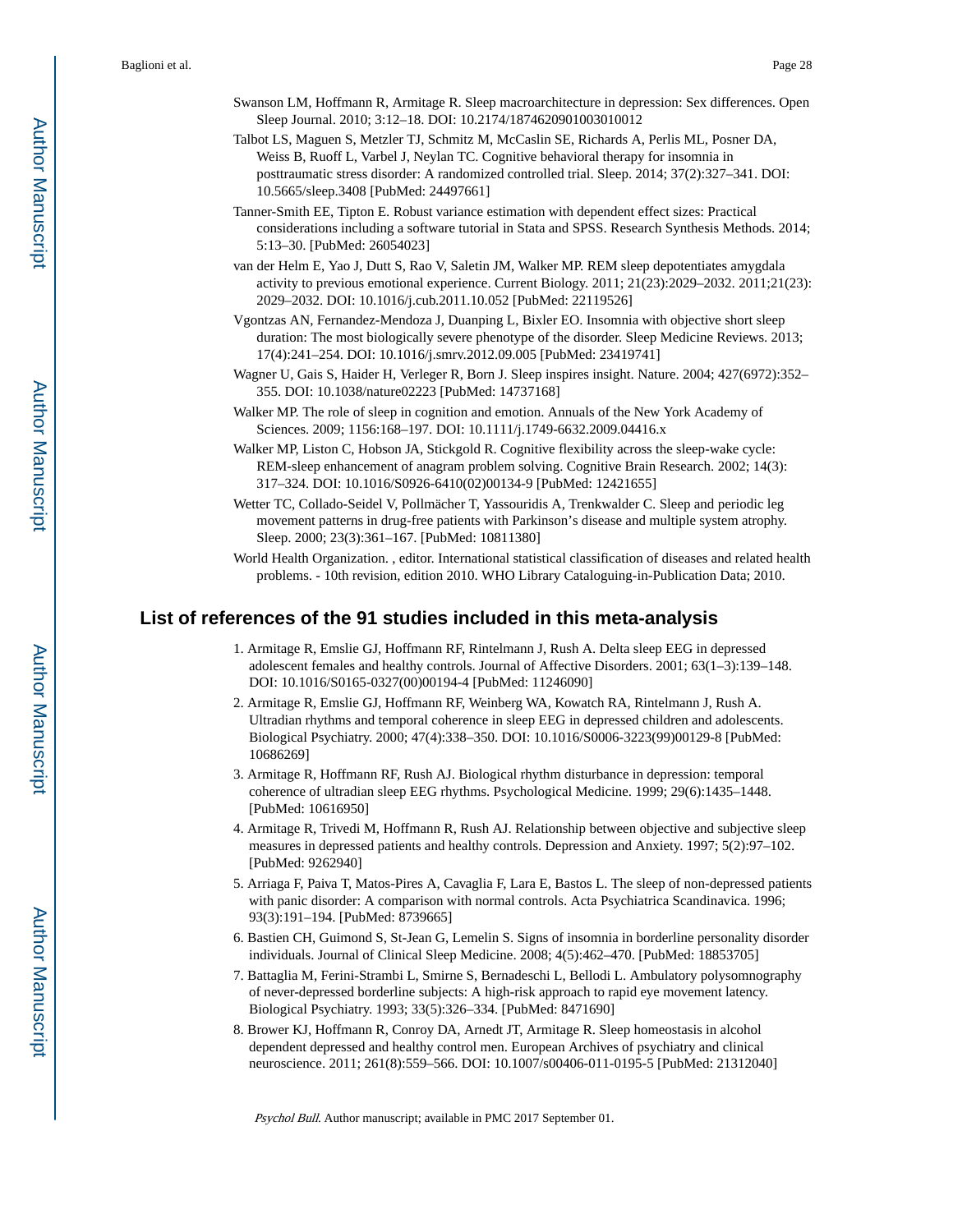Swanson LM, Hoffmann R, Armitage R. Sleep macroarchitecture in depression: Sex differences. Open Sleep Journal. 2010; 3:12–18. DOI: 10.2174/1874620901003010012

Talbot LS, Maguen S, Metzler TJ, Schmitz M, McCaslin SE, Richards A, Perlis ML, Posner DA, Weiss B, Ruoff L, Varbel J, Neylan TC. Cognitive behavioral therapy for insomnia in posttraumatic stress disorder: A randomized controlled trial. Sleep. 2014; 37(2):327–341. DOI: 10.5665/sleep.3408 [PubMed: 24497661]

Tanner-Smith EE, Tipton E. Robust variance estimation with dependent effect sizes: Practical considerations including a software tutorial in Stata and SPSS. Research Synthesis Methods. 2014; 5:13–30. [PubMed: 26054023]

van der Helm E, Yao J, Dutt S, Rao V, Saletin JM, Walker MP. REM sleep depotentiates amygdala activity to previous emotional experience. Current Biology. 2011; 21(23):2029–2032. 2011;21(23): 2029–2032. DOI: 10.1016/j.cub.2011.10.052 [PubMed: 22119526]

Vgontzas AN, Fernandez-Mendoza J, Duanping L, Bixler EO. Insomnia with objective short sleep duration: The most biologically severe phenotype of the disorder. Sleep Medicine Reviews. 2013; 17(4):241–254. DOI: 10.1016/j.smrv.2012.09.005 [PubMed: 23419741]

Wagner U, Gais S, Haider H, Verleger R, Born J. Sleep inspires insight. Nature. 2004; 427(6972):352–355. DOI: 10.1038/nature02223 [PubMed: 14737168]

Walker MP. The role of sleep in cognition and emotion. Annuals of the New York Academy of Sciences. 2009; 1156:168–197. DOI: 10.1111/j.1749-6632.2009.04416.x

Walker MP, Liston C, Hobson JA, Stickgold R. Cognitive flexibility across the sleep-wake cycle: REM-sleep enhancement of anagram problem solving. Cognitive Brain Research. 2002; 14(3): 317–324. DOI: 10.1016/S0926-6410(02)00134-9 [PubMed: 12421655]

Wetter TC, Collado-Seidel V, Pollmächer T, Yassouridis A, Trenkwalder C. Sleep and periodic leg movement patterns in drug-free patients with Parkinson's disease and multiple system atrophy. Sleep. 2000; 23(3):361–167. [PubMed: 10811380]

World Health Organization. , editor. International statistical classification of diseases and related health problems. - 10th revision, edition 2010. WHO Library Cataloguing-in-Publication Data; 2010.

## List of references of the 91 studies included in this meta-analysis

1. Armitage R, Emslie GJ, Hoffmann RF, Rintelmann J, Rush A. Delta sleep EEG in depressed adolescent females and healthy controls. Journal of Affective Disorders. 2001; 63(1–3):139–148. DOI: 10.1016/S0165-0327(00)00194-4 [PubMed: 11246090]
2. Armitage R, Emslie GJ, Hoffmann RF, Weinberg WA, Kowatch RA, Rintelmann J, Rush A. Ultradian rhythms and temporal coherence in sleep EEG in depressed children and adolescents. Biological Psychiatry. 2000; 47(4):338–350. DOI: 10.1016/S0006-3223(99)00129-8 [PubMed: 10686269]
3. Armitage R, Hoffmann RF, Rush AJ. Biological rhythm disturbance in depression: temporal coherence of ultradian sleep EEG rhythms. Psychological Medicine. 1999; 29(6):1435–1448. [PubMed: 10616950]
4. Armitage R, Trivedi M, Hoffmann R, Rush AJ. Relationship between objective and subjective sleep measures in depressed patients and healthy controls. Depression and Anxiety. 1997; 5(2):97–102. [PubMed: 9262940]
5. Arriaga F, Paiva T, Matos-Pires A, Cavaglia F, Lara E, Bastos L. The sleep of non-depressed patients with panic disorder: A comparison with normal controls. Acta Psychiatrica Scandinavica. 1996; 93(3):191–194. [PubMed: 8739665]
6. Bastien CH, Guimond S, St-Jean G, Lemelin S. Signs of insomnia in borderline personality disorder individuals. Journal of Clinical Sleep Medicine. 2008; 4(5):462–470. [PubMed: 18853705]
7. Battaglia M, Ferini-Strambi L, Smirne S, Bernadeschi L, Bellodi L. Ambulatory polysomnography of never-depressed borderline subjects: A high-risk approach to rapid eye movement latency. Biological Psychiatry. 1993; 33(5):326–334. [PubMed: 8471690]
8. Brower KJ, Hoffmann R, Conroy DA, Arnedt JT, Armitage R. Sleep homeostasis in alcohol dependent depressed and healthy control men. European Archives of psychiatry and clinical neuroscience. 2011; 261(8):559–566. DOI: 10.1007/s00406-011-0195-5 [PubMed: 21312040]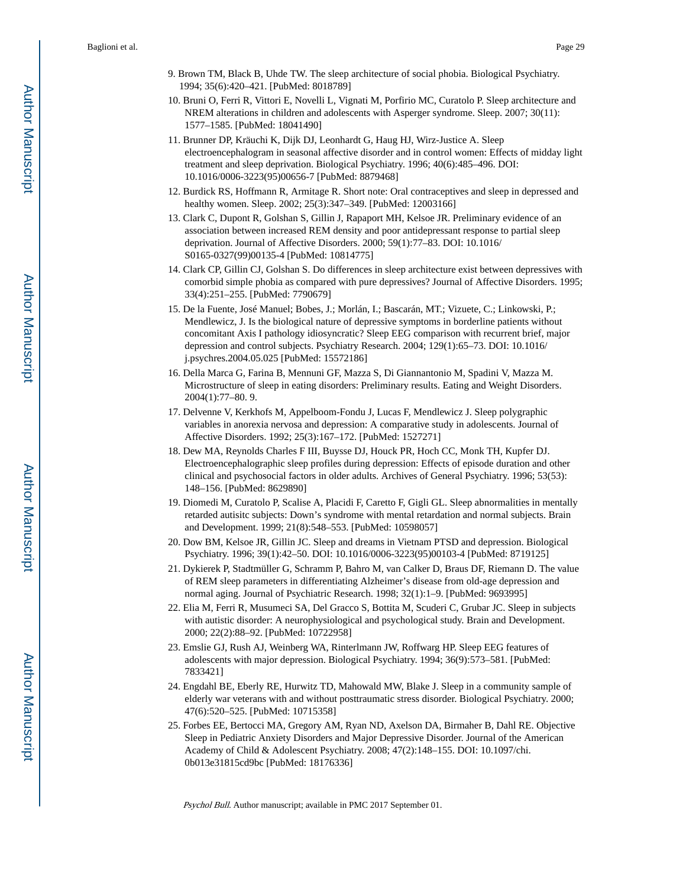9. Brown TM, Black B, Uhde TW. The sleep architecture of social phobia. Biological Psychiatry. 1994; 35(6):420–421. [PubMed: 8018789]
10. Bruni O, Ferri R, Vittori E, Novelli L, Vignati M, Porfirio MC, Curatolo P. Sleep architecture and NREM alterations in children and adolescents with Asperger syndrome. Sleep. 2007; 30(11): 1577–1585. [PubMed: 18041490]
11. Brunner DP, Kräuchi K, Dijk DJ, Leonhardt G, Haug HJ, Wirz-Justice A. Sleep electroencephalogram in seasonal affective disorder and in control women: Effects of midday light treatment and sleep deprivation. Biological Psychiatry. 1996; 40(6):485–496. DOI: 10.1016/0006-3223(95)00656-7 [PubMed: 8879468]
12. Burdick RS, Hoffmann R, Armitage R. Short note: Oral contraceptives and sleep in depressed and healthy women. Sleep. 2002; 25(3):347–349. [PubMed: 12003166]
13. Clark C, Dupont R, Golshan S, Gillin J, Rapaport MH, Kelsoe JR. Preliminary evidence of an association between increased REM density and poor antidepressant response to partial sleep deprivation. Journal of Affective Disorders. 2000; 59(1):77–83. DOI: 10.1016/S0165-0327(99)00135-4 [PubMed: 10814775]
14. Clark CP, Gillin CJ, Golshan S. Do differences in sleep architecture exist between depressives with comorbid simple phobia as compared with pure depressives? Journal of Affective Disorders. 1995; 33(4):251–255. [PubMed: 7790679]
15. De la Fuente, José Manuel; Bobes, J.; Morlán, I.; Bascarán, MT.; Vizuete, C.; Linkowski, P.; Mendlewicz, J. Is the biological nature of depressive symptoms in borderline patients without concomitant Axis I pathology idiosyncratic? Sleep EEG comparison with recurrent brief, major depression and control subjects. Psychiatry Research. 2004; 129(1):65–73. DOI: 10.1016/j.psychres.2004.05.025 [PubMed: 15572186]
16. Della Marca G, Farina B, Mennuni GF, Mazza S, Di Giannantonio M, Spadini V, Mazza M. Microstructure of sleep in eating disorders: Preliminary results. Eating and Weight Disorders. 2004(1):77–80. 9.
17. Delvenne V, Kerkhofs M, Appelboom-Fondu J, Lucas F, Mendlewicz J. Sleep polygraphic variables in anorexia nervosa and depression: A comparative study in adolescents. Journal of Affective Disorders. 1992; 25(3):167–172. [PubMed: 1527271]
18. Dew MA, Reynolds Charles F III, Buysse DJ, Houck PR, Hoch CC, Monk TH, Kupfer DJ. Electroencephalographic sleep profiles during depression: Effects of episode duration and other clinical and psychosocial factors in older adults. Archives of General Psychiatry. 1996; 53(53): 148–156. [PubMed: 8629890]
19. Diomedi M, Curatolo P, Scalise A, Placidi F, Caretto F, Gigli GL. Sleep abnormalities in mentally retarded autisitc subjects: Down's syndrome with mental retardation and normal subjects. Brain and Development. 1999; 21(8):548–553. [PubMed: 10598057]
20. Dow BM, Kelsoe JR, Gillin JC. Sleep and dreams in Vietnam PTSD and depression. Biological Psychiatry. 1996; 39(1):42–50. DOI: 10.1016/0006-3223(95)00103-4 [PubMed: 8719125]
21. Dykierek P, Stadtmüller G, Schramm P, Bahro M, van Calker D, Braus DF, Riemann D. The value of REM sleep parameters in differentiating Alzheimer's disease from old-age depression and normal aging. Journal of Psychiatric Research. 1998; 32(1):1–9. [PubMed: 9693995]
22. Elia M, Ferri R, Musumeci SA, Del Gracco S, Bottita M, Scuderi C, Grubar JC. Sleep in subjects with autistic disorder: A neurophysiological and psychological study. Brain and Development. 2000; 22(2):88–92. [PubMed: 10722958]
23. Emslie GJ, Rush AJ, Weinberg WA, Rinterlmann JW, Roffwarg HP. Sleep EEG features of adolescents with major depression. Biological Psychiatry. 1994; 36(9):573–581. [PubMed: 7833421]
24. Engdahl BE, Eberly RE, Hurwitz TD, Mahowald MW, Blake J. Sleep in a community sample of elderly war veterans with and without posttraumatic stress disorder. Biological Psychiatry. 2000; 47(6):520–525. [PubMed: 10715358]
25. Forbes EE, Bertocci MA, Gregory AM, Ryan ND, Axelson DA, Birmaher B, Dahl RE. Objective Sleep in Pediatric Anxiety Disorders and Major Depressive Disorder. Journal of the American Academy of Child & Adolescent Psychiatry. 2008; 47(2):148–155. DOI: 10.1097/chi.0b013e31815cd9bc [PubMed: 18176336]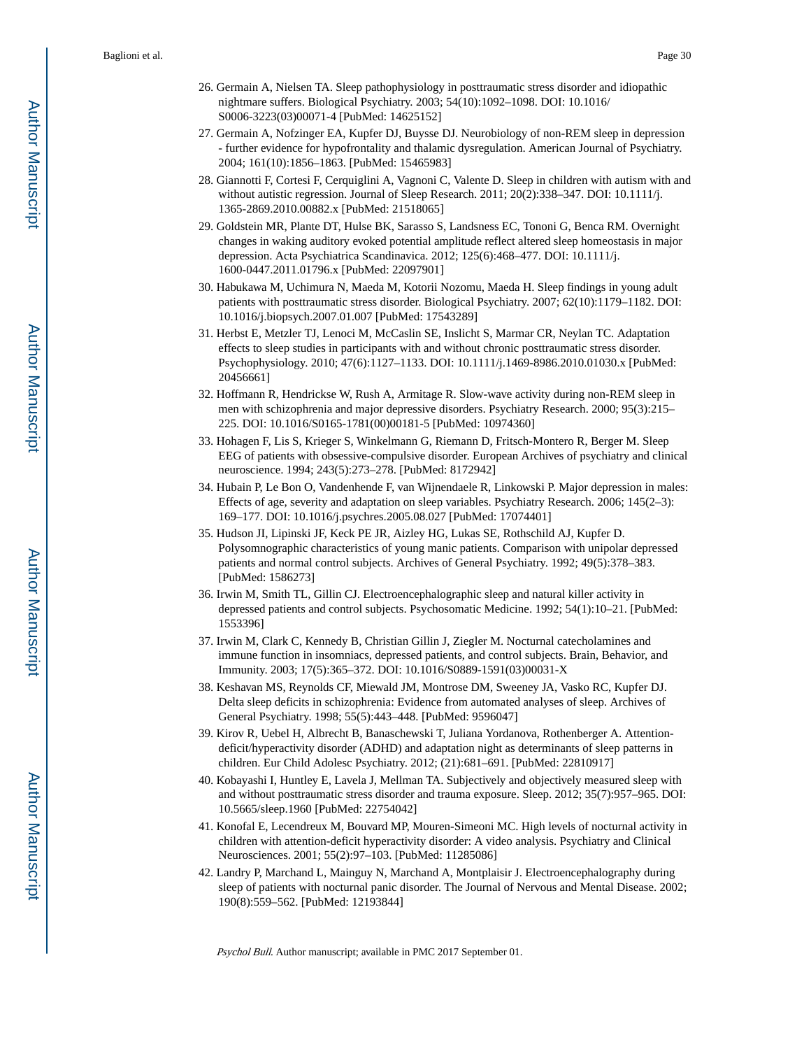26. Germain A, Nielsen TA. Sleep pathophysiology in posttraumatic stress disorder and idiopathic nightmare suffers. Biological Psychiatry. 2003; 54(10):1092–1098. DOI: 10.1016/S0006-3223(03)00071-4 [PubMed: 14625152]
27. Germain A, Nofzinger EA, Kupfer DJ, Buysse DJ. Neurobiology of non-REM sleep in depression - further evidence for hypofrontality and thalamic dysregulation. American Journal of Psychiatry. 2004; 161(10):1856–1863. [PubMed: 15465983]
28. Giannotti F, Cortesi F, Cerquiglini A, Vagnoni C, Valente D. Sleep in children with autism with and without autistic regression. Journal of Sleep Research. 2011; 20(2):338–347. DOI: 10.1111/j.1365-2869.2010.00882.x [PubMed: 21518065]
29. Goldstein MR, Plante DT, Hulse BK, Sarasso S, Landsness EC, Tononi G, Benca RM. Overnight changes in waking auditory evoked potential amplitude reflect altered sleep homeostasis in major depression. Acta Psychiatrica Scandinavica. 2012; 125(6):468–477. DOI: 10.1111/j.1600-0447.2011.01796.x [PubMed: 22097901]
30. Habukawa M, Uchimura N, Maeda M, Kotorii Nozomu, Maeda H. Sleep findings in young adult patients with posttraumatic stress disorder. Biological Psychiatry. 2007; 62(10):1179–1182. DOI: 10.1016/j.biopsych.2007.01.007 [PubMed: 17543289]
31. Herbst E, Metzler TJ, Lenoci M, McCaslin SE, Inslicht S, Marmar CR, Neylan TC. Adaptation effects to sleep studies in participants with and without chronic posttraumatic stress disorder. Psychophysiology. 2010; 47(6):1127–1133. DOI: 10.1111/j.1469-8986.2010.01030.x [PubMed: 20456661]
32. Hoffmann R, Hendrickse W, Rush A, Armitage R. Slow-wave activity during non-REM sleep in men with schizophrenia and major depressive disorders. Psychiatry Research. 2000; 95(3):215–225. DOI: 10.1016/S0165-1781(00)00181-5 [PubMed: 10974360]
33. Hohagen F, Lis S, Krieger S, Winkelmann G, Riemann D, Fritsch-Montero R, Berger M. Sleep EEG of patients with obsessive-compulsive disorder. European Archives of psychiatry and clinical neuroscience. 1994; 243(5):273–278. [PubMed: 8172942]
34. Hubain P, Le Bon O, Vandenhende F, van Wijnendaele R, Linkowski P. Major depression in males: Effects of age, severity and adaptation on sleep variables. Psychiatry Research. 2006; 145(2–3):169–177. DOI: 10.1016/j.psychres.2005.08.027 [PubMed: 17074401]
35. Hudson JI, Lipinski JF, Keck PE JR, Aizley HG, Lukas SE, Rothschild AJ, Kupfer D. Polysomnographic characteristics of young manic patients. Comparison with unipolar depressed patients and normal control subjects. Archives of General Psychiatry. 1992; 49(5):378–383. [PubMed: 1586273]
36. Irwin M, Smith TL, Gillin CJ. Electroencephalographic sleep and natural killer activity in depressed patients and control subjects. Psychosomatic Medicine. 1992; 54(1):10–21. [PubMed: 1553396]
37. Irwin M, Clark C, Kennedy B, Christian Gillin J, Ziegler M. Nocturnal catecholamines and immune function in insomniacs, depressed patients, and control subjects. Brain, Behavior, and Immunity. 2003; 17(5):365–372. DOI: 10.1016/S0889-1591(03)00031-X
38. Keshavan MS, Reynolds CF, Miewald JM, Montrose DM, Sweeney JA, Vasko RC, Kupfer DJ. Delta sleep deficits in schizophrenia: Evidence from automated analyses of sleep. Archives of General Psychiatry. 1998; 55(5):443–448. [PubMed: 9596047]
39. Kirov R, Uebel H, Albrecht B, Banaschewski T, Juliana Yordanova, Rothenberger A. Attention-deficit/hyperactivity disorder (ADHD) and adaptation night as determinants of sleep patterns in children. Eur Child Adolesc Psychiatry. 2012; (21):681–691. [PubMed: 22810917]
40. Kobayashi I, Huntley E, Lavela J, Mellman TA. Subjectively and objectively measured sleep with and without posttraumatic stress disorder and trauma exposure. Sleep. 2012; 35(7):957–965. DOI: 10.5665/sleep.1960 [PubMed: 22754042]
41. Konofal E, Lecendreux M, Bouvard MP, Mouren-Simeoni MC. High levels of nocturnal activity in children with attention-deficit hyperactivity disorder: A video analysis. Psychiatry and Clinical Neurosciences. 2001; 55(2):97–103. [PubMed: 11285086]
42. Landry P, Marchand L, Mainguy N, Marchand A, Montplaisir J. Electroencephalography during sleep of patients with nocturnal panic disorder. The Journal of Nervous and Mental Disease. 2002; 190(8):559–562. [PubMed: 12193844]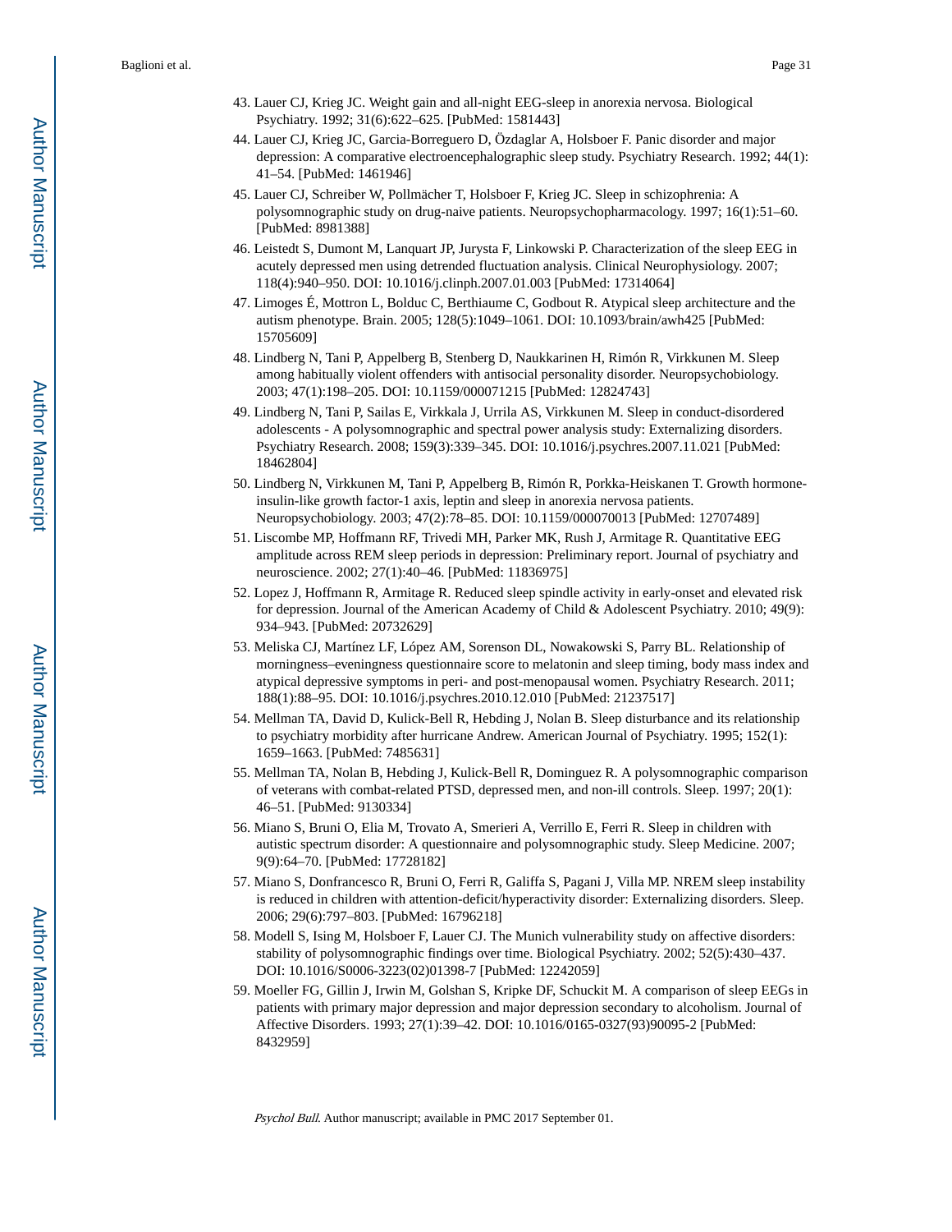43. Lauer CJ, Krieg JC. Weight gain and all-night EEG-sleep in anorexia nervosa. Biological Psychiatry. 1992; 31(6):622–625. [PubMed: 1581443]
44. Lauer CJ, Krieg JC, Garcia-Borreguero D, Özdaglar A, Holsboer F. Panic disorder and major depression: A comparative electroencephalographic sleep study. Psychiatry Research. 1992; 44(1): 41–54. [PubMed: 1461946]
45. Lauer CJ, Schreiber W, Pollmächer T, Holsboer F, Krieg JC. Sleep in schizophrenia: A polysomnographic study on drug-naive patients. Neuropsychopharmacology. 1997; 16(1):51–60. [PubMed: 8981388]
46. Leistedt S, Dumont M, Lanquart JP, Jurysta F, Linkowski P. Characterization of the sleep EEG in acutely depressed men using detrended fluctuation analysis. Clinical Neurophysiology. 2007; 118(4):940–950. DOI: 10.1016/j.clinph.2007.01.003 [PubMed: 17314064]
47. Limoges É, Mottron L, Bolduc C, Berthiaume C, Godbout R. Atypical sleep architecture and the autism phenotype. Brain. 2005; 128(5):1049–1061. DOI: 10.1093/brain/awh425 [PubMed: 15705609]
48. Lindberg N, Tani P, Appelberg B, Stenberg D, Naukkarinen H, Rimón R, Virkkunen M. Sleep among habitually violent offenders with antisocial personality disorder. Neuropsychobiology. 2003; 47(1):198–205. DOI: 10.1159/000071215 [PubMed: 12824743]
49. Lindberg N, Tani P, Sailas E, Virkkala J, Urrila AS, Virkkunen M. Sleep in conduct-disordered adolescents - A polysomnographic and spectral power analysis study: Externalizing disorders. Psychiatry Research. 2008; 159(3):339–345. DOI: 10.1016/j.psychres.2007.11.021 [PubMed: 18462804]
50. Lindberg N, Virkkunen M, Tani P, Appelberg B, Rimón R, Porkka-Heiskanen T. Growth hormone-insulin-like growth factor-1 axis, leptin and sleep in anorexia nervosa patients. Neuropsychobiology. 2003; 47(2):78–85. DOI: 10.1159/000070013 [PubMed: 12707489]
51. Liscombe MP, Hoffmann RF, Trivedi MH, Parker MK, Rush J, Armitage R. Quantitative EEG amplitude across REM sleep periods in depression: Preliminary report. Journal of psychiatry and neuroscience. 2002; 27(1):40–46. [PubMed: 11836975]
52. Lopez J, Hoffmann R, Armitage R. Reduced sleep spindle activity in early-onset and elevated risk for depression. Journal of the American Academy of Child & Adolescent Psychiatry. 2010; 49(9): 934–943. [PubMed: 20732629]
53. Meliska CJ, Martínez LF, López AM, Sorenson DL, Nowakowski S, Parry BL. Relationship of morningness–eveningness questionnaire score to melatonin and sleep timing, body mass index and atypical depressive symptoms in peri- and post-menopausal women. Psychiatry Research. 2011; 188(1):88–95. DOI: 10.1016/j.psychres.2010.12.010 [PubMed: 21237517]
54. Mellman TA, David D, Kulick-Bell R, Hebding J, Nolan B. Sleep disturbance and its relationship to psychiatry morbidity after hurricane Andrew. American Journal of Psychiatry. 1995; 152(1): 1659–1663. [PubMed: 7485631]
55. Mellman TA, Nolan B, Hebding J, Kulick-Bell R, Dominguez R. A polysomnographic comparison of veterans with combat-related PTSD, depressed men, and non-ill controls. Sleep. 1997; 20(1): 46–51. [PubMed: 9130334]
56. Miano S, Bruni O, Elia M, Trovato A, Smerieri A, Verrillo E, Ferri R. Sleep in children with autistic spectrum disorder: A questionnaire and polysomnographic study. Sleep Medicine. 2007; 9(9):64–70. [PubMed: 17728182]
57. Miano S, Donfrancesco R, Bruni O, Ferri R, Galiffa S, Pagani J, Villa MP. NREM sleep instability is reduced in children with attention-deficit/hyperactivity disorder: Externalizing disorders. Sleep. 2006; 29(6):797–803. [PubMed: 16796218]
58. Modell S, Ising M, Holsboer F, Lauer CJ. The Munich vulnerability study on affective disorders: stability of polysomnographic findings over time. Biological Psychiatry. 2002; 52(5):430–437. DOI: 10.1016/S0006-3223(02)01398-7 [PubMed: 12242059]
59. Moeller FG, Gillin J, Irwin M, Golshan S, Kripke DF, Schuckit M. A comparison of sleep EEGs in patients with primary major depression and major depression secondary to alcoholism. Journal of Affective Disorders. 1993; 27(1):39–42. DOI: 10.1016/0165-0327(93)90095-2 [PubMed: 8432959]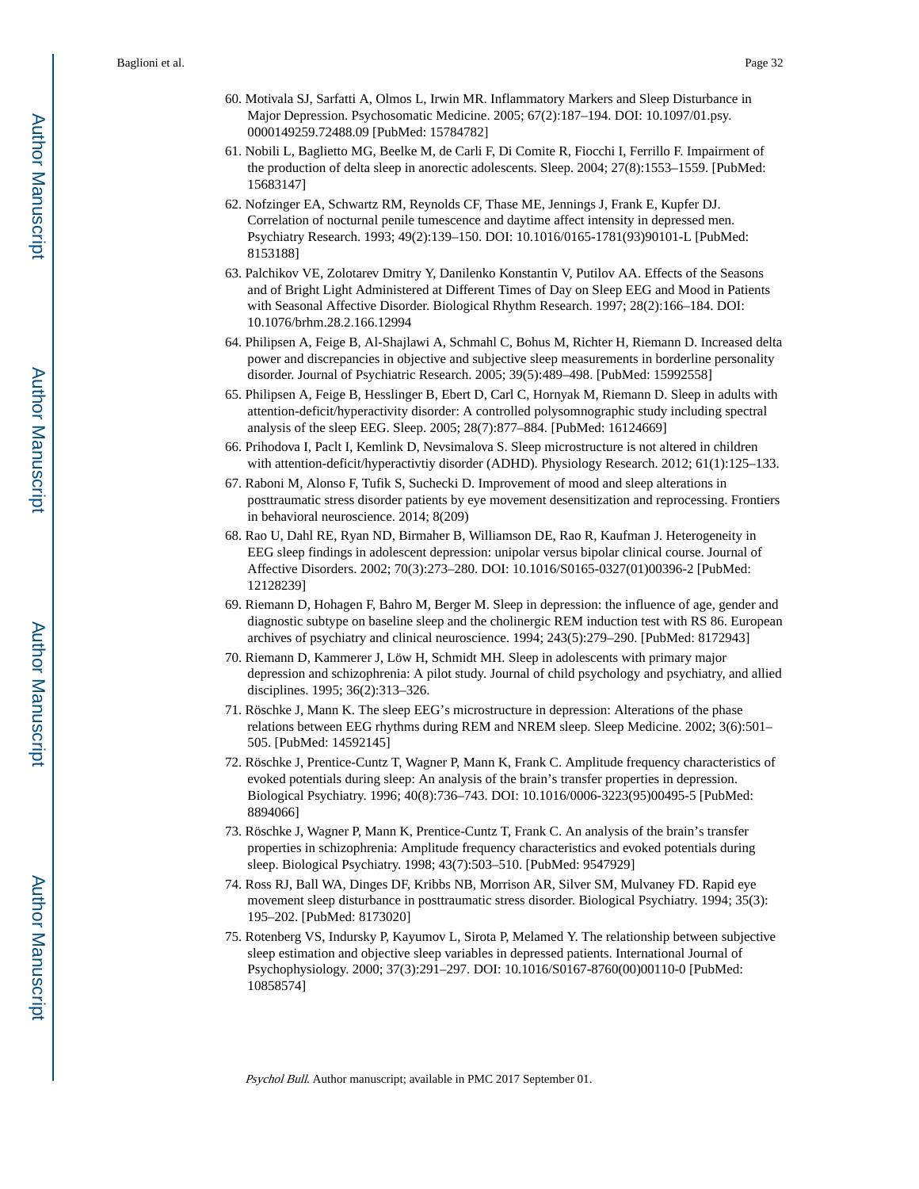60. Motivala SJ, Sarfatti A, Olmos L, Irwin MR. Inflammatory Markers and Sleep Disturbance in Major Depression. Psychosomatic Medicine. 2005; 67(2):187–194. DOI: 10.1097/01.psy.0000149259.72488.09 [PubMed: 15784782]
61. Nobili L, Baglietto MG, Beelke M, de Carli F, Di Comite R, Fiocchi I, Ferrillo F. Impairment of the production of delta sleep in anorectic adolescents. Sleep. 2004; 27(8):1553–1559. [PubMed: 15683147]
62. Nofzinger EA, Schwartz RM, Reynolds CF, Thase ME, Jennings J, Frank E, Kupfer DJ. Correlation of nocturnal penile tumescence and daytime affect intensity in depressed men. Psychiatry Research. 1993; 49(2):139–150. DOI: 10.1016/0165-1781(93)90101-L [PubMed: 8153188]
63. Palchikov VE, Zolotarev Dmitry Y, Danilenko Konstantin V, Putilov AA. Effects of the Seasons and of Bright Light Administered at Different Times of Day on Sleep EEG and Mood in Patients with Seasonal Affective Disorder. Biological Rhythm Research. 1997; 28(2):166–184. DOI: 10.1076/brhm.28.2.166.12994
64. Philipsen A, Feige B, Al-Shajlawi A, Schmahl C, Bohus M, Richter H, Riemann D. Increased delta power and discrepancies in objective and subjective sleep measurements in borderline personality disorder. Journal of Psychiatric Research. 2005; 39(5):489–498. [PubMed: 15992558]
65. Philipsen A, Feige B, Hesslinger B, Ebert D, Carl C, Hornyak M, Riemann D. Sleep in adults with attention-deficit/hyperactivity disorder: A controlled polysomnographic study including spectral analysis of the sleep EEG. Sleep. 2005; 28(7):877–884. [PubMed: 16124669]
66. Prihodova I, Paclt I, Kemlink D, Nevsimalova S. Sleep microstructure is not altered in children with attention-deficit/hyperactivtiy disorder (ADHD). Physiology Research. 2012; 61(1):125–133.
67. Raboni M, Alonso F, Tufik S, Suchecki D. Improvement of mood and sleep alterations in posttraumatic stress disorder patients by eye movement desensitization and reprocessing. Frontiers in behavioral neuroscience. 2014; 8(209)
68. Rao U, Dahl RE, Ryan ND, Birmaher B, Williamson DE, Rao R, Kaufman J. Heterogeneity in EEG sleep findings in adolescent depression: unipolar versus bipolar clinical course. Journal of Affective Disorders. 2002; 70(3):273–280. DOI: 10.1016/S0165-0327(01)00396-2 [PubMed: 12128239]
69. Riemann D, Hohagen F, Bahro M, Berger M. Sleep in depression: the influence of age, gender and diagnostic subtype on baseline sleep and the cholinergic REM induction test with RS 86. European archives of psychiatry and clinical neuroscience. 1994; 243(5):279–290. [PubMed: 8172943]
70. Riemann D, Kammerer J, Löw H, Schmidt MH. Sleep in adolescents with primary major depression and schizophrenia: A pilot study. Journal of child psychology and psychiatry, and allied disciplines. 1995; 36(2):313–326.
71. Röschke J, Mann K. The sleep EEG's microstructure in depression: Alterations of the phase relations between EEG rhythms during REM and NREM sleep. Sleep Medicine. 2002; 3(6):501–505. [PubMed: 14592145]
72. Röschke J, Prentice-Cuntz T, Wagner P, Mann K, Frank C. Amplitude frequency characteristics of evoked potentials during sleep: An analysis of the brain's transfer properties in depression. Biological Psychiatry. 1996; 40(8):736–743. DOI: 10.1016/0006-3223(95)00495-5 [PubMed: 8894066]
73. Röschke J, Wagner P, Mann K, Prentice-Cuntz T, Frank C. An analysis of the brain's transfer properties in schizophrenia: Amplitude frequency characteristics and evoked potentials during sleep. Biological Psychiatry. 1998; 43(7):503–510. [PubMed: 9547929]
74. Ross RJ, Ball WA, Dinges DF, Kribbs NB, Morrison AR, Silver SM, Mulvaney FD. Rapid eye movement sleep disturbance in posttraumatic stress disorder. Biological Psychiatry. 1994; 35(3):195–202. [PubMed: 8173020]
75. Rotenberg VS, Indursky P, Kayumov L, Sirota P, Melamed Y. The relationship between subjective sleep estimation and objective sleep variables in depressed patients. International Journal of Psychophysiology. 2000; 37(3):291–297. DOI: 10.1016/S0167-8760(00)00110-0 [PubMed: 10858574]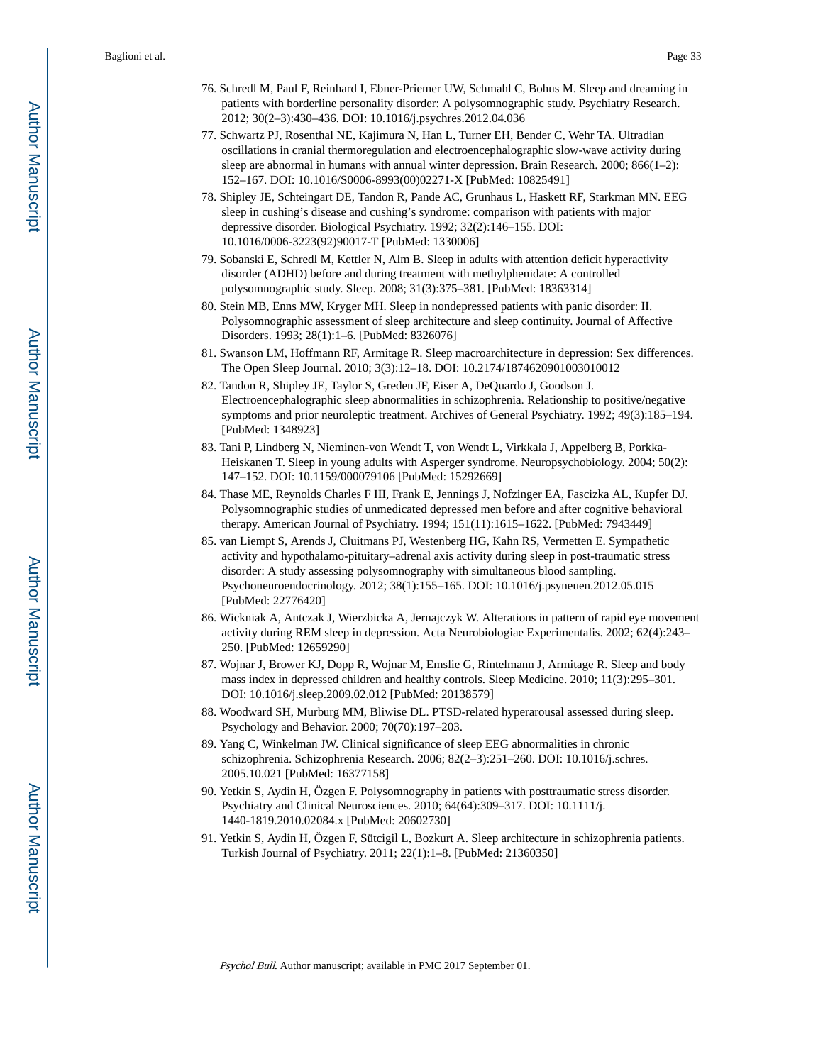76. Schredl M, Paul F, Reinhard I, Ebner-Priemer UW, Schmahl C, Bohus M. Sleep and dreaming in patients with borderline personality disorder: A polysomnographic study. Psychiatry Research. 2012; 30(2–3):430–436. DOI: 10.1016/j.psychres.2012.04.036
77. Schwartz PJ, Rosenthal NE, Kajimura N, Han L, Turner EH, Bender C, Wehr TA. Ultradian oscillations in cranial thermoregulation and electroencephalographic slow-wave activity during sleep are abnormal in humans with annual winter depression. Brain Research. 2000; 866(1–2): 152–167. DOI: 10.1016/S0006-8993(00)02271-X [PubMed: 10825491]
78. Shipley JE, Schteingart DE, Tandon R, Pande AC, Grunhaus L, Haskett RF, Starkman MN. EEG sleep in cushing's disease and cushing's syndrome: comparison with patients with major depressive disorder. Biological Psychiatry. 1992; 32(2):146–155. DOI: 10.1016/0006-3223(92)90017-T [PubMed: 1330006]
79. Sobanski E, Schredl M, Kettler N, Alm B. Sleep in adults with attention deficit hyperactivity disorder (ADHD) before and during treatment with methylphenidate: A controlled polysomnographic study. Sleep. 2008; 31(3):375–381. [PubMed: 18363314]
80. Stein MB, Enns MW, Kryger MH. Sleep in nondepressed patients with panic disorder: II. Polysomnographic assessment of sleep architecture and sleep continuity. Journal of Affective Disorders. 1993; 28(1):1–6. [PubMed: 8326076]
81. Swanson LM, Hoffmann RF, Armitage R. Sleep macroarchitecture in depression: Sex differences. The Open Sleep Journal. 2010; 3(3):12–18. DOI: 10.2174/1874620901003010012
82. Tandon R, Shipley JE, Taylor S, Greden JF, Eiser A, DeQuardo J, Goodson J. Electroencephalographic sleep abnormalities in schizophrenia. Relationship to positive/negative symptoms and prior neuroleptic treatment. Archives of General Psychiatry. 1992; 49(3):185–194. [PubMed: 1348923]
83. Tani P, Lindberg N, Nieminen-von Wendt T, von Wendt L, Virkkala J, Appelberg B, Porkka-Heiskanen T. Sleep in young adults with Asperger syndrome. Neuropsychobiology. 2004; 50(2): 147–152. DOI: 10.1159/000079106 [PubMed: 15292669]
84. Thase ME, Reynolds Charles F III, Frank E, Jennings J, Nofzinger EA, Fascizka AL, Kupfer DJ. Polysomnographic studies of unmedicated depressed men before and after cognitive behavioral therapy. American Journal of Psychiatry. 1994; 151(11):1615–1622. [PubMed: 7943449]
85. van Liempt S, Arends J, Cluitmans PJ, Westenberg HG, Kahn RS, Vermetten E. Sympathetic activity and hypothalamo-pituitary–adrenal axis activity during sleep in post-traumatic stress disorder: A study assessing polysomnography with simultaneous blood sampling. Psychoneuroendocrinology. 2012; 38(1):155–165. DOI: 10.1016/j.psyneuen.2012.05.015 [PubMed: 22776420]
86. Wickniak A, Antczak J, Wierzbicka A, Jernajczyk W. Alterations in pattern of rapid eye movement activity during REM sleep in depression. Acta Neurobiologiae Experimentalis. 2002; 62(4):243–250. [PubMed: 12659290]
87. Wojnar J, Brower KJ, Dopp R, Wojnar M, Emslie G, Rintelmann J, Armitage R. Sleep and body mass index in depressed children and healthy controls. Sleep Medicine. 2010; 11(3):295–301. DOI: 10.1016/j.sleep.2009.02.012 [PubMed: 20138579]
88. Woodward SH, Murburg MM, Bliwise DL. PTSD-related hyperarousal assessed during sleep. Psychology and Behavior. 2000; 70(70):197–203.
89. Yang C, Winkelman JW. Clinical significance of sleep EEG abnormalities in chronic schizophrenia. Schizophrenia Research. 2006; 82(2–3):251–260. DOI: 10.1016/j.schres.2005.10.021 [PubMed: 16377158]
90. Yetkin S, Aydin H, Özgen F. Polysomnography in patients with posttraumatic stress disorder. Psychiatry and Clinical Neurosciences. 2010; 64(64):309–317. DOI: 10.1111/j.1440-1819.2010.02084.x [PubMed: 20602730]
91. Yetkin S, Aydin H, Özgen F, Sütcigil L, Bozkurt A. Sleep architecture in schizophrenia patients. Turkish Journal of Psychiatry. 2011; 22(1):1–8. [PubMed: 21360350]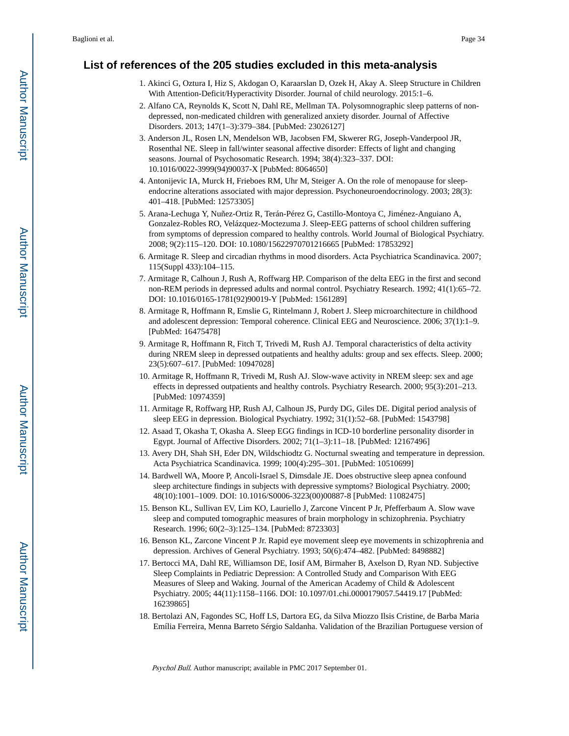## List of references of the 205 studies excluded in this meta-analysis

1. Akinci G, Oztura I, Hiz S, Akdogan O, Karaarslan D, Ozek H, Akay A. Sleep Structure in Children With Attention-Deficit/Hyperactivity Disorder. Journal of child neurology. 2015:1–6.
2. Alfano CA, Reynolds K, Scott N, Dahl RE, Mellman TA. Polysomnographic sleep patterns of non-depressed, non-medicated children with generalized anxiety disorder. Journal of Affective Disorders. 2013; 147(1–3):379–384. [PubMed: 23026127]
3. Anderson JL, Rosen LN, Mendelson WB, Jacobsen FM, Skwerer RG, Joseph-Vanderpool JR, Rosenthal NE. Sleep in fall/winter seasonal affective disorder: Effects of light and changing seasons. Journal of Psychosomatic Research. 1994; 38(4):323–337. DOI: 10.1016/0022-3999(94)90037-X [PubMed: 8064650]
4. Antonijevic IA, Murck H, Frieboes RM, Uhr M, Steiger A. On the role of menopause for sleep-endocrine alterations associated with major depression. Psychoneuroendocrinology. 2003; 28(3): 401–418. [PubMed: 12573305]
5. Arana-Lechuga Y, Nuñez-Ortiz R, Terán-Pérez G, Castillo-Montoya C, Jiménez-Anguiano A, Gonzalez-Robles RO, Velázquez-Moctezuma J. Sleep-EEG patterns of school children suffering from symptoms of depression compared to healthy controls. World Journal of Biological Psychiatry. 2008; 9(2):115–120. DOI: 10.1080/15622970701216665 [PubMed: 17853292]
6. Armitage R. Sleep and circadian rhythms in mood disorders. Acta Psychiatrica Scandinavica. 2007; 115(Suppl 433):104–115.
7. Armitage R, Calhoun J, Rush A, Roffwarg HP. Comparison of the delta EEG in the first and second non-REM periods in depressed adults and normal control. Psychiatry Research. 1992; 41(1):65–72. DOI: 10.1016/0165-1781(92)90019-Y [PubMed: 1561289]
8. Armitage R, Hoffmann R, Emslie G, Rintelmann J, Robert J. Sleep microarchitecture in childhood and adolescent depression: Temporal coherence. Clinical EEG and Neuroscience. 2006; 37(1):1–9. [PubMed: 16475478]
9. Armitage R, Hoffmann R, Fitch T, Trivedi M, Rush AJ. Temporal characteristics of delta activity during NREM sleep in depressed outpatients and healthy adults: group and sex effects. Sleep. 2000; 23(5):607–617. [PubMed: 10947028]
10. Armitage R, Hoffmann R, Trivedi M, Rush AJ. Slow-wave activity in NREM sleep: sex and age effects in depressed outpatients and healthy controls. Psychiatry Research. 2000; 95(3):201–213. [PubMed: 10974359]
11. Armitage R, Roffwarg HP, Rush AJ, Calhoun JS, Purdy DG, Giles DE. Digital period analysis of sleep EEG in depression. Biological Psychiatry. 1992; 31(1):52–68. [PubMed: 1543798]
12. Asaad T, Okasha T, Okasha A. Sleep EGG findings in ICD-10 borderline personality disorder in Egypt. Journal of Affective Disorders. 2002; 71(1–3):11–18. [PubMed: 12167496]
13. Avery DH, Shah SH, Eder DN, Wildschiodtz G. Nocturnal sweating and temperature in depression. Acta Psychiatrica Scandinavica. 1999; 100(4):295–301. [PubMed: 10510699]
14. Bardwell WA, Moore P, Ancoli-Israel S, Dimsdale JE. Does obstructive sleep apnea confound sleep architecture findings in subjects with depressive symptoms? Biological Psychiatry. 2000; 48(10):1001–1009. DOI: 10.1016/S0006-3223(00)00887-8 [PubMed: 11082475]
15. Benson KL, Sullivan EV, Lim KO, Lauriello J, Zarcone Vincent P Jr, Pfefferbaum A. Slow wave sleep and computed tomographic measures of brain morphology in schizophrenia. Psychiatry Research. 1996; 60(2–3):125–134. [PubMed: 8723303]
16. Benson KL, Zarcone Vincent P Jr. Rapid eye movement sleep eye movements in schizophrenia and depression. Archives of General Psychiatry. 1993; 50(6):474–482. [PubMed: 8498882]
17. Bertocci MA, Dahl RE, Williamson DE, Iosif AM, Birmaher B, Axelson D, Ryan ND. Subjective Sleep Complaints in Pediatric Depression: A Controlled Study and Comparison With EEG Measures of Sleep and Waking. Journal of the American Academy of Child & Adolescent Psychiatry. 2005; 44(11):1158–1166. DOI: 10.1097/01.chi.0000179057.54419.17 [PubMed: 16239865]
18. Bertolazi AN, Fagondes SC, Hoff LS, Dartora EG, da Silva Miozzo Ilsis Cristine, de Barba Maria Emília Ferreira, Menna Barreto Sérgio Saldanha. Validation of the Brazilian Portuguese version of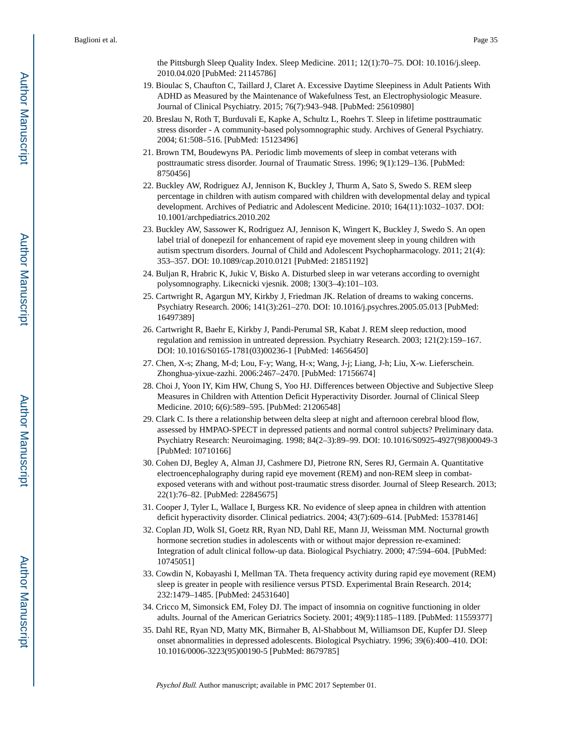the Pittsburgh Sleep Quality Index. Sleep Medicine. 2011; 12(1):70–75. DOI: 10.1016/j.sleep.2010.04.020 [PubMed: 21145786]

19. Bioulac S, Chaufton C, Taillard J, Claret A. Excessive Daytime Sleepiness in Adult Patients With ADHD as Measured by the Maintenance of Wakefulness Test, an Electrophysiologic Measure. Journal of Clinical Psychiatry. 2015; 76(7):943–948. [PubMed: 25610980]
20. Breslau N, Roth T, Burduvali E, Kapke A, Schultz L, Roehrs T. Sleep in lifetime posttraumatic stress disorder - A community-based polysomnographic study. Archives of General Psychiatry. 2004; 61:508–516. [PubMed: 15123496]
21. Brown TM, Boudewyns PA. Periodic limb movements of sleep in combat veterans with posttraumatic stress disorder. Journal of Traumatic Stress. 1996; 9(1):129–136. [PubMed: 8750456]
22. Buckley AW, Rodriguez AJ, Jennison K, Buckley J, Thurm A, Sato S, Swedo S. REM sleep percentage in children with autism compared with children with developmental delay and typical development. Archives of Pediatric and Adolescent Medicine. 2010; 164(11):1032–1037. DOI: 10.1001/archpediatrics.2010.202
23. Buckley AW, Sassower K, Rodriguez AJ, Jennison K, Wingert K, Buckley J, Swedo S. An open label trial of donepezil for enhancement of rapid eye movement sleep in young children with autism spectrum disorders. Journal of Child and Adolescent Psychopharmacology. 2011; 21(4):353–357. DOI: 10.1089/cap.2010.0121 [PubMed: 21851192]
24. Buljan R, Hrabric K, Jukic V, Bisko A. Disturbed sleep in war veterans according to overnight polysomnography. Likecnicki vjesnik. 2008; 130(3–4):101–103.
25. Cartwright R, Agargun MY, Kirkby J, Friedman JK. Relation of dreams to waking concerns. Psychiatry Research. 2006; 141(3):261–270. DOI: 10.1016/j.psychres.2005.05.013 [PubMed: 16497389]
26. Cartwright R, Baehr E, Kirkby J, Pandi-Perumal SR, Kabat J. REM sleep reduction, mood regulation and remission in untreated depression. Psychiatry Research. 2003; 121(2):159–167. DOI: 10.1016/S0165-1781(03)00236-1 [PubMed: 14656450]
27. Chen, X-s; Zhang, M-d; Lou, F-y; Wang, H-x; Wang, J-j; Liang, J-h; Liu, X-w. Lieferschein. Zhonghua-yixue-zazhi. 2006:2467–2470. [PubMed: 17156674]
28. Choi J, Yoon IY, Kim HW, Chung S, Yoo HJ. Differences between Objective and Subjective Sleep Measures in Children with Attention Deficit Hyperactivity Disorder. Journal of Clinical Sleep Medicine. 2010; 6(6):589–595. [PubMed: 21206548]
29. Clark C. Is there a relationship between delta sleep at night and afternoon cerebral blood flow, assessed by HMPAO-SPECT in depressed patients and normal control subjects? Preliminary data. Psychiatry Research: Neuroimaging. 1998; 84(2–3):89–99. DOI: 10.1016/S0925-4927(98)00049-3 [PubMed: 10710166]
30. Cohen DJ, Begley A, Alman JJ, Cashmere DJ, Pietrone RN, Seres RJ, Germain A. Quantitative electroencephalography during rapid eye movement (REM) and non-REM sleep in combat-exposed veterans with and without post-traumatic stress disorder. Journal of Sleep Research. 2013; 22(1):76–82. [PubMed: 22845675]
31. Cooper J, Tyler L, Wallace I, Burgess KR. No evidence of sleep apnea in children with attention deficit hyperactivity disorder. Clinical pediatrics. 2004; 43(7):609–614. [PubMed: 15378146]
32. Coplan JD, Wolk SI, Goetz RR, Ryan ND, Dahl RE, Mann JJ, Weissman MM. Nocturnal growth hormone secretion studies in adolescents with or without major depression re-examined: Integration of adult clinical follow-up data. Biological Psychiatry. 2000; 47:594–604. [PubMed: 10745051]
33. Cowdin N, Kobayashi I, Mellman TA. Theta frequency activity during rapid eye movement (REM) sleep is greater in people with resilience versus PTSD. Experimental Brain Research. 2014; 232:1479–1485. [PubMed: 24531640]
34. Cricco M, Simonsick EM, Foley DJ. The impact of insomnia on cognitive functioning in older adults. Journal of the American Geriatrics Society. 2001; 49(9):1185–1189. [PubMed: 11559377]
35. Dahl RE, Ryan ND, Matty MK, Birmaher B, Al-Shabbout M, Williamson DE, Kupfer DJ. Sleep onset abnormalities in depressed adolescents. Biological Psychiatry. 1996; 39(6):400–410. DOI: 10.1016/0006-3223(95)00190-5 [PubMed: 8679785]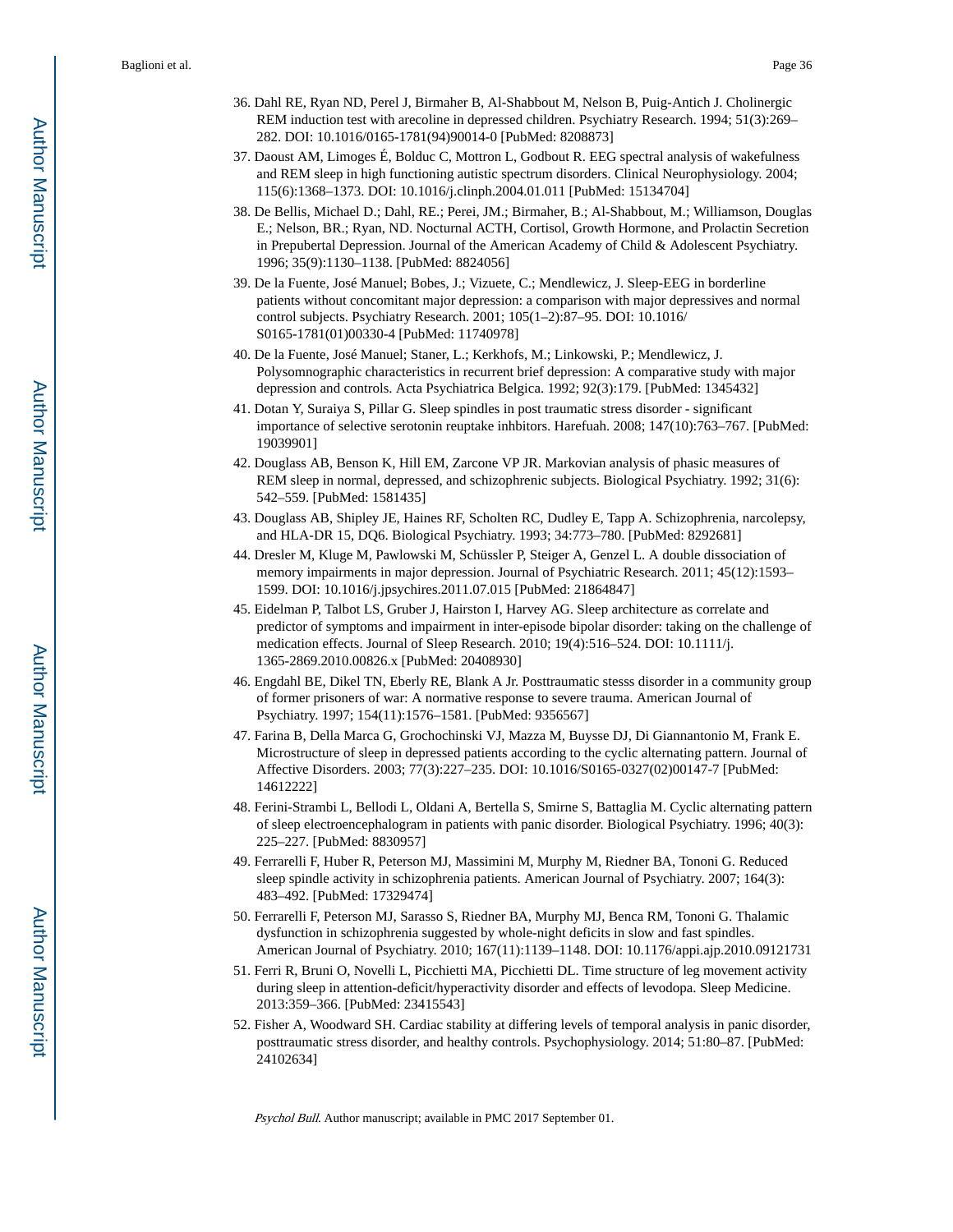36. Dahl RE, Ryan ND, Perel J, Birmaher B, Al-Shabbout M, Nelson B, Puig-Antich J. Cholinergic REM induction test with arecoline in depressed children. Psychiatry Research. 1994; 51(3):269–282. DOI: 10.1016/0165-1781(94)90014-0 [PubMed: 8208873]

37. Daoust AM, Limoges É, Bolduc C, Mottron L, Godbout R. EEG spectral analysis of wakefulness and REM sleep in high functioning autistic spectrum disorders. Clinical Neurophysiology. 2004; 115(6):1368–1373. DOI: 10.1016/j.clinph.2004.01.011 [PubMed: 15134704]

38. De Bellis, Michael D.; Dahl, RE.; Perei, JM.; Birmaher, B.; Al-Shabbout, M.; Williamson, Douglas E.; Nelson, BR.; Ryan, ND. Nocturnal ACTH, Cortisol, Growth Hormone, and Prolactin Secretion in Prepubertal Depression. Journal of the American Academy of Child & Adolescent Psychiatry. 1996; 35(9):1130–1138. [PubMed: 8824056]

39. De la Fuente, José Manuel; Bobes, J.; Vizuete, C.; Mendlewicz, J. Sleep-EEG in borderline patients without concomitant major depression: a comparison with major depressives and normal control subjects. Psychiatry Research. 2001; 105(1–2):87–95. DOI: 10.1016/S0165-1781(01)00330-4 [PubMed: 11740978]

40. De la Fuente, José Manuel; Staner, L.; Kerkhofs, M.; Linkowski, P.; Mendlewicz, J. Polysomnographic characteristics in recurrent brief depression: A comparative study with major depression and controls. Acta Psychiatrica Belgica. 1992; 92(3):179. [PubMed: 1345432]

41. Dotan Y, Suraiya S, Pillar G. Sleep spindles in post traumatic stress disorder - significant importance of selective serotonin reuptake inhbitors. Harefuah. 2008; 147(10):763–767. [PubMed: 19039901]

42. Douglass AB, Benson K, Hill EM, Zarcone VP JR. Markovian analysis of phasic measures of REM sleep in normal, depressed, and schizophrenic subjects. Biological Psychiatry. 1992; 31(6):542–559. [PubMed: 1581435]

43. Douglass AB, Shipley JE, Haines RF, Scholten RC, Dudley E, Tapp A. Schizophrenia, narcolepsy, and HLA-DR 15, DQ6. Biological Psychiatry. 1993; 34:773–780. [PubMed: 8292681]

44. Dresler M, Kluge M, Pawlowski M, Schüssler P, Steiger A, Genzel L. A double dissociation of memory impairments in major depression. Journal of Psychiatric Research. 2011; 45(12):1593–1599. DOI: 10.1016/j.jpsychires.2011.07.015 [PubMed: 21864847]

45. Eidelman P, Talbot LS, Gruber J, Hairston I, Harvey AG. Sleep architecture as correlate and predictor of symptoms and impairment in inter-episode bipolar disorder: taking on the challenge of medication effects. Journal of Sleep Research. 2010; 19(4):516–524. DOI: 10.1111/j.1365-2869.2010.00826.x [PubMed: 20408930]

46. Engdahl BE, Dikel TN, Eberly RE, Blank A Jr. Posttraumatic stesss disorder in a community group of former prisoners of war: A normative response to severe trauma. American Journal of Psychiatry. 1997; 154(11):1576–1581. [PubMed: 9356567]

47. Farina B, Della Marca G, Grochochinski VJ, Mazza M, Buysse DJ, Di Giannantonio M, Frank E. Microstructure of sleep in depressed patients according to the cyclic alternating pattern. Journal of Affective Disorders. 2003; 77(3):227–235. DOI: 10.1016/S0165-0327(02)00147-7 [PubMed: 14612222]

48. Ferini-Strambi L, Bellodi L, Oldani A, Bertella S, Smirne S, Battaglia M. Cyclic alternating pattern of sleep electroencephalogram in patients with panic disorder. Biological Psychiatry. 1996; 40(3):225–227. [PubMed: 8830957]

49. Ferrarelli F, Huber R, Peterson MJ, Massimini M, Murphy M, Riedner BA, Tononi G. Reduced sleep spindle activity in schizophrenia patients. American Journal of Psychiatry. 2007; 164(3):483–492. [PubMed: 17329474]

50. Ferrarelli F, Peterson MJ, Sarasso S, Riedner BA, Murphy MJ, Benca RM, Tononi G. Thalamic dysfunction in schizophrenia suggested by whole-night deficits in slow and fast spindles. American Journal of Psychiatry. 2010; 167(11):1139–1148. DOI: 10.1176/appi.ajp.2010.09121731

51. Ferri R, Bruni O, Novelli L, Picchietti MA, Picchietti DL. Time structure of leg movement activity during sleep in attention-deficit/hyperactivity disorder and effects of levodopa. Sleep Medicine. 2013:359–366. [PubMed: 23415543]

52. Fisher A, Woodward SH. Cardiac stability at differing levels of temporal analysis in panic disorder, posttraumatic stress disorder, and healthy controls. Psychophysiology. 2014; 51:80–87. [PubMed: 24102634]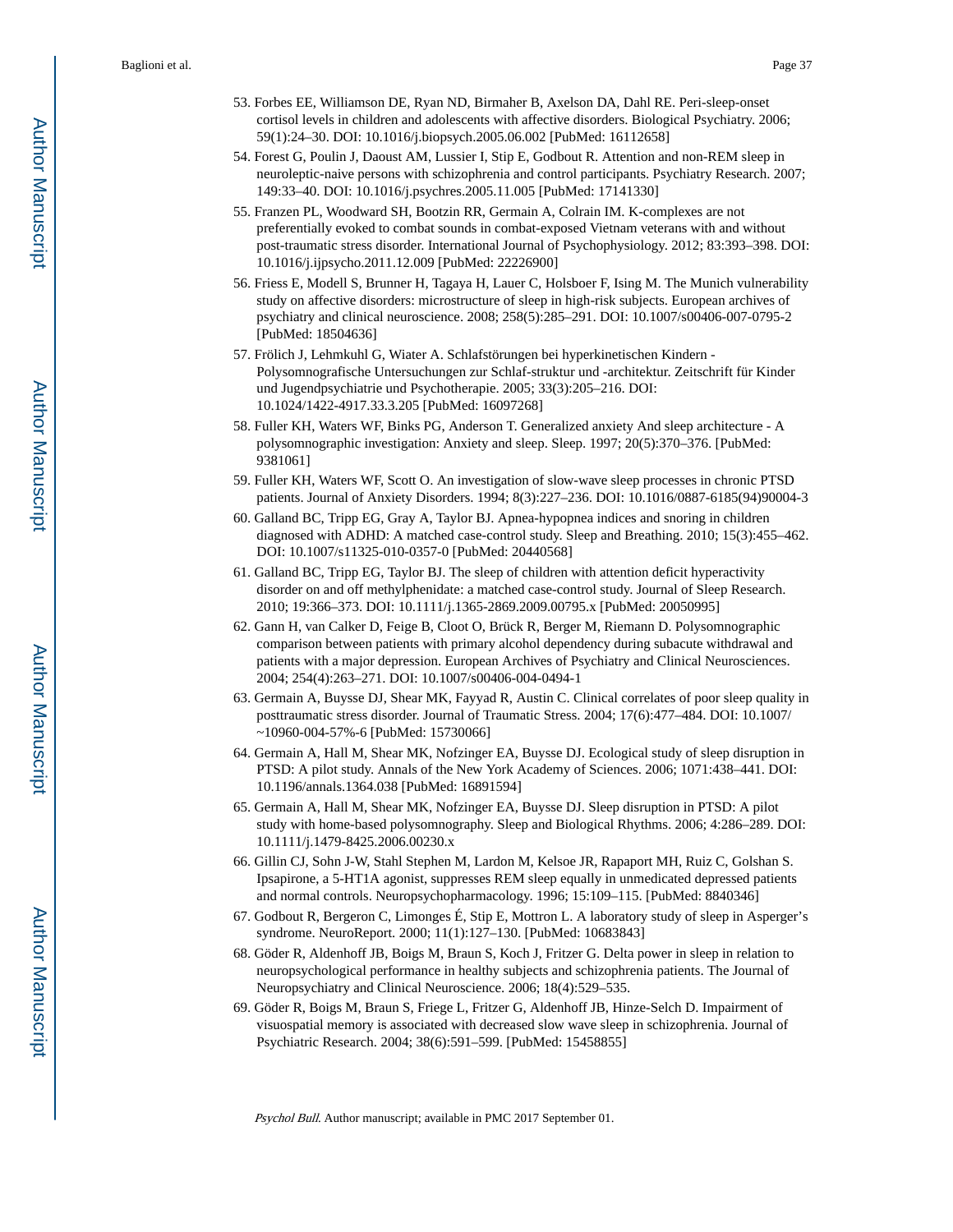53. Forbes EE, Williamson DE, Ryan ND, Birmaher B, Axelson DA, Dahl RE. Peri-sleep-onset cortisol levels in children and adolescents with affective disorders. Biological Psychiatry. 2006; 59(1):24–30. DOI: 10.1016/j.biopsych.2005.06.002 [PubMed: 16112658]
54. Forest G, Poulin J, Daoust AM, Lussier I, Stip E, Godbout R. Attention and non-REM sleep in neuroleptic-naive persons with schizophrenia and control participants. Psychiatry Research. 2007; 149:33–40. DOI: 10.1016/j.psychres.2005.11.005 [PubMed: 17141330]
55. Franzen PL, Woodward SH, Bootzin RR, Germain A, Colrain IM. K-complexes are not preferentially evoked to combat sounds in combat-exposed Vietnam veterans with and without post-traumatic stress disorder. International Journal of Psychophysiology. 2012; 83:393–398. DOI: 10.1016/j.ijpsycho.2011.12.009 [PubMed: 22226900]
56. Friess E, Modell S, Brunner H, Tagaya H, Lauer C, Holsboer F, Ising M. The Munich vulnerability study on affective disorders: microstructure of sleep in high-risk subjects. European archives of psychiatry and clinical neuroscience. 2008; 258(5):285–291. DOI: 10.1007/s00406-007-0795-2 [PubMed: 18504636]
57. Frölich J, Lehmkuhl G, Wiater A. Schlafstörungen bei hyperkinetischen Kindern - Polysomnografische Untersuchungen zur Schlaf-struktur und -architektur. Zeitschrift für Kinder und Jugendpsychiatrie und Psychotherapie. 2005; 33(3):205–216. DOI: 10.1024/1422-4917.33.3.205 [PubMed: 16097268]
58. Fuller KH, Waters WF, Binks PG, Anderson T. Generalized anxiety And sleep architecture - A polysomnographic investigation: Anxiety and sleep. Sleep. 1997; 20(5):370–376. [PubMed: 9381061]
59. Fuller KH, Waters WF, Scott O. An investigation of slow-wave sleep processes in chronic PTSD patients. Journal of Anxiety Disorders. 1994; 8(3):227–236. DOI: 10.1016/0887-6185(94)90004-3
60. Galland BC, Tripp EG, Gray A, Taylor BJ. Apnea-hypopnea indices and snoring in children diagnosed with ADHD: A matched case-control study. Sleep and Breathing. 2010; 15(3):455–462. DOI: 10.1007/s11325-010-0357-0 [PubMed: 20440568]
61. Galland BC, Tripp EG, Taylor BJ. The sleep of children with attention deficit hyperactivity disorder on and off methylphenidate: a matched case-control study. Journal of Sleep Research. 2010; 19:366–373. DOI: 10.1111/j.1365-2869.2009.00795.x [PubMed: 20050995]
62. Gann H, van Calker D, Feige B, Cloot O, Brück R, Berger M, Riemann D. Polysomnographic comparison between patients with primary alcohol dependency during subacute withdrawal and patients with a major depression. European Archives of Psychiatry and Clinical Neurosciences. 2004; 254(4):263–271. DOI: 10.1007/s00406-004-0494-1
63. Germain A, Buysse DJ, Shear MK, Fayyad R, Austin C. Clinical correlates of poor sleep quality in posttraumatic stress disorder. Journal of Traumatic Stress. 2004; 17(6):477–484. DOI: 10.1007/~10960-004-57%-6 [PubMed: 15730066]
64. Germain A, Hall M, Shear MK, Nofzinger EA, Buysse DJ. Ecological study of sleep disruption in PTSD: A pilot study. Annals of the New York Academy of Sciences. 2006; 1071:438–441. DOI: 10.1196/annals.1364.038 [PubMed: 16891594]
65. Germain A, Hall M, Shear MK, Nofzinger EA, Buysse DJ. Sleep disruption in PTSD: A pilot study with home-based polysomnography. Sleep and Biological Rhythms. 2006; 4:286–289. DOI: 10.1111/j.1479-8425.2006.00230.x
66. Gillin CJ, Sohn J-W, Stahl Stephen M, Lardon M, Kelsoe JR, Rapaport MH, Ruiz C, Golshan S. Ipsapirone, a 5-HT1A agonist, suppresses REM sleep equally in unmedicated depressed patients and normal controls. Neuropsychopharmacology. 1996; 15:109–115. [PubMed: 8840346]
67. Godbout R, Bergeron C, Limonges É, Stip E, Mottron L. A laboratory study of sleep in Asperger's syndrome. NeuroReport. 2000; 11(1):127–130. [PubMed: 10683843]
68. Göder R, Aldenhoff JB, Boigs M, Braun S, Koch J, Fritzer G. Delta power in sleep in relation to neuropsychological performance in healthy subjects and schizophrenia patients. The Journal of Neuropsychiatry and Clinical Neuroscience. 2006; 18(4):529–535.
69. Göder R, Boigs M, Braun S, Friege L, Fritzer G, Aldenhoff JB, Hinze-Selch D. Impairment of visuospatial memory is associated with decreased slow wave sleep in schizophrenia. Journal of Psychiatric Research. 2004; 38(6):591–599. [PubMed: 15458855]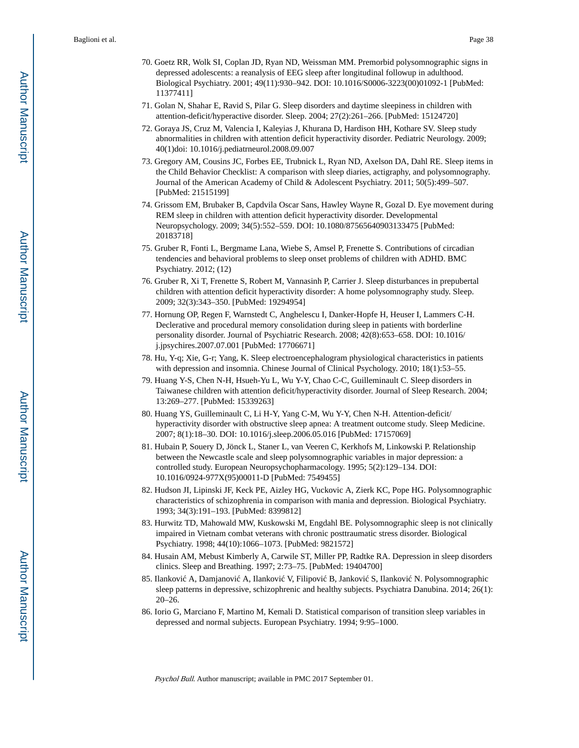70. Goetz RR, Wolk SI, Coplan JD, Ryan ND, Weissman MM. Premorbid polysomnographic signs in depressed adolescents: a reanalysis of EEG sleep after longitudinal followup in adulthood. Biological Psychiatry. 2001; 49(11):930–942. DOI: 10.1016/S0006-3223(00)01092-1 [PubMed: 11377411]
71. Golan N, Shahar E, Ravid S, Pilar G. Sleep disorders and daytime sleepiness in children with attention-deficit/hyperactive disorder. Sleep. 2004; 27(2):261–266. [PubMed: 15124720]
72. Goraya JS, Cruz M, Valencia I, Kaleyias J, Khurana D, Hardison HH, Kothare SV. Sleep study abnormalities in children with attention deficit hyperactivity disorder. Pediatric Neurology. 2009; 40(1)doi: 10.1016/j.pediatrneurol.2008.09.007
73. Gregory AM, Cousins JC, Forbes EE, Trubnick L, Ryan ND, Axelson DA, Dahl RE. Sleep items in the Child Behavior Checklist: A comparison with sleep diaries, actigraphy, and polysomnography. Journal of the American Academy of Child & Adolescent Psychiatry. 2011; 50(5):499–507. [PubMed: 21515199]
74. Grissom EM, Brubaker B, Capdvila Oscar Sans, Hawley Wayne R, Gozal D. Eye movement during REM sleep in children with attention deficit hyperactivity disorder. Developmental Neuropsychology. 2009; 34(5):552–559. DOI: 10.1080/87565640903133475 [PubMed: 20183718]
75. Gruber R, Fonti L, Bergmame Lana, Wiebe S, Amsel P, Frenette S. Contributions of circadian tendencies and behavioral problems to sleep onset problems of children with ADHD. BMC Psychiatry. 2012; (12)
76. Gruber R, Xi T, Frenette S, Robert M, Vannasinh P, Carrier J. Sleep disturbances in prepubertal children with attention deficit hyperactivity disorder: A home polysomnography study. Sleep. 2009; 32(3):343–350. [PubMed: 19294954]
77. Hornung OP, Regen F, Warnstedt C, Anghelescu I, Danker-Hopfe H, Heuser I, Lammers C-H. Declerative and procedural memory consolidation during sleep in patients with borderline personality disorder. Journal of Psychiatric Research. 2008; 42(8):653–658. DOI: 10.1016/j.jpsychires.2007.07.001 [PubMed: 17706671]
78. Hu, Y-q; Xie, G-r; Yang, K. Sleep electroencephalogram physiological characteristics in patients with depression and insomnia. Chinese Journal of Clinical Psychology. 2010; 18(1):53–55.
79. Huang Y-S, Chen N-H, Hsueh-Yu L, Wu Y-Y, Chao C-C, Guilleminault C. Sleep disorders in Taiwanese children with attention deficit/hyperactivity disorder. Journal of Sleep Research. 2004; 13:269–277. [PubMed: 15339263]
80. Huang YS, Guilleminault C, Li H-Y, Yang C-M, Wu Y-Y, Chen N-H. Attention-deficit/hyperactivity disorder with obstructive sleep apnea: A treatment outcome study. Sleep Medicine. 2007; 8(1):18–30. DOI: 10.1016/j.sleep.2006.05.016 [PubMed: 17157069]
81. Hubain P, Souery D, Jönck L, Staner L, van Veeren C, Kerkhofs M, Linkowski P. Relationship between the Newcastle scale and sleep polysomnographic variables in major depression: a controlled study. European Neuropsychopharmacology. 1995; 5(2):129–134. DOI: 10.1016/0924-977X(95)00011-D [PubMed: 7549455]
82. Hudson JI, Lipinski JF, Keck PE, Aizley HG, Vuckovic A, Zierk KC, Pope HG. Polysomnographic characteristics of schizophrenia in comparison with mania and depression. Biological Psychiatry. 1993; 34(3):191–193. [PubMed: 8399812]
83. Hurwitz TD, Mahowald MW, Kuskowski M, Engdahl BE. Polysomnographic sleep is not clinically impaired in Vietnam combat veterans with chronic posttraumatic stress disorder. Biological Psychiatry. 1998; 44(10):1066–1073. [PubMed: 9821572]
84. Husain AM, Mebust Kimberly A, Carwile ST, Miller PP, Radtke RA. Depression in sleep disorders clinics. Sleep and Breathing. 1997; 2:73–75. [PubMed: 19404700]
85. Ilanković A, Damjanović A, Ilanković V, Filipović B, Janković S, Ilanković N. Polysomnographic sleep patterns in depressive, schizophrenic and healthy subjects. Psychiatra Danubina. 2014; 26(1):20–26.
86. Iorio G, Marciano F, Martino M, Kemali D. Statistical comparison of transition sleep variables in depressed and normal subjects. European Psychiatry. 1994; 9:95–1000.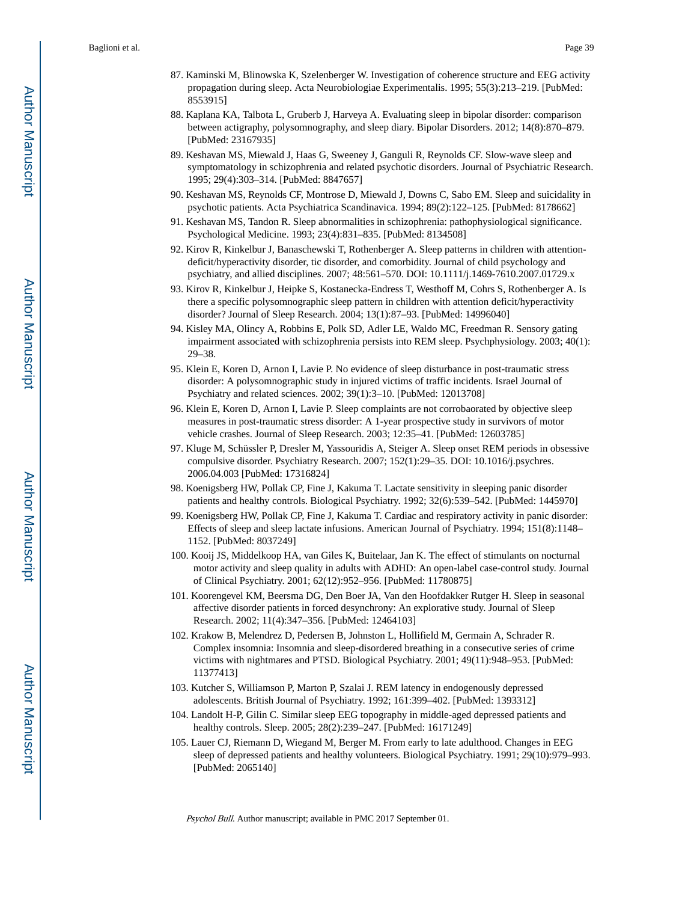87. Kaminski M, Blinowska K, Szelenberger W. Investigation of coherence structure and EEG activity propagation during sleep. Acta Neurobiologiae Experimentalis. 1995; 55(3):213–219. [PubMed: 8553915]
88. Kaplana KA, Talbota L, Gruberb J, Harveya A. Evaluating sleep in bipolar disorder: comparison between actigraphy, polysomnography, and sleep diary. Bipolar Disorders. 2012; 14(8):870–879. [PubMed: 23167935]
89. Keshavan MS, Miewald J, Haas G, Sweeney J, Ganguli R, Reynolds CF. Slow-wave sleep and symptomatology in schizophrenia and related psychotic disorders. Journal of Psychiatric Research. 1995; 29(4):303–314. [PubMed: 8847657]
90. Keshavan MS, Reynolds CF, Montrose D, Miewald J, Downs C, Sabo EM. Sleep and suicidality in psychotic patients. Acta Psychiatrica Scandinavica. 1994; 89(2):122–125. [PubMed: 8178662]
91. Keshavan MS, Tandon R. Sleep abnormalities in schizophrenia: pathophysiological significance. Psychological Medicine. 1993; 23(4):831–835. [PubMed: 8134508]
92. Kirov R, Kinkelbur J, Banaschewski T, Rothenberger A. Sleep patterns in children with attention-deficit/hyperactivity disorder, tic disorder, and comorbidity. Journal of child psychology and psychiatry, and allied disciplines. 2007; 48:561–570. DOI: 10.1111/j.1469-7610.2007.01729.x
93. Kirov R, Kinkelbur J, Heipke S, Kostanecka-Endress T, Westhoff M, Cohrs S, Rothenberger A. Is there a specific polysomnographic sleep pattern in children with attention deficit/hyperactivity disorder? Journal of Sleep Research. 2004; 13(1):87–93. [PubMed: 14996040]
94. Kisley MA, Olincy A, Robbins E, Polk SD, Adler LE, Waldo MC, Freedman R. Sensory gating impairment associated with schizophrenia persists into REM sleep. Psychphysiology. 2003; 40(1): 29–38.
95. Klein E, Koren D, Arnon I, Lavie P. No evidence of sleep disturbance in post-traumatic stress disorder: A polysomnographic study in injured victims of traffic incidents. Israel Journal of Psychiatry and related sciences. 2002; 39(1):3–10. [PubMed: 12013708]
96. Klein E, Koren D, Arnon I, Lavie P. Sleep complaints are not corrobaorated by objective sleep measures in post-traumatic stress disorder: A 1-year prospective study in survivors of motor vehicle crashes. Journal of Sleep Research. 2003; 12:35–41. [PubMed: 12603785]
97. Kluge M, Schüssler P, Dresler M, Yassouridis A, Steiger A. Sleep onset REM periods in obsessive compulsive disorder. Psychiatry Research. 2007; 152(1):29–35. DOI: 10.1016/j.psychres. 2006.04.003 [PubMed: 17316824]
98. Koenigsberg HW, Pollak CP, Fine J, Kakuma T. Lactate sensitivity in sleeping panic disorder patients and healthy controls. Biological Psychiatry. 1992; 32(6):539–542. [PubMed: 1445970]
99. Koenigsberg HW, Pollak CP, Fine J, Kakuma T. Cardiac and respiratory activity in panic disorder: Effects of sleep and sleep lactate infusions. American Journal of Psychiatry. 1994; 151(8):1148–1152. [PubMed: 8037249]
100. Kooij JS, Middelkoop HA, van Giles K, Buitelaar, Jan K. The effect of stimulants on nocturnal motor activity and sleep quality in adults with ADHD: An open-label case-control study. Journal of Clinical Psychiatry. 2001; 62(12):952–956. [PubMed: 11780875]
101. Koorengevel KM, Beersma DG, Den Boer JA, Van den Hoofdakker Rutger H. Sleep in seasonal affective disorder patients in forced desynchrony: An explorative study. Journal of Sleep Research. 2002; 11(4):347–356. [PubMed: 12464103]
102. Krakow B, Melendrez D, Pedersen B, Johnston L, Hollifield M, Germain A, Schrader R. Complex insomnia: Insomnia and sleep-disordered breathing in a consecutive series of crime victims with nightmares and PTSD. Biological Psychiatry. 2001; 49(11):948–953. [PubMed: 11377413]
103. Kutcher S, Williamson P, Marton P, Szalai J. REM latency in endogenously depressed adolescents. British Journal of Psychiatry. 1992; 161:399–402. [PubMed: 1393312]
104. Landolt H-P, Gilin C. Similar sleep EEG topography in middle-aged depressed patients and healthy controls. Sleep. 2005; 28(2):239–247. [PubMed: 16171249]
105. Lauer CJ, Riemann D, Wiegand M, Berger M. From early to late adulthood. Changes in EEG sleep of depressed patients and healthy volunteers. Biological Psychiatry. 1991; 29(10):979–993. [PubMed: 2065140]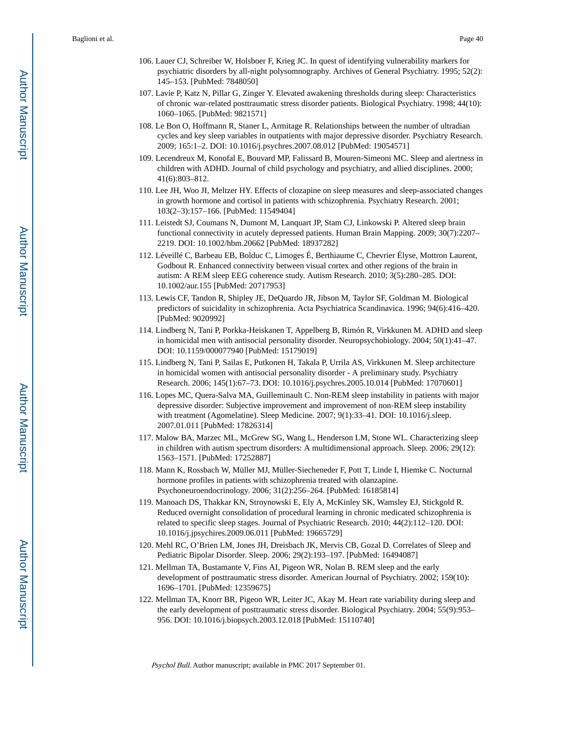106. Lauer CJ, Schreiber W, Holsboer F, Krieg JC. In quest of identifying vulnerability markers for psychiatric disorders by all-night polysomnography. Archives of General Psychiatry. 1995; 52(2): 145–153. [PubMed: 7848050]
107. Lavie P, Katz N, Pillar G, Zinger Y. Elevated awakening thresholds during sleep: Characteristics of chronic war-related posttraumatic stress disorder patients. Biological Psychiatry. 1998; 44(10): 1060–1065. [PubMed: 9821571]
108. Le Bon O, Hoffmann R, Staner L, Armitage R. Relationships between the number of ultradian cycles and key sleep variables in outpatients with major depressive disorder. Psychiatry Research. 2009; 165:1–2. DOI: 10.1016/j.psychres.2007.08.012 [PubMed: 19054571]
109. Lecendreux M, Konofal E, Bouvard MP, Falissard B, Mouren-Simeoni MC. Sleep and alertness in children with ADHD. Journal of child psychology and psychiatry, and allied disciplines. 2000; 41(6):803–812.
110. Lee JH, Woo JI, Meltzer HY. Effects of clozapine on sleep measures and sleep-associated changes in growth hormone and cortisol in patients with schizophrenia. Psychiatry Research. 2001; 103(2–3):157–166. [PubMed: 11549404]
111. Leistedt SJ, Coumans N, Dumont M, Lanquart JP, Stam CJ, Linkowski P. Altered sleep brain functional connectivity in acutely depressed patients. Human Brain Mapping. 2009; 30(7):2207–2219. DOI: 10.1002/hbm.20662 [PubMed: 18937282]
112. Léveillé C, Barbeau EB, Bolduc C, Limoges É, Berthiaume C, Chevrier Élyse, Mottron Laurent, Godbout R. Enhanced connectivity between visual cortex and other regions of the brain in autism: A REM sleep EEG coherence study. Autism Research. 2010; 3(5):280–285. DOI: 10.1002/aur.155 [PubMed: 20717953]
113. Lewis CF, Tandon R, Shipley JE, DeQuardo JR, Jibson M, Taylor SF, Goldman M. Biological predictors of suicidality in schizophrenia. Acta Psychiatrica Scandinavica. 1996; 94(6):416–420. [PubMed: 9020992]
114. Lindberg N, Tani P, Porkka-Heiskanen T, Appelberg B, Rimón R, Virkkunen M. ADHD and sleep in homicidal men with antisocial personality disorder. Neuropsychobiology. 2004; 50(1):41–47. DOI: 10.1159/000077940 [PubMed: 15179019]
115. Lindberg N, Tani P, Sailas E, Putkonen H, Takala P, Urrila AS, Virkkunen M. Sleep architecture in homicidal women with antisocial personality disorder - A preliminary study. Psychiatry Research. 2006; 145(1):67–73. DOI: 10.1016/j.psychres.2005.10.014 [PubMed: 17070601]
116. Lopes MC, Quera-Salva MA, Guilleminault C. Non-REM sleep instability in patients with major depressive disorder: Subjective improvement and improvement of non-REM sleep instability with treatment (Agomelatine). Sleep Medicine. 2007; 9(1):33–41. DOI: 10.1016/j.sleep.2007.01.011 [PubMed: 17826314]
117. Malow BA, Marzec ML, McGrew SG, Wang L, Henderson LM, Stone WL. Characterizing sleep in children with autism spectrum disorders: A multidimensional approach. Sleep. 2006; 29(12): 1563–1571. [PubMed: 17252887]
118. Mann K, Rossbach W, Müller MJ, Müller-Siecheneder F, Pott T, Linde I, Hiemke C. Nocturnal hormone profiles in patients with schizophrenia treated with olanzapine. Psychoneuroendocrinology. 2006; 31(2):256–264. [PubMed: 16185814]
119. Manoach DS, Thakkar KN, Stroynowski E, Ely A, McKinley SK, Wamsley EJ, Stickgold R. Reduced overnight consolidation of procedural learning in chronic medicated schizophrenia is related to specific sleep stages. Journal of Psychiatric Research. 2010; 44(2):112–120. DOI: 10.1016/j.jpsychires.2009.06.011 [PubMed: 19665729]
120. Mehl RC, O'Brien LM, Jones JH, Dreisbach JK, Mervis CB, Gozal D. Correlates of Sleep and Pediatric Bipolar Disorder. Sleep. 2006; 29(2):193–197. [PubMed: 16494087]
121. Mellman TA, Bustamante V, Fins AI, Pigeon WR, Nolan B. REM sleep and the early development of posttraumatic stress disorder. American Journal of Psychiatry. 2002; 159(10): 1696–1701. [PubMed: 12359675]
122. Mellman TA, Knorr BR, Pigeon WR, Leiter JC, Akay M. Heart rate variability during sleep and the early development of posttraumatic stress disorder. Biological Psychiatry. 2004; 55(9):953–956. DOI: 10.1016/j.biopsych.2003.12.018 [PubMed: 15110740]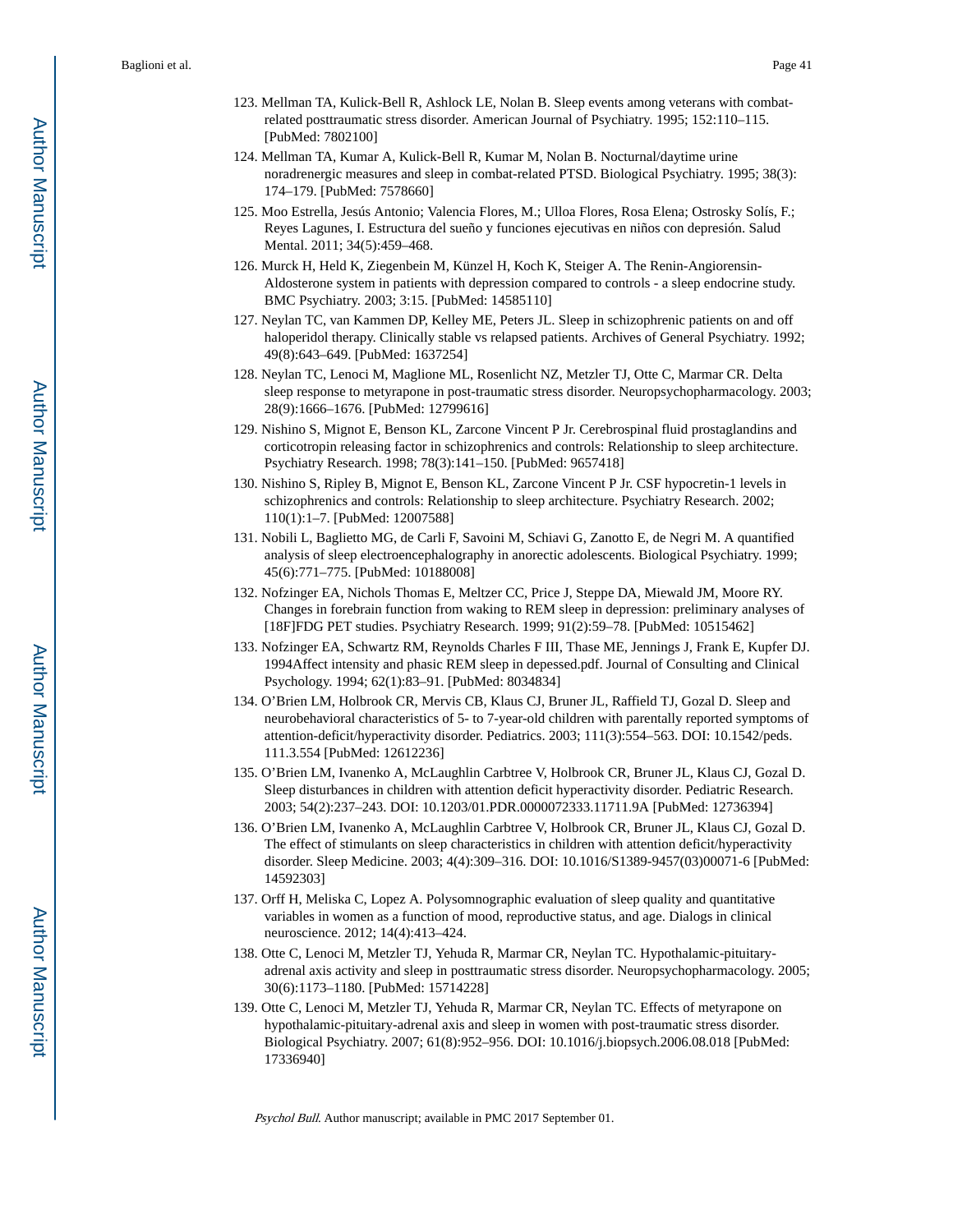123. Mellman TA, Kulick-Bell R, Ashlock LE, Nolan B. Sleep events among veterans with combat-related posttraumatic stress disorder. American Journal of Psychiatry. 1995; 152:110–115. [PubMed: 7802100]

124. Mellman TA, Kumar A, Kulick-Bell R, Kumar M, Nolan B. Nocturnal/daytime urine noradrenergic measures and sleep in combat-related PTSD. Biological Psychiatry. 1995; 38(3): 174–179. [PubMed: 7578660]

125. Moo Estrella, Jesús Antonio; Valencia Flores, M.; Ulloa Flores, Rosa Elena; Ostrosky Solís, F.; Reyes Lagunes, I. Estructura del sueño y funciones ejecutivas en niños con depresión. Salud Mental. 2011; 34(5):459–468.

126. Murck H, Held K, Ziegenbein M, Künzel H, Koch K, Steiger A. The Renin-Angiorensin-Aldosterone system in patients with depression compared to controls - a sleep endocrine study. BMC Psychiatry. 2003; 3:15. [PubMed: 14585110]

127. Neylan TC, van Kammen DP, Kelley ME, Peters JL. Sleep in schizophrenic patients on and off haloperidol therapy. Clinically stable vs relapsed patients. Archives of General Psychiatry. 1992; 49(8):643–649. [PubMed: 1637254]

128. Neylan TC, Lenoci M, Maglione ML, Rosenlicht NZ, Metzler TJ, Otte C, Marmar CR. Delta sleep response to metyrapone in post-traumatic stress disorder. Neuropsychopharmacology. 2003; 28(9):1666–1676. [PubMed: 12799616]

129. Nishino S, Mignot E, Benson KL, Zarcone Vincent P Jr. Cerebrospinal fluid prostaglandins and corticotropin releasing factor in schizophrenics and controls: Relationship to sleep architecture. Psychiatry Research. 1998; 78(3):141–150. [PubMed: 9657418]

130. Nishino S, Ripley B, Mignot E, Benson KL, Zarcone Vincent P Jr. CSF hypocretin-1 levels in schizophrenics and controls: Relationship to sleep architecture. Psychiatry Research. 2002; 110(1):1–7. [PubMed: 12007588]

131. Nobili L, Baglietto MG, de Carli F, Savoini M, Schiavi G, Zanotto E, de Negri M. A quantified analysis of sleep electroencephalography in anorectic adolescents. Biological Psychiatry. 1999; 45(6):771–775. [PubMed: 10188008]

132. Nofzinger EA, Nichols Thomas E, Meltzer CC, Price J, Steppe DA, Miewald JM, Moore RY. Changes in forebrain function from waking to REM sleep in depression: preliminary analyses of [18F]FDG PET studies. Psychiatry Research. 1999; 91(2):59–78. [PubMed: 10515462]

133. Nofzinger EA, Schwartz RM, Reynolds Charles F III, Thase ME, Jennings J, Frank E, Kupfer DJ. 1994Affect intensity and phasic REM sleep in depessed.pdf. Journal of Consulting and Clinical Psychology. 1994; 62(1):83–91. [PubMed: 8034834]

134. O'Brien LM, Holbrook CR, Mervis CB, Klaus CJ, Bruner JL, Raffield TJ, Gozal D. Sleep and neurobehavioral characteristics of 5- to 7-year-old children with parentally reported symptoms of attention-deficit/hyperactivity disorder. Pediatrics. 2003; 111(3):554–563. DOI: 10.1542/peds.111.3.554 [PubMed: 12612236]

135. O'Brien LM, Ivanenko A, McLaughlin Carbtree V, Holbrook CR, Bruner JL, Klaus CJ, Gozal D. Sleep disturbances in children with attention deficit hyperactivity disorder. Pediatric Research. 2003; 54(2):237–243. DOI: 10.1203/01.PDR.0000072333.11711.9A [PubMed: 12736394]

136. O'Brien LM, Ivanenko A, McLaughlin Carbtree V, Holbrook CR, Bruner JL, Klaus CJ, Gozal D. The effect of stimulants on sleep characteristics in children with attention deficit/hyperactivity disorder. Sleep Medicine. 2003; 4(4):309–316. DOI: 10.1016/S1389-9457(03)00071-6 [PubMed: 14592303]

137. Orff H, Meliska C, Lopez A. Polysomnographic evaluation of sleep quality and quantitative variables in women as a function of mood, reproductive status, and age. Dialogs in clinical neuroscience. 2012; 14(4):413–424.

138. Otte C, Lenoci M, Metzler TJ, Yehuda R, Marmar CR, Neylan TC. Hypothalamic-pituitary-adrenal axis activity and sleep in posttraumatic stress disorder. Neuropsychopharmacology. 2005; 30(6):1173–1180. [PubMed: 15714228]

139. Otte C, Lenoci M, Metzler TJ, Yehuda R, Marmar CR, Neylan TC. Effects of metyrapone on hypothalamic-pituitary-adrenal axis and sleep in women with post-traumatic stress disorder. Biological Psychiatry. 2007; 61(8):952–956. DOI: 10.1016/j.biopsych.2006.08.018 [PubMed: 17336940]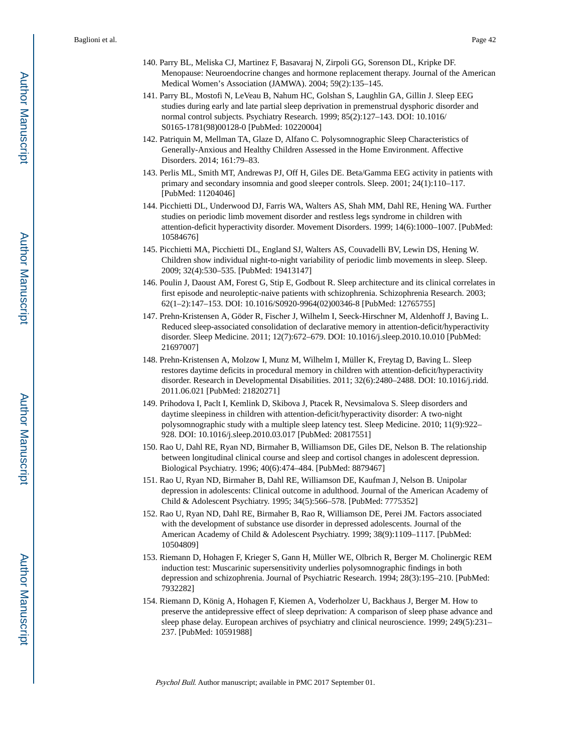140. Parry BL, Meliska CJ, Martinez F, Basavaraj N, Zirpoli GG, Sorenson DL, Kripke DF. Menopause: Neuroendocrine changes and hormone replacement therapy. Journal of the American Medical Women's Association (JAMWA). 2004; 59(2):135–145.

141. Parry BL, Mostofi N, LeVeau B, Nahum HC, Golshan S, Laughlin GA, Gillin J. Sleep EEG studies during early and late partial sleep deprivation in premenstrual dysphoric disorder and normal control subjects. Psychiatry Research. 1999; 85(2):127–143. DOI: 10.1016/S0165-1781(98)00128-0 [PubMed: 10220004]

142. Patriquin M, Mellman TA, Glaze D, Alfano C. Polysomnographic Sleep Characteristics of Generally-Anxious and Healthy Children Assessed in the Home Environment. Affective Disorders. 2014; 161:79–83.

143. Perlis ML, Smith MT, Andrews PJ, Off H, Giles DE. Beta/Gamma EEG activity in patients with primary and secondary insomnia and good sleeper controls. Sleep. 2001; 24(1):110–117. [PubMed: 11204046]

144. Picchietti DL, Underwood DJ, Farris WA, Walters AS, Shah MM, Dahl RE, Hening WA. Further studies on periodic limb movement disorder and restless legs syndrome in children with attention-deficit hyperactivity disorder. Movement Disorders. 1999; 14(6):1000–1007. [PubMed: 10584676]

145. Picchietti MA, Picchietti DL, England SJ, Walters AS, Couvadelli BV, Lewin DS, Hening W. Children show individual night-to-night variability of periodic limb movements in sleep. Sleep. 2009; 32(4):530–535. [PubMed: 19413147]

146. Poulin J, Daoust AM, Forest G, Stip E, Godbout R. Sleep architecture and its clinical correlates in first episode and neuroleptic-naive patients with schizophrenia. Schizophrenia Research. 2003; 62(1–2):147–153. DOI: 10.1016/S0920-9964(02)00346-8 [PubMed: 12765755]

147. Prehn-Kristensen A, Göder R, Fischer J, Wilhelm I, Seeck-Hirschner M, Aldenhoff J, Baving L. Reduced sleep-associated consolidation of declarative memory in attention-deficit/hyperactivity disorder. Sleep Medicine. 2011; 12(7):672–679. DOI: 10.1016/j.sleep.2010.10.010 [PubMed: 21697007]

148. Prehn-Kristensen A, Molzow I, Munz M, Wilhelm I, Müller K, Freytag D, Baving L. Sleep restores daytime deficits in procedural memory in children with attention-deficit/hyperactivity disorder. Research in Developmental Disabilities. 2011; 32(6):2480–2488. DOI: 10.1016/j.ridd.2011.06.021 [PubMed: 21820271]

149. Prihodova I, Paclt I, Kemlink D, Skibova J, Ptacek R, Nevsimalova S. Sleep disorders and daytime sleepiness in children with attention-deficit/hyperactivity disorder: A two-night polysomnographic study with a multiple sleep latency test. Sleep Medicine. 2010; 11(9):922–928. DOI: 10.1016/j.sleep.2010.03.017 [PubMed: 20817551]

150. Rao U, Dahl RE, Ryan ND, Birmaher B, Williamson DE, Giles DE, Nelson B. The relationship between longitudinal clinical course and sleep and cortisol changes in adolescent depression. Biological Psychiatry. 1996; 40(6):474–484. [PubMed: 8879467]

151. Rao U, Ryan ND, Birmaher B, Dahl RE, Williamson DE, Kaufman J, Nelson B. Unipolar depression in adolescents: Clinical outcome in adulthood. Journal of the American Academy of Child & Adolescent Psychiatry. 1995; 34(5):566–578. [PubMed: 7775352]

152. Rao U, Ryan ND, Dahl RE, Birmaher B, Rao R, Williamson DE, Perei JM. Factors associated with the development of substance use disorder in depressed adolescents. Journal of the American Academy of Child & Adolescent Psychiatry. 1999; 38(9):1109–1117. [PubMed: 10504809]

153. Riemann D, Hohagen F, Krieger S, Gann H, Müller WE, Olbrich R, Berger M. Cholinergic REM induction test: Muscarinic supersensitivity underlies polysomnographic findings in both depression and schizophrenia. Journal of Psychiatric Research. 1994; 28(3):195–210. [PubMed: 7932282]

154. Riemann D, König A, Hohagen F, Kiemen A, Voderholzer U, Backhaus J, Berger M. How to preserve the antidepressive effect of sleep deprivation: A comparison of sleep phase advance and sleep phase delay. European archives of psychiatry and clinical neuroscience. 1999; 249(5):231–237. [PubMed: 10591988]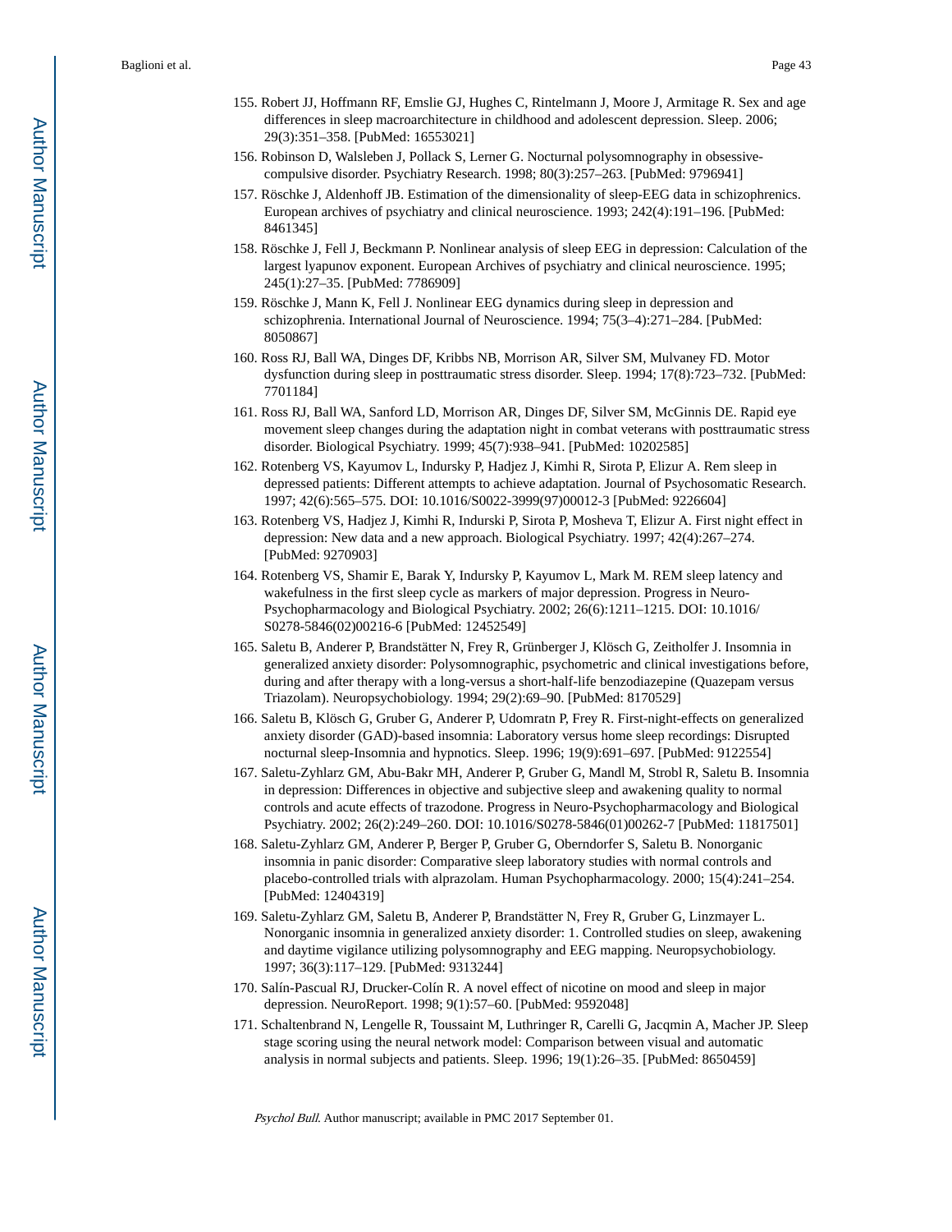155. Robert JJ, Hoffmann RF, Emslie GJ, Hughes C, Rintelmann J, Moore J, Armitage R. Sex and age differences in sleep macroarchitecture in childhood and adolescent depression. Sleep. 2006; 29(3):351–358. [PubMed: 16553021]

156. Robinson D, Walsleben J, Pollack S, Lerner G. Nocturnal polysomnography in obsessive-compulsive disorder. Psychiatry Research. 1998; 80(3):257–263. [PubMed: 9796941]

157. Röschke J, Aldenhoff JB. Estimation of the dimensionality of sleep-EEG data in schizophrenics. European archives of psychiatry and clinical neuroscience. 1993; 242(4):191–196. [PubMed: 8461345]

158. Röschke J, Fell J, Beckmann P. Nonlinear analysis of sleep EEG in depression: Calculation of the largest lyapunov exponent. European Archives of psychiatry and clinical neuroscience. 1995; 245(1):27–35. [PubMed: 7786909]

159. Röschke J, Mann K, Fell J. Nonlinear EEG dynamics during sleep in depression and schizophrenia. International Journal of Neuroscience. 1994; 75(3–4):271–284. [PubMed: 8050867]

160. Ross RJ, Ball WA, Dinges DF, Kribbs NB, Morrison AR, Silver SM, Mulvaney FD. Motor dysfunction during sleep in posttraumatic stress disorder. Sleep. 1994; 17(8):723–732. [PubMed: 7701184]

161. Ross RJ, Ball WA, Sanford LD, Morrison AR, Dinges DF, Silver SM, McGinnis DE. Rapid eye movement sleep changes during the adaptation night in combat veterans with posttraumatic stress disorder. Biological Psychiatry. 1999; 45(7):938–941. [PubMed: 10202585]

162. Rotenberg VS, Kayumov L, Indursky P, Hadjez J, Kimhi R, Sirota P, Elizur A. Rem sleep in depressed patients: Different attempts to achieve adaptation. Journal of Psychosomatic Research. 1997; 42(6):565–575. DOI: 10.1016/S0022-3999(97)00012-3 [PubMed: 9226604]

163. Rotenberg VS, Hadjez J, Kimhi R, Indurski P, Sirota P, Mosheva T, Elizur A. First night effect in depression: New data and a new approach. Biological Psychiatry. 1997; 42(4):267–274. [PubMed: 9270903]

164. Rotenberg VS, Shamir E, Barak Y, Indursky P, Kayumov L, Mark M. REM sleep latency and wakefulness in the first sleep cycle as markers of major depression. Progress in Neuro-Psychopharmacology and Biological Psychiatry. 2002; 26(6):1211–1215. DOI: 10.1016/S0278-5846(02)00216-6 [PubMed: 12452549]

165. Saletu B, Anderer P, Brandstätter N, Frey R, Grünberger J, Klösch G, Zeitholfer J. Insomnia in generalized anxiety disorder: Polysomnographic, psychometric and clinical investigations before, during and after therapy with a long-versus a short-half-life benzodiazepine (Quazepam versus Triazolam). Neuropsychobiology. 1994; 29(2):69–90. [PubMed: 8170529]

166. Saletu B, Klösch G, Gruber G, Anderer P, Udomratn P, Frey R. First-night-effects on generalized anxiety disorder (GAD)-based insomnia: Laboratory versus home sleep recordings: Disrupted nocturnal sleep-Insomnia and hypnotics. Sleep. 1996; 19(9):691–697. [PubMed: 9122554]

167. Saletu-Zyhlarz GM, Abu-Bakr MH, Anderer P, Gruber G, Mandl M, Strobl R, Saletu B. Insomnia in depression: Differences in objective and subjective sleep and awakening quality to normal controls and acute effects of trazodone. Progress in Neuro-Psychopharmacology and Biological Psychiatry. 2002; 26(2):249–260. DOI: 10.1016/S0278-5846(01)00262-7 [PubMed: 11817501]

168. Saletu-Zyhlarz GM, Anderer P, Berger P, Gruber G, Oberndorfer S, Saletu B. Nonorganic insomnia in panic disorder: Comparative sleep laboratory studies with normal controls and placebo-controlled trials with alprazolam. Human Psychopharmacology. 2000; 15(4):241–254. [PubMed: 12404319]

169. Saletu-Zyhlarz GM, Saletu B, Anderer P, Brandstätter N, Frey R, Gruber G, Linzmayer L. Nonorganic insomnia in generalized anxiety disorder: 1. Controlled studies on sleep, awakening and daytime vigilance utilizing polysomnography and EEG mapping. Neuropsychobiology. 1997; 36(3):117–129. [PubMed: 9313244]

170. Salín-Pascual RJ, Drucker-Colín R. A novel effect of nicotine on mood and sleep in major depression. NeuroReport. 1998; 9(1):57–60. [PubMed: 9592048]

171. Schaltenbrand N, Lengelle R, Toussaint M, Luthringer R, Carelli G, Jacqmin A, Macher JP. Sleep stage scoring using the neural network model: Comparison between visual and automatic analysis in normal subjects and patients. Sleep. 1996; 19(1):26–35. [PubMed: 8650459]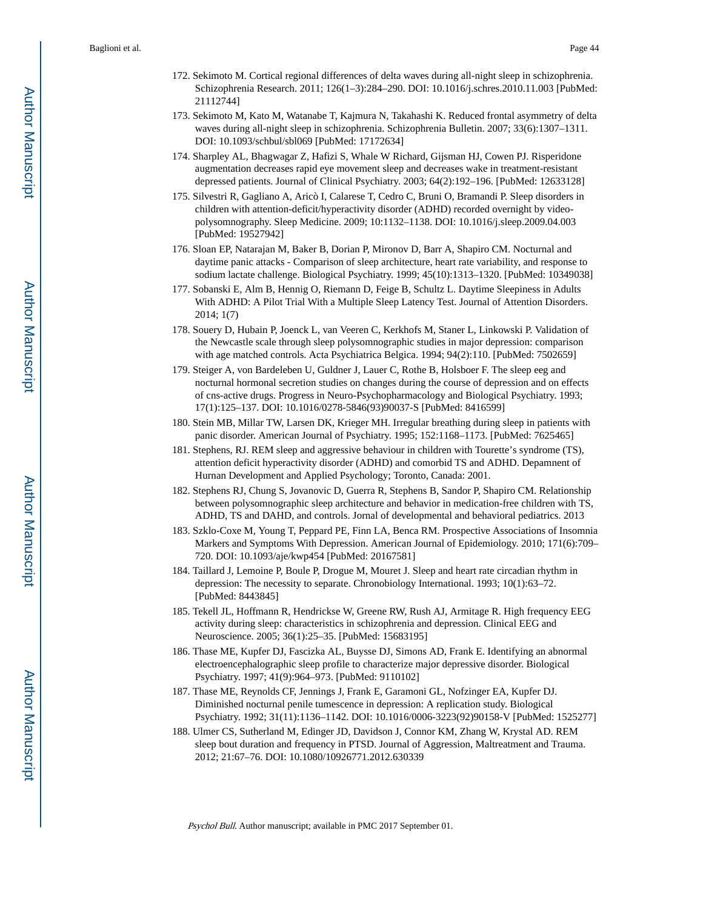172. Sekimoto M. Cortical regional differences of delta waves during all-night sleep in schizophrenia. Schizophrenia Research. 2011; 126(1–3):284–290. DOI: 10.1016/j.schres.2010.11.003 [PubMed: 21112744]
173. Sekimoto M, Kato M, Watanabe T, Kajmura N, Takahashi K. Reduced frontal asymmetry of delta waves during all-night sleep in schizophrenia. Schizophrenia Bulletin. 2007; 33(6):1307–1311. DOI: 10.1093/schbul/sbl069 [PubMed: 17172634]
174. Sharpley AL, Bhagwagar Z, Hafizi S, Whale W Richard, Gijsman HJ, Cowen PJ. Risperidone augmentation decreases rapid eye movement sleep and decreases wake in treatment-resistant depressed patients. Journal of Clinical Psychiatry. 2003; 64(2):192–196. [PubMed: 12633128]
175. Silvestri R, Gagliano A, Aricò I, Calarese T, Cedro C, Bruni O, Bramandi P. Sleep disorders in children with attention-deficit/hyperactivity disorder (ADHD) recorded overnight by video-polysomnography. Sleep Medicine. 2009; 10:1132–1138. DOI: 10.1016/j.sleep.2009.04.003 [PubMed: 19527942]
176. Sloan EP, Natarajan M, Baker B, Dorian P, Mironov D, Barr A, Shapiro CM. Nocturnal and daytime panic attacks - Comparison of sleep architecture, heart rate variability, and response to sodium lactate challenge. Biological Psychiatry. 1999; 45(10):1313–1320. [PubMed: 10349038]
177. Sobanski E, Alm B, Hennig O, Riemann D, Feige B, Schultz L. Daytime Sleepiness in Adults With ADHD: A Pilot Trial With a Multiple Sleep Latency Test. Journal of Attention Disorders. 2014; 1(7)
178. Souery D, Hubain P, Joenck L, van Veeren C, Kerkhofs M, Staner L, Linkowski P. Validation of the Newcastle scale through sleep polysomnographic studies in major depression: comparison with age matched controls. Acta Psychiatrica Belgica. 1994; 94(2):110. [PubMed: 7502659]
179. Steiger A, von Bardeleben U, Guldner J, Lauer C, Rothe B, Holsboer F. The sleep eeg and nocturnal hormonal secretion studies on changes during the course of depression and on effects of cns-active drugs. Progress in Neuro-Psychopharmacology and Biological Psychiatry. 1993; 17(1):125–137. DOI: 10.1016/0278-5846(93)90037-S [PubMed: 8416599]
180. Stein MB, Millar TW, Larsen DK, Krieger MH. Irregular breathing during sleep in patients with panic disorder. American Journal of Psychiatry. 1995; 152:1168–1173. [PubMed: 7625465]
181. Stephens, RJ. REM sleep and aggressive behaviour in children with Tourette's syndrome (TS), attention deficit hyperactivity disorder (ADHD) and comorbid TS and ADHD. Depamnent of Hurnan Development and Applied Psychology; Toronto, Canada: 2001.
182. Stephens RJ, Chung S, Jovanovic D, Guerra R, Stephens B, Sandor P, Shapiro CM. Relationship between polysomnographic sleep architecture and behavior in medication-free children with TS, ADHD, TS and DAHD, and controls. Jornal of developmental and behavioral pediatrics. 2013
183. Szklo-Coxe M, Young T, Peppard PE, Finn LA, Benca RM. Prospective Associations of Insomnia Markers and Symptoms With Depression. American Journal of Epidemiology. 2010; 171(6):709–720. DOI: 10.1093/aje/kwp454 [PubMed: 20167581]
184. Taillard J, Lemoine P, Boule P, Drogue M, Mouret J. Sleep and heart rate circadian rhythm in depression: The necessity to separate. Chronobiology International. 1993; 10(1):63–72. [PubMed: 8443845]
185. Tekell JL, Hoffmann R, Hendrickse W, Greene RW, Rush AJ, Armitage R. High frequency EEG activity during sleep: characteristics in schizophrenia and depression. Clinical EEG and Neuroscience. 2005; 36(1):25–35. [PubMed: 15683195]
186. Thase ME, Kupfer DJ, Fascizka AL, Buysse DJ, Simons AD, Frank E. Identifying an abnormal electroencephalographic sleep profile to characterize major depressive disorder. Biological Psychiatry. 1997; 41(9):964–973. [PubMed: 9110102]
187. Thase ME, Reynolds CF, Jennings J, Frank E, Garamoni GL, Nofzinger EA, Kupfer DJ. Diminished nocturnal penile tumescence in depression: A replication study. Biological Psychiatry. 1992; 31(11):1136–1142. DOI: 10.1016/0006-3223(92)90158-V [PubMed: 1525277]
188. Ulmer CS, Sutherland M, Edinger JD, Davidson J, Connor KM, Zhang W, Krystal AD. REM sleep bout duration and frequency in PTSD. Journal of Aggression, Maltreatment and Trauma. 2012; 21:67–76. DOI: 10.1080/10926771.2012.630339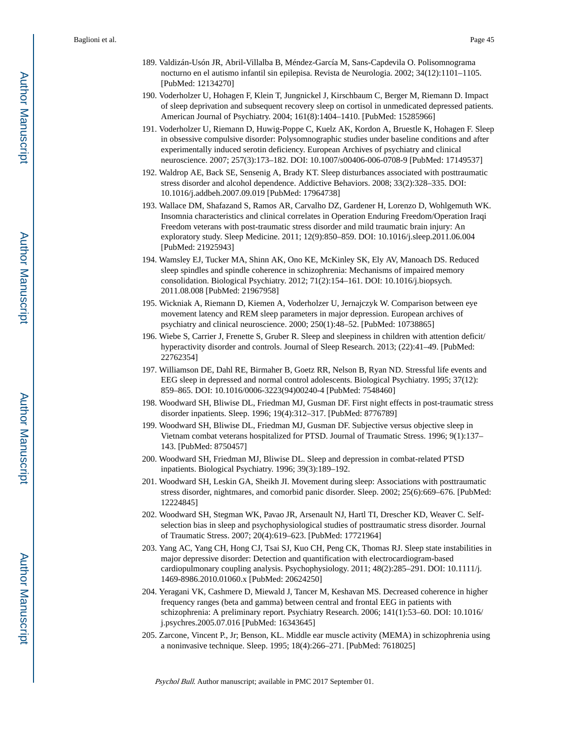189. Valdizán-Usón JR, Abril-Villalba B, Méndez-García M, Sans-Capdevila O. Polisomnograma nocturno en el autismo infantil sin epilepisa. Revista de Neurologia. 2002; 34(12):1101–1105. [PubMed: 12134270]

190. Voderholzer U, Hohagen F, Klein T, Jungnickel J, Kirschbaum C, Berger M, Riemann D. Impact of sleep deprivation and subsequent recovery sleep on cortisol in unmedicated depressed patients. American Journal of Psychiatry. 2004; 161(8):1404–1410. [PubMed: 15285966]

191. Voderholzer U, Riemann D, Huwig-Poppe C, Kuelz AK, Kordon A, Bruestle K, Hohagen F. Sleep in obsessive compulsive disorder: Polysomnographic studies under baseline conditions and after experimentally induced serotin deficiency. European Archives of psychiatry and clinical neuroscience. 2007; 257(3):173–182. DOI: 10.1007/s00406-006-0708-9 [PubMed: 17149537]

192. Waldrop AE, Back SE, Sensenig A, Brady KT. Sleep disturbances associated with posttraumatic stress disorder and alcohol dependence. Addictive Behaviors. 2008; 33(2):328–335. DOI: 10.1016/j.addbeh.2007.09.019 [PubMed: 17964738]

193. Wallace DM, Shafazand S, Ramos AR, Carvalho DZ, Gardener H, Lorenzo D, Wohlgemuth WK. Insomnia characteristics and clinical correlates in Operation Enduring Freedom/Operation Iraqi Freedom veterans with post-traumatic stress disorder and mild traumatic brain injury: An exploratory study. Sleep Medicine. 2011; 12(9):850–859. DOI: 10.1016/j.sleep.2011.06.004 [PubMed: 21925943]

194. Wamsley EJ, Tucker MA, Shinn AK, Ono KE, McKinley SK, Ely AV, Manoach DS. Reduced sleep spindles and spindle coherence in schizophrenia: Mechanisms of impaired memory consolidation. Biological Psychiatry. 2012; 71(2):154–161. DOI: 10.1016/j.biopsych.2011.08.008 [PubMed: 21967958]

195. Wickniak A, Riemann D, Kiemen A, Voderholzer U, Jernajczyk W. Comparison between eye movement latency and REM sleep parameters in major depression. European archives of psychiatry and clinical neuroscience. 2000; 250(1):48–52. [PubMed: 10738865]

196. Wiebe S, Carrier J, Frenette S, Gruber R. Sleep and sleepiness in children with attention deficit/hyperactivity disorder and controls. Journal of Sleep Research. 2013; (22):41–49. [PubMed: 22762354]

197. Williamson DE, Dahl RE, Birmaher B, Goetz RR, Nelson B, Ryan ND. Stressful life events and EEG sleep in depressed and normal control adolescents. Biological Psychiatry. 1995; 37(12):859–865. DOI: 10.1016/0006-3223(94)00240-4 [PubMed: 7548460]

198. Woodward SH, Bliwise DL, Friedman MJ, Gusman DF. First night effects in post-traumatic stress disorder inpatients. Sleep. 1996; 19(4):312–317. [PubMed: 8776789]

199. Woodward SH, Bliwise DL, Friedman MJ, Gusman DF. Subjective versus objective sleep in Vietnam combat veterans hospitalized for PTSD. Journal of Traumatic Stress. 1996; 9(1):137–143. [PubMed: 8750457]

200. Woodward SH, Friedman MJ, Bliwise DL. Sleep and depression in combat-related PTSD inpatients. Biological Psychiatry. 1996; 39(3):189–192.

201. Woodward SH, Leskin GA, Sheikh JI. Movement during sleep: Associations with posttraumatic stress disorder, nightmares, and comorbid panic disorder. Sleep. 2002; 25(6):669–676. [PubMed: 12224845]

202. Woodward SH, Stegman WK, Pavao JR, Arsenault NJ, Hartl TI, Drescher KD, Weaver C. Self-selection bias in sleep and psychophysiological studies of posttraumatic stress disorder. Journal of Traumatic Stress. 2007; 20(4):619–623. [PubMed: 17721964]

203. Yang AC, Yang CH, Hong CJ, Tsai SJ, Kuo CH, Peng CK, Thomas RJ. Sleep state instabilities in major depressive disorder: Detection and quantification with electrocardiogram-based cardiopulmonary coupling analysis. Psychophysiology. 2011; 48(2):285–291. DOI: 10.1111/j.1469-8986.2010.01060.x [PubMed: 20624250]

204. Yeragani VK, Cashmere D, Miewald J, Tancer M, Keshavan MS. Decreased coherence in higher frequency ranges (beta and gamma) between central and frontal EEG in patients with schizophrenia: A preliminary report. Psychiatry Research. 2006; 141(1):53–60. DOI: 10.1016/j.psychres.2005.07.016 [PubMed: 16343645]

205. Zarcone, Vincent P., Jr; Benson, KL. Middle ear muscle activity (MEMA) in schizophrenia using a noninvasive technique. Sleep. 1995; 18(4):266–271. [PubMed: 7618025]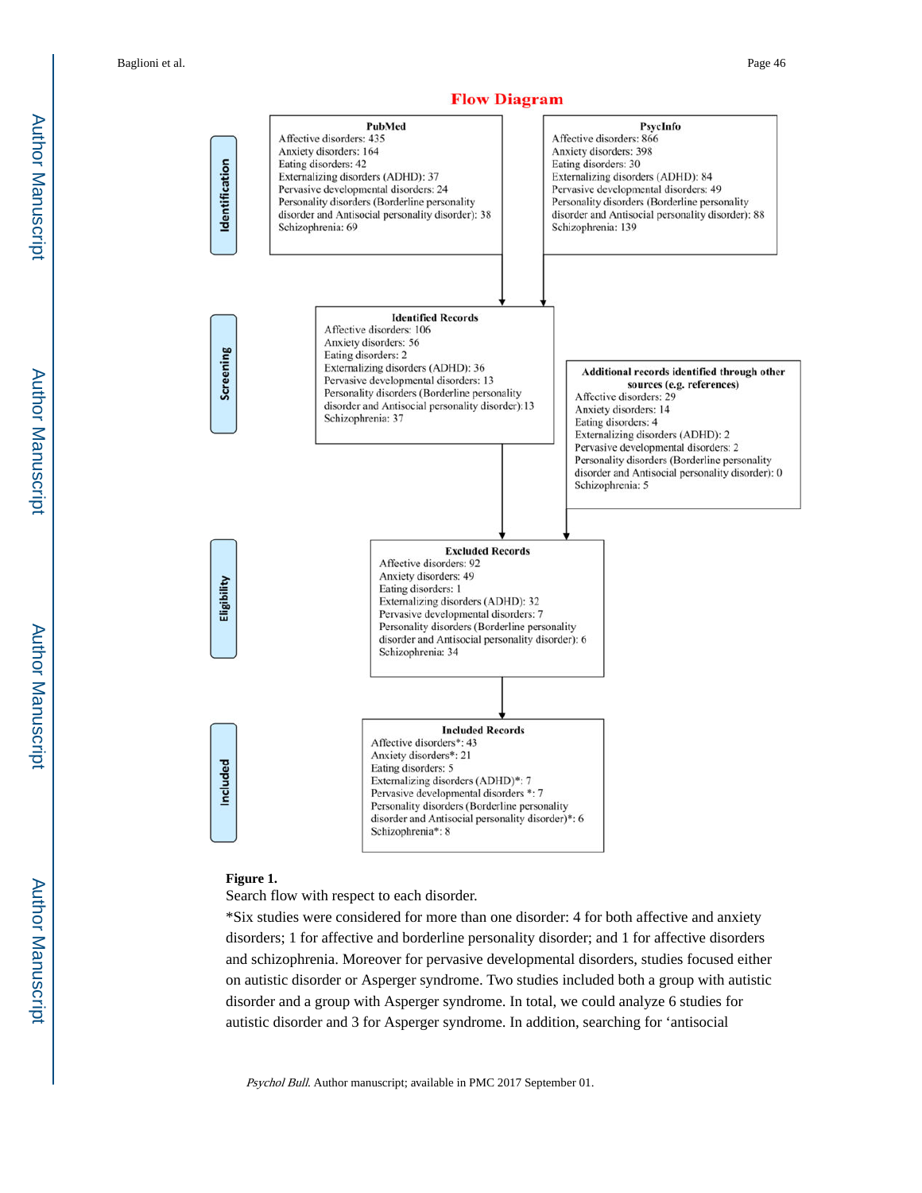**Flow Diagram**

**Identification**

**PubMed**
Affective disorders: 435
Anxiety disorders: 164
Eating disorders: 42
Externalizing disorders (ADHD): 37
Pervasive developmental disorders: 24
Personality disorders (Borderline personality disorder and Antisocial personality disorder): 38
Schizophrenia: 69

**PsycInfo**
Affective disorders: 866
Anxiety disorders: 398
Eating disorders: 30
Externalizing disorders (ADHD): 84
Pervasive developmental disorders: 49
Personality disorders (Borderline personality disorder and Antisocial personality disorder): 88
Schizophrenia: 139

**Screening**

**Identified Records**
Affective disorders: 106
Anxiety disorders: 56
Eating disorders: 2
Externalizing disorders (ADHD): 36
Pervasive developmental disorders: 13
Personality disorders (Borderline personality disorder and Antisocial personality disorder):13
Schizophrenia: 37

**Additional records identified through other sources (e.g. references)**
Affective disorders: 29
Anxiety disorders: 14
Eating disorders: 4
Externalizing disorders (ADHD): 2
Pervasive developmental disorders: 2
Personality disorders (Borderline personality disorder and Antisocial personality disorder): 0
Schizophrenia: 5

**Eligibility**

**Excluded Records**
Affective disorders: 92
Anxiety disorders: 49
Eating disorders: 1
Externalizing disorders (ADHD): 32
Pervasive developmental disorders: 7
Personality disorders (Borderline personality disorder and Antisocial personality disorder): 6
Schizophrenia: 34

**Included**

**Included Records**
Affective disorders*: 43
Anxiety disorders*: 21
Eating disorders: 5
Externalizing disorders (ADHD)*: 7
Pervasive developmental disorders *: 7
Personality disorders (Borderline personality disorder and Antisocial personality disorder)*: 6
Schizophrenia*: 8

**Figure 1.**

Search flow with respect to each disorder.

*Six studies were considered for more than one disorder: 4 for both affective and anxiety disorders; 1 for affective and borderline personality disorder; and 1 for affective disorders and schizophrenia. Moreover for pervasive developmental disorders, studies focused either on autistic disorder or Asperger syndrome. Two studies included both a group with autistic disorder and a group with Asperger syndrome. In total, we could analyze 6 studies for autistic disorder and 3 for Asperger syndrome. In addition, searching for 'antisocial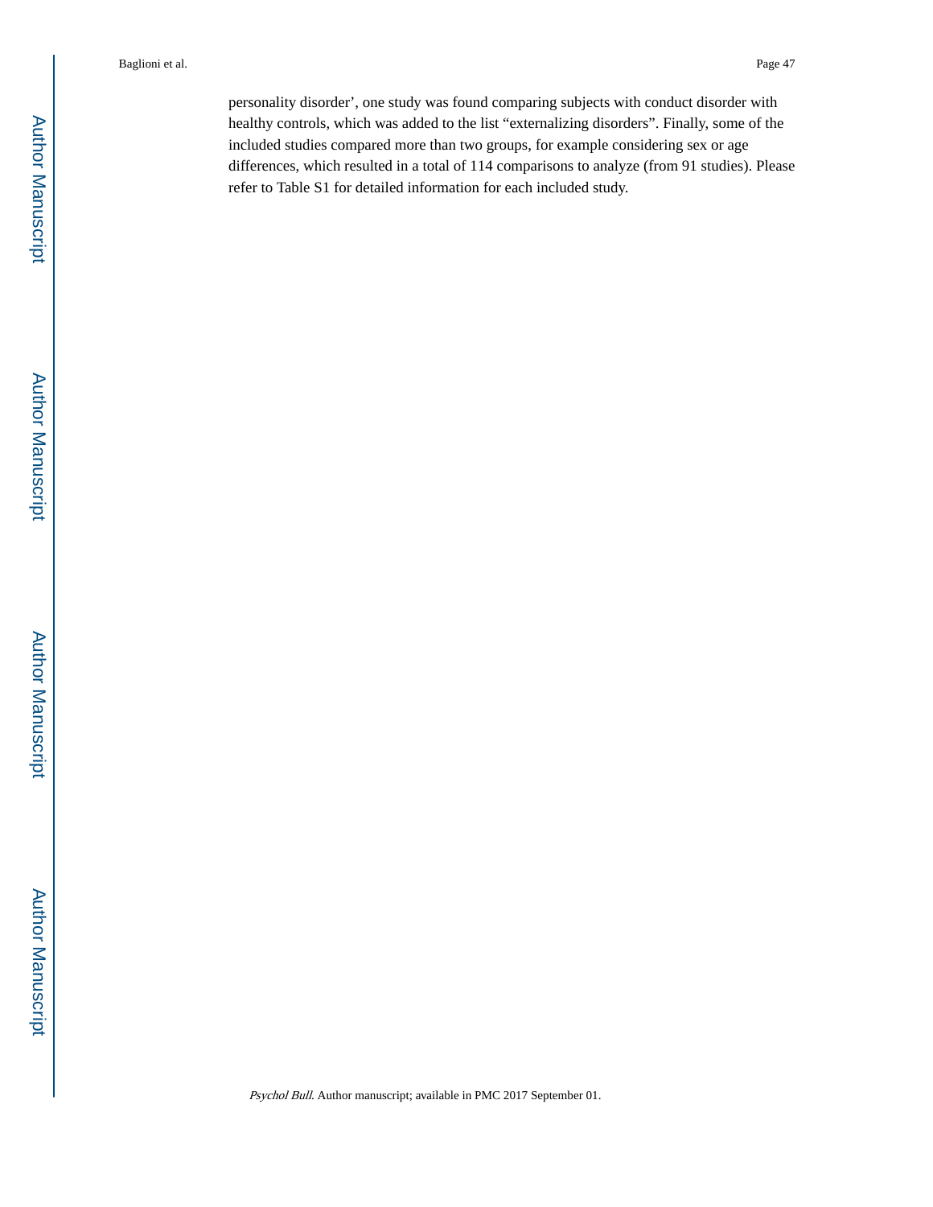personality disorder', one study was found comparing subjects with conduct disorder with healthy controls, which was added to the list "externalizing disorders". Finally, some of the included studies compared more than two groups, for example considering sex or age differences, which resulted in a total of 114 comparisons to analyze (from 91 studies). Please refer to Table S1 for detailed information for each included study.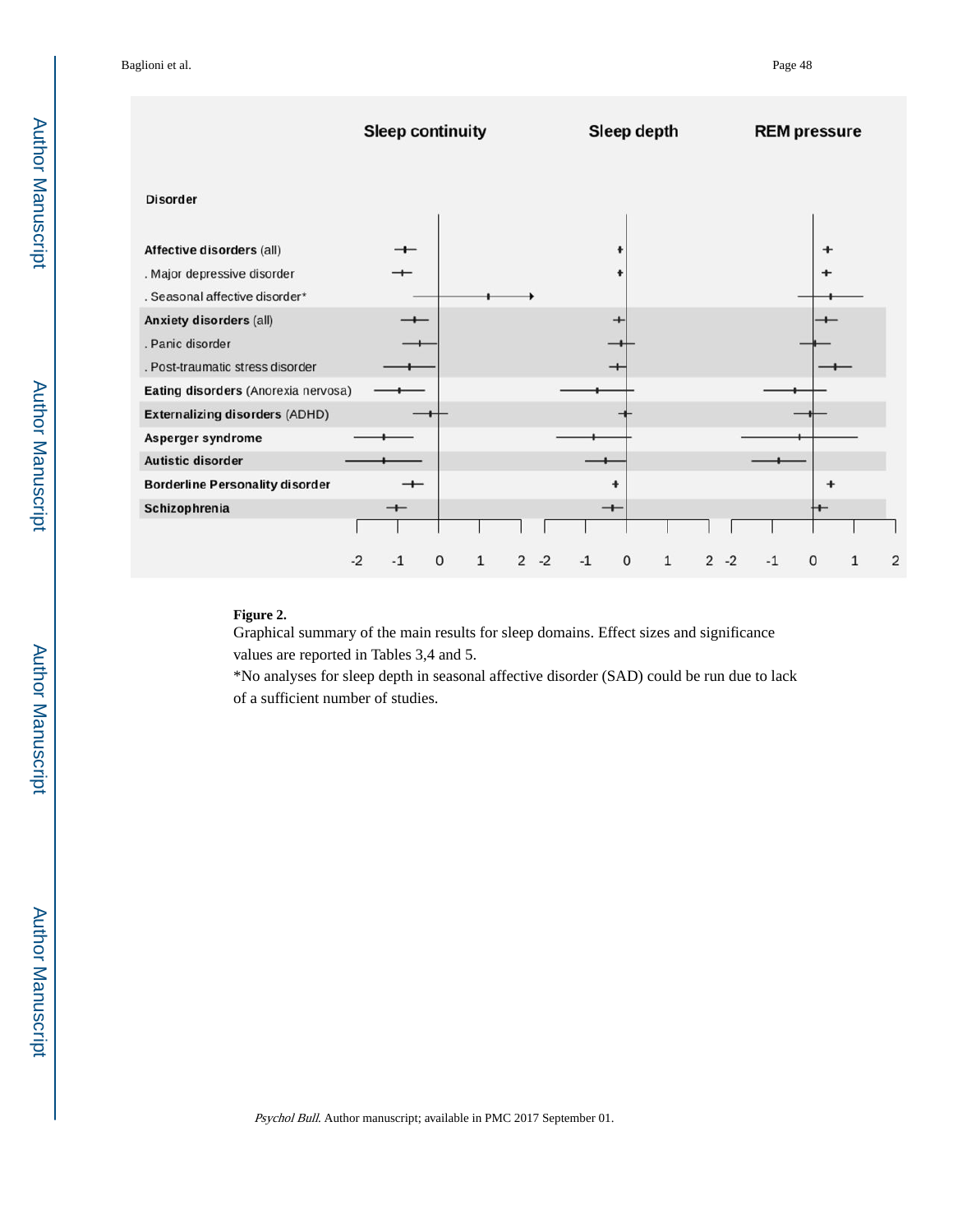**Figure 2.**

Graphical summary of the main results for sleep domains. Effect sizes and significance values are reported in Tables 3,4 and 5.

*No analyses for sleep depth in seasonal affective disorder (SAD) could be run due to lack of a sufficient number of studies.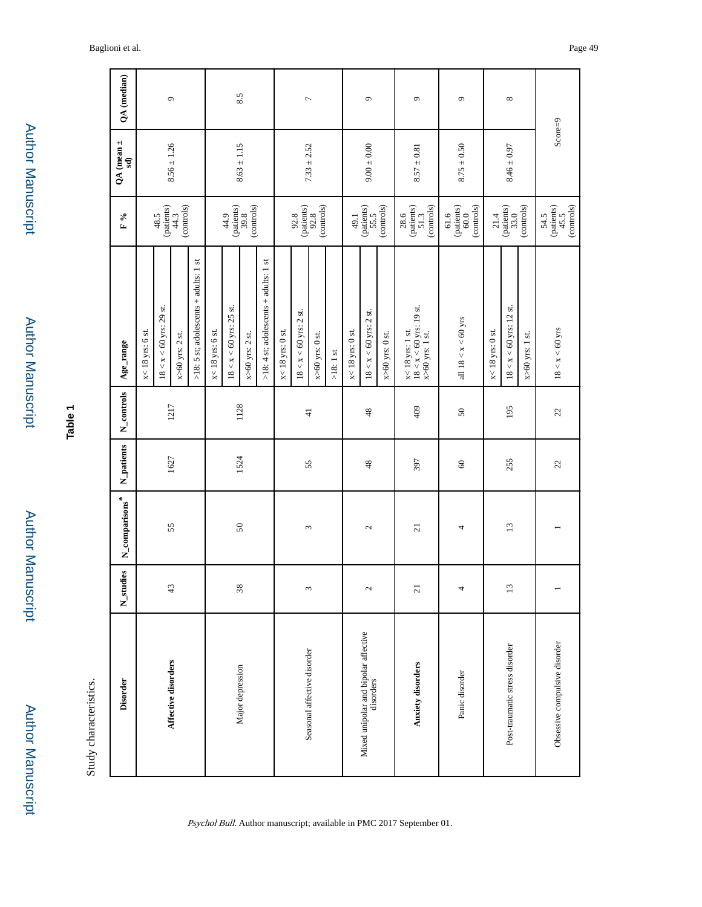**Table 1**

Study characteristics.

| Disorder | N_studies | N_comparisons* | N_patients | N_controls | Age_range | F % | QA (mean ± sd) | QA (median) |
|---|---|---|---|---|---|---|---|---|
| **Affective disorders** | 43 | 55 | 1627 | 1217 | x< 18 yrs: 6 st.<br>18 < x < 60 yrs: 29 st.<br>x>60 yrs: 2 st.<br>>18: 5 st; adolescents + adults: 1 st | 48.5 (patients) 44.3 (controls) | 8.56 ± 1.26 | 9 |
| Major depression | 38 | 50 | 1524 | 1128 | x< 18 yrs: 6 st.<br>18 < x < 60 yrs: 25 st.<br>x>60 yrs: 2 st.<br>>18: 4 st; adolescents + adults: 1 st | 44.9 (patients) 39.8 (controls) | 8.63 ± 1.15 | 8.5 |
| Seasonal affective disorder | 3 | 3 | 55 | 41 | x< 18 yrs: 0 st.<br>18 < x < 60 yrs: 2 st.<br>x>60 yrs: 0 st.<br>>18: 1 st | 92.8 (patients) 92.8 (controls) | 7.33 ± 2.52 | 7 |
| Mixed unipolar and bipolar affective disorders | 2 | 2 | 48 | 48 | x< 18 yrs: 0 st.<br>18 < x < 60 yrs: 2 st.<br>x>60 yrs: 0 st. | 49.1 (patients) 55.5 (controls) | 9.00 ± 0.00 | 9 |
| **Anxiety disorders** | 21 | 21 | 397 | 409 | x< 18 yrs: 1 st.<br>18 < x < 60 yrs: 19 st.<br>x>60 yrs: 1 st. | 28.6 (patients) 51.3 (controls) | 8.57 ± 0.81 | 9 |
| Panic disorder | 4 | 4 | 60 | 50 | all 18 < x < 60 yrs | 61.6 (patients) 60.0 (controls) | 8.75 ± 0.50 | 9 |
| Post-traumatic stress disorder | 13 | 13 | 255 | 195 | x< 18 yrs: 0 st.<br>18 < x < 60 yrs: 12 st.<br>x>60 yrs: 1 st. | 21.4 (patients) 33.0 (controls) | 8.46 ± 0.97 | 8 |
| Obsessive compulsive disorder | 1 | 1 | 22 | 22 | 18 < x < 60 yrs | 54.5 (patients) 45.5 (controls) | Score=9 | |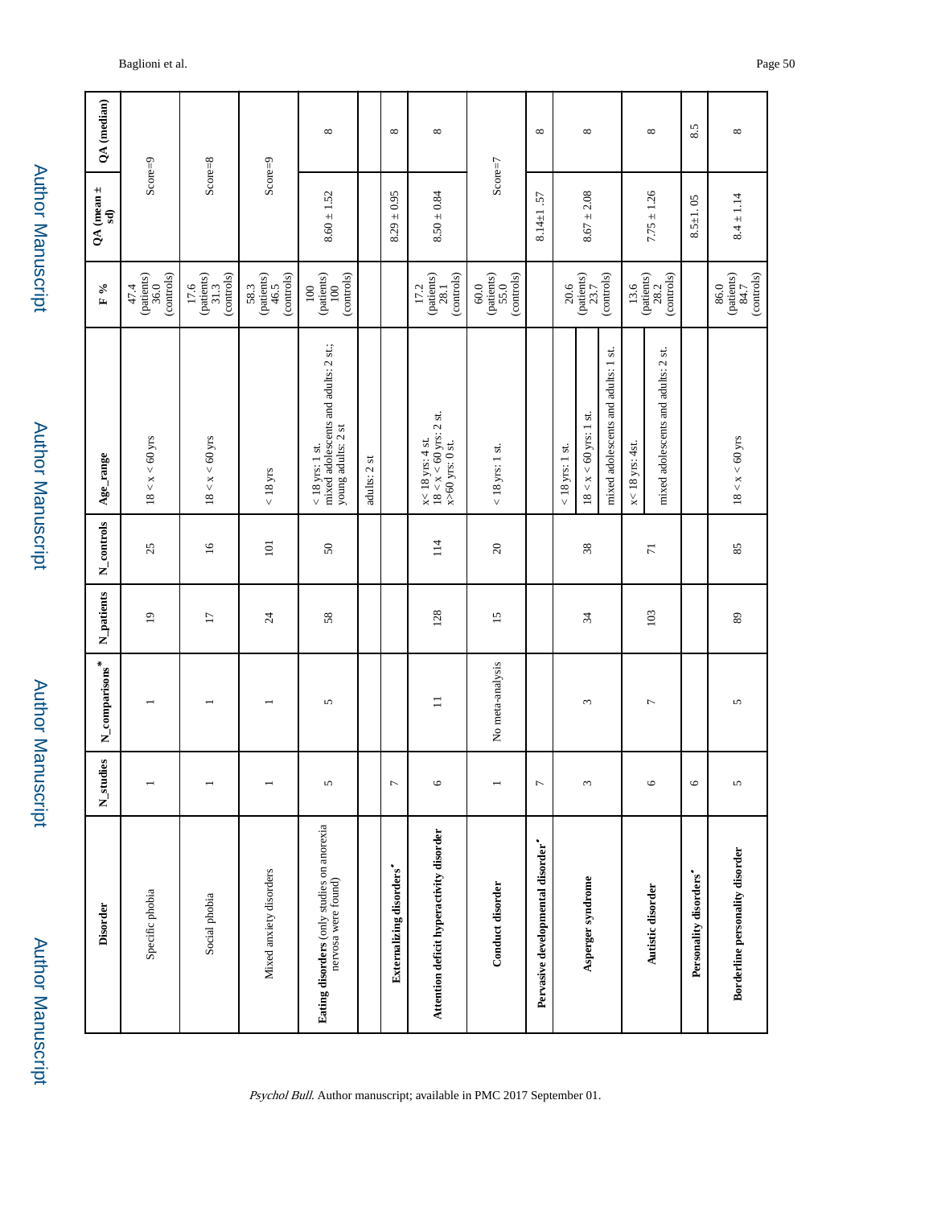| Disorder | N_studies | N_comparisons* | N_patients | N_controls | Age_range | F % | QA (mean ± sd) | QA (median) |
|---|---|---|---|---|---|---|---|---|
| Specific phobia | 1 | 1 | 19 | 25 | 18 < x < 60 yrs | 47.4 (patients) 36.0 (controls) | Score=9 | |
| Social phobia | 1 | 1 | 17 | 16 | 18 < x < 60 yrs | 17.6 (patients) 31.3 (controls) | Score=8 | |
| Mixed anxiety disorders | 1 | 1 | 24 | 101 | < 18 yrs | 58.3 (patients) 46.5 (controls) | Score=9 | |
| **Eating disorders** (only studies on anorexia nervosa were found) | 5 | 5 | 58 | 50 | < 18 yrs: 1 st. mixed adolescents and adults: 2 st.; young adults: 2 st | 100 (patients) 100 (controls) | 8.60 ± 1.52 | 8 |
| | | | | | adults: 2 st | | | |
| **Externalizing disorders**• | 7 | | | | | | 8.29 ± 0.95 | 8 |
| **Attention deficit hyperactivity disorder** | 6 | 11 | 128 | 114 | x< 18 yrs: 4 st. 18 < x < 60 yrs: 2 st. x>60 yrs: 0 st. | 17.2 (patients) 28.1 (controls) | 8.50 ± 0.84 | 8 |
| **Conduct disorder** | 1 | No meta-analysis | 15 | 20 | < 18 yrs: 1 st. | 60.0 (patients) 55.0 (controls) | Score=7 | |
| **Pervasive developmental disorder**• | 7 | | | | | | 8.14± .57 | 8 |
| **Asperger syndrome** | 3 | 3 | 34 | 38 | < 18 yrs: 1 st.; 18 < x < 60 yrs: 1 st.; mixed adolescents and adults: 1 st. | 20.6 (patients) 23.7 (controls) | 8.67 ± 2.08 | 8 |
| **Autistic disorder** | 6 | 7 | 103 | 71 | x< 18 yrs: 4st.; mixed adolescents and adults: 2 st. | 13.6 (patients) 28.2 (controls) | 7.75 ± 1.26 | 8 |
| **Personality disorders**• | 6 | | | | | | 8.5±1. 05 | 8.5 |
| **Borderline personality disorder** | 5 | 5 | 89 | 85 | 18 < x < 60 yrs | 86.0 (patients) 84.7 (controls) | 8.4 ± 1.14 | 8 |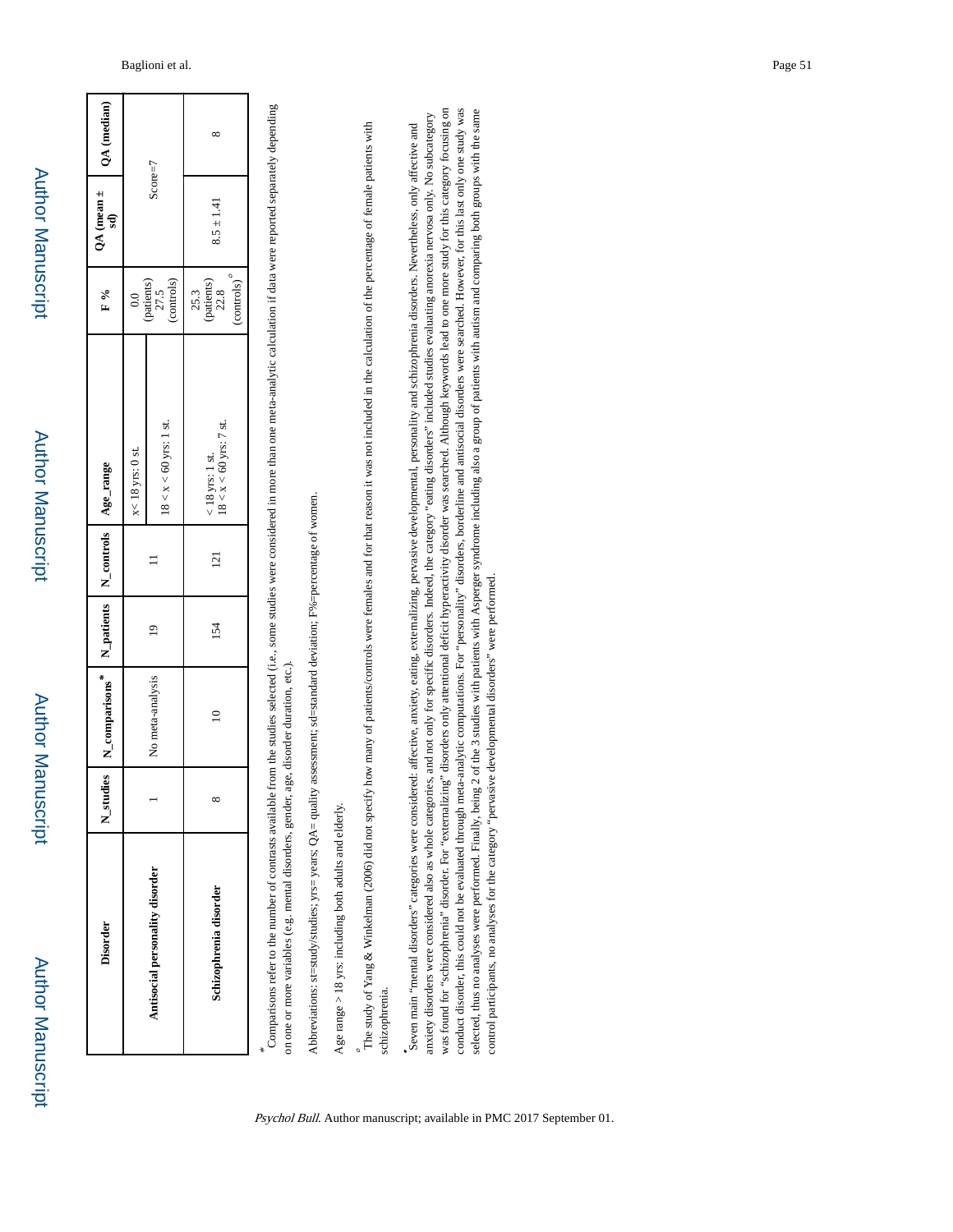| Disorder | N_studies | N_comparisons* | N_patients | N_controls | Age_range | F % | QA (mean ± sd) | QA (median) |
|---|---|---|---|---|---|---|---|---|
| Antisocial personality disorder | 1 | No meta-analysis | 19 | 11 | x< 18 yrs: 0 st. | 0.0 (patients) 27.5 (controls) | Score=7 | |
| | | | | | 18 < x < 60 yrs: 1 st. | | | |
| Schizophrenia disorder | 8 | 10 | 154 | 121 | < 18 yrs: 1 st. 18 < x < 60 yrs: 7 st. | 25.3 (patients) 22.8 (controls) ° | 8.5 ± 1.41 | 8 |

*Comparisons refer to the number of contrasts available from the studies selected (i.e., some studies were considered in more than one meta-analytic calculation if data were reported separately depending on one or more variables (e.g. mental disorders, gender, age, disorder duration, etc.).

Abbreviations: st=study/studies; yrs= years; QA= quality assessment; sd=standard deviation; F%=percentage of women.

Age range > 18 yrs: including both adults and elderly.

°The study of Yang & Winkelman (2006) did not specify how many of patients/controls were females and for that reason it was not included in the calculation of the percentage of female patients with schizophrenia.

•Seven main "mental disorders" categories were considered: affective, anxiety, eating, externalizing, pervasive developmental, personality and schizophrenia disorders. Nevertheless, only affective and anxiety disorders were considered also as whole categories, and not only for specific disorders. Indeed, the category "eating disorders" included studies evaluating anorexia nervosa only. No subcategory was found for "schizophrenia" disorder. For "externalizing" disorders only attentional deficit hyperactivity disorder was searched. Although keywords lead to one more study for this category focusing on conduct disorder, this could not be evaluated through meta-analytic computations. For "personality" disorders, borderline and antisocial disorders were searched. However, for this last only one study was selected, thus no analyses were performed. Finally, being 2 of the 3 studies with patients with Asperger syndrome including also a group of patients with autism and comparing both groups with the same control participants, no analyses for the category "pervasive developmental disorders" were performed.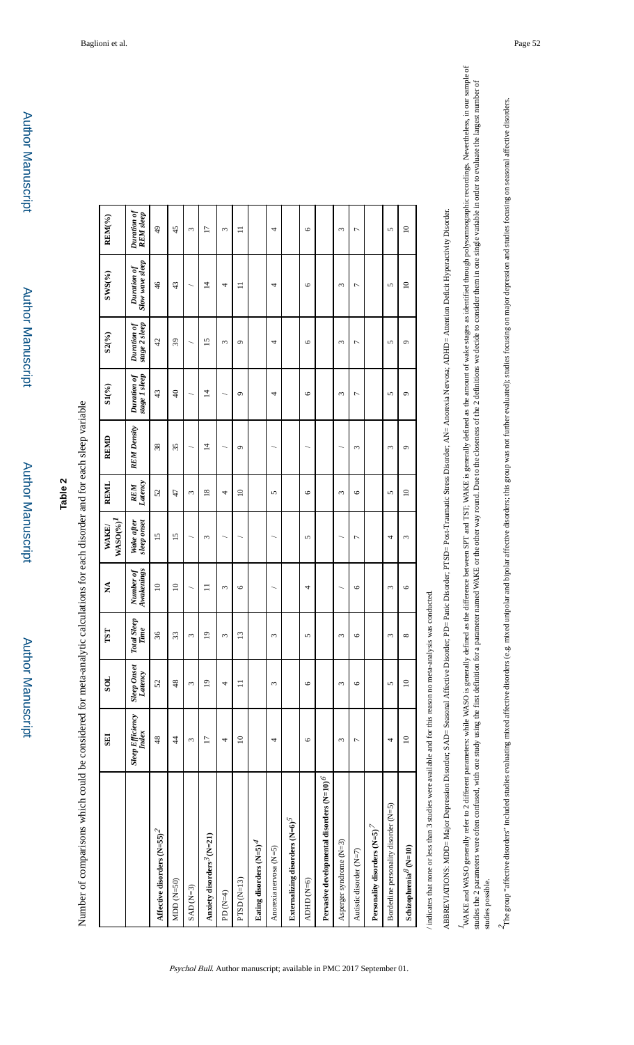**Table 2**

Number of comparisons which could be considered for meta-analytic calculations for each disorder and for each sleep variable

| | SEI | SOL | TST | NA | WAKE/ WASO(%)[1] | REML | REMD | S1(%) | S2(%) | SWS(%) | REM(%) |
|---|---|---|---|---|---|---|---|---|---|---|---|
| | *Sleep Efficiency Index* | *Sleep Onset Latency* | *Total Sleep Time* | *Number of Awakenings* | *Wake after sleep onset* | *REM Latency* | *REM Density* | *Duration of stage 1 sleep* | *Duration of stage 2 sleep* | *Duration of Slow wave sleep* | *Duration of REM sleep* |
| **Affective disorders (N=55)**[2] | 48 | 52 | 36 | 10 | 15 | 52 | 38 | 43 | 42 | 46 | 49 |
| MDD (N=50) | 44 | 48 | 33 | 10 | 15 | 47 | 35 | 40 | 39 | 43 | 45 |
| SAD (N=3) | 3 | 3 | 3 | / | / | 3 | / | / | / | / | 3 |
| **Anxiety disorders**[3] **(N=21)** | 17 | 19 | 19 | 11 | 3 | 18 | 14 | 14 | 15 | 14 | 17 |
| PD (N=4) | 4 | 4 | 3 | 3 | / | 4 | / | / | 3 | 4 | 3 |
| PTSD (N=13) | 10 | 11 | 13 | 6 | / | 10 | 9 | 9 | 9 | 11 | 11 |
| **Eating disorders (N=5)**[4] | | | | | | | | | | | |
| Anorexia nervosa (N=5) | 4 | 3 | 3 | / | / | 5 | / | 4 | 4 | 4 | 4 |
| **Externalizing disorders (N=6)**[5] | | | | | | | | | | | |
| ADHD (N=6) | 6 | 6 | 5 | 4 | 5 | 6 | / | 6 | 6 | 6 | 6 |
| **Pervasive developmental disorders (N=10)**[6] | | | | | | | | | | | |
| Asperger syndrome (N=3) | 3 | 3 | 3 | / | / | 3 | / | 3 | 3 | 3 | 3 |
| Autistic disorder (N=7) | 7 | 6 | 6 | 6 | 7 | 6 | 3 | 7 | 7 | 7 | 7 |
| **Personality disorders (N=5)**[7] | | | | | | | | | | | |
| Borderline personality disorder (N=5) | 4 | 5 | 3 | 3 | 4 | 5 | 3 | 5 | 5 | 5 | 5 |
| **Schizophrenia**[8] **(N=10)** | 10 | 10 | 8 | 6 | 3 | 10 | 9 | 9 | 9 | 10 | 10 |

/ indicates that none or less than 3 studies were available and for this reason no meta-analysis was conducted.

ABBREVIATIONS: MDD= Major Depression Disorder; SAD= Seasonal Affective Disorder; PD= Panic Disorder; PTSD= Post-Traumatic Stress Disorder; AN= Anorexia Nervosa; ADHD= Attention Deficit Hyperactivity Disorder.

[1] WAKE and WASO generally refer to 2 different parameters: while WASO is generally defined as the difference between SPT and TST; WAKE is generally defined as the amount of wake stages as identified through polysomnographic recordings. Nevertheless, in our sample of studies the 2 parameters were often confused, with one study using the first definition for a parameter named WAKE or the other way round. Due to the closeness of the 2 definitions we decide to consider them in one single variable in order to evaluate the largest number of studies possible.

[2] The group "affective disorders" included studies evaluating mixed affective disorders (e.g. mixed unipolar and bipolar affective disorders; this group was not further evaluated); studies focusing on major depression and studies focusing on seasonal affective disorders.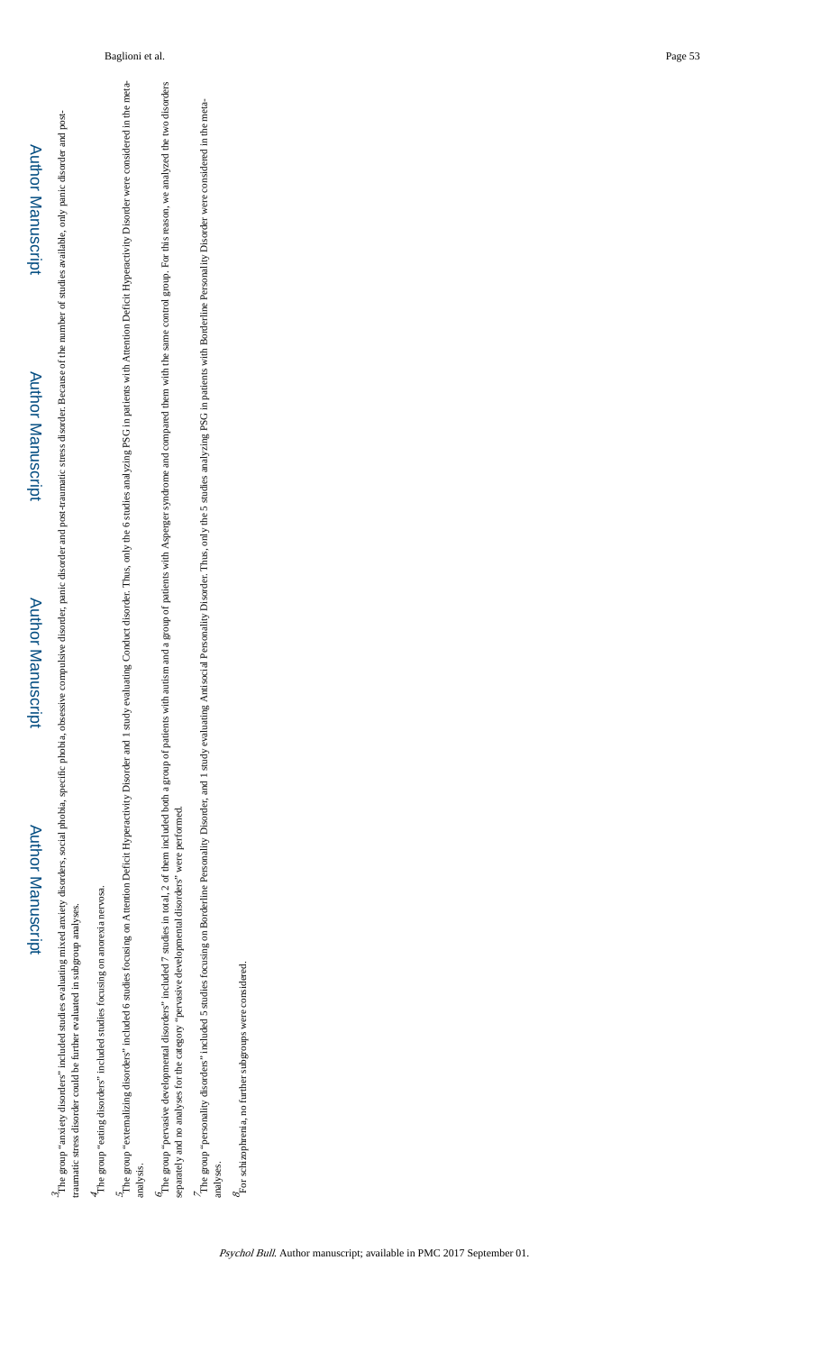[3]The group "anxiety disorders" included studies evaluating mixed anxiety disorders, social phobia, specific phobia, obsessive compulsive disorder, panic disorder and post-traumatic stress disorder. Because of the number of studies available, only panic disorder and post-traumatic stress disorder could be further evaluated in subgroup analyses.

[4]The group "eating disorders" included studies focusing on anorexia nervosa.

[5]The group "externalizing disorders" included 6 studies focusing on Attention Deficit Hyperactivity Disorder and 1 study evaluating Conduct disorder. Thus, only the 6 studies analyzing PSG in patients with Attention Deficit Hyperactivity Disorder were considered in the meta-analysis.

[6]The group "pervasive developmental disorders" included 7 studies in total, 2 of them included both a group of patients with autism and a group of patients with Asperger syndrome and compared them with the same control group. For this reason, we analyzed the two disorders separately and no analyses for the category "pervasive developmental disorders" were performed.

[7]The group "personality disorders" included 5 studies focusing on Borderline Personality Disorder, and 1 study evaluating Antisocial Personality Disorder. Thus, only the 5 studies analyzing PSG in patients with Borderline Personality Disorder were considered in the meta-analyses.

[8]For schizophrenia, no further subgroups were considered.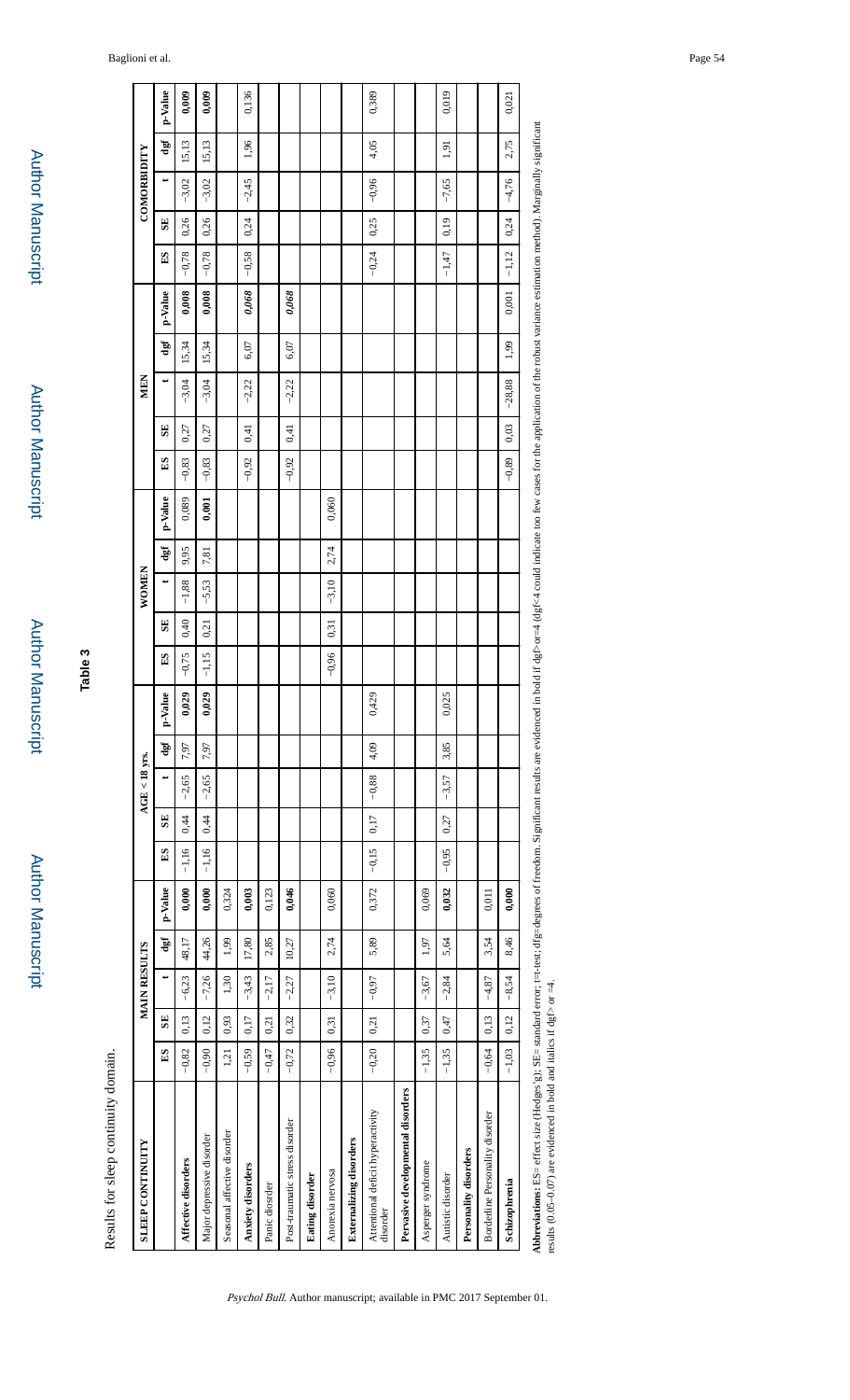**Table 3**

Results for sleep continuity domain.

| SLEEP CONTINUITY | MAIN RESULTS | | | | | AGE < 18 yrs. | | | | | WOMEN | | | | | MEN | | | | | COMORBIDITY | | | | |
|---|---|---|---|---|---|---|---|---|---|---|---|---|---|---|---|---|---|---|---|---|---|---|---|---|---|
| | ES | SE | t | dgf | p-Value | ES | SE | t | dgf | p-Value | ES | SE | t | dgf | p-Value | ES | SE | t | dgf | p-Value | ES | SE | t | dgf | p-Value |
| **Affective disorders** | −0,82 | 0,13 | −6,23 | 48,17 | **0,000** | −1,16 | 0,44 | −2,65 | 7,97 | **0,029** | −0,75 | 0,40 | −1,88 | 9,95 | 0,089 | −0,83 | 0,27 | −3,04 | 15,34 | **0,008** | −0,78 | 0,26 | −3,02 | 15,13 | **0,009** |
| Major depressive disorder | −0,90 | 0,12 | −7,26 | 44,26 | **0,000** | −1,16 | 0,44 | −2,65 | 7,97 | **0,029** | −1,15 | 0,21 | −5,53 | 7,81 | **0,001** | −0,83 | 0,27 | −3,04 | 15,34 | **0,008** | −0,78 | 0,26 | −3,02 | 15,13 | **0,009** |
| Seasonal affective disorder | 1,21 | 0,93 | 1,30 | 1,99 | 0,324 | | | | | | | | | | | | | | | | | | | | |
| **Anxiety disorders** | −0,59 | 0,17 | −3,43 | 17,80 | **0,003** | | | | | | | | | | | −0,92 | 0,41 | −2,22 | 6,07 | ***0,068*** | −0,58 | 0,24 | −2,45 | 1,96 | 0,136 |
| Panic disorder | −0,47 | 0,21 | −2,17 | 2,85 | 0,123 | | | | | | | | | | | | | | | | | | | | |
| Post-traumatic stress disorder | −0,72 | 0,32 | −2,27 | 10,27 | **0,046** | | | | | | | | | | | −0,92 | 0,41 | −2,22 | 6,07 | ***0,068*** | | | | | |
| **Eating disorder** | | | | | | | | | | | | | | | | | | | | | | | | | |
| Anorexia nervosa | −0,96 | 0,31 | −3,10 | 2,74 | 0,060 | | | | | | −0,96 | 0,31 | −3,10 | 2,74 | 0,060 | | | | | | | | | | |
| **Externalizing disorders** | | | | | | | | | | | | | | | | | | | | | | | | | |
| Attentional deficit hyperactivity disorder | −0,20 | 0,21 | −0,97 | 5,89 | 0,372 | −0,15 | 0,17 | −0,88 | 4,09 | 0,429 | | | | | | | | | | | −0,24 | 0,25 | −0,96 | 4,05 | 0,389 |
| **Pervasive developmental disorders** | | | | | | | | | | | | | | | | | | | | | | | | | |
| Asperger syndrome | −1,35 | 0,37 | −3,67 | 1,97 | 0,069 | | | | | | | | | | | | | | | | | | | | |
| Autistic disorder | −1,35 | 0,47 | −2,84 | 5,64 | **0,032** | −0,95 | 0,27 | −3,57 | 3,85 | 0,025 | | | | | | | | | | | −1,47 | 0,19 | −7,65 | 1,91 | 0,019 |
| **Personality disorders** | | | | | | | | | | | | | | | | | | | | | | | | | |
| Borderline Personality disorder | −0,64 | 0,13 | −4,87 | 3,54 | 0,011 | | | | | | | | | | | | | | | | | | | | |
| **Schizophrenia** | −1,03 | 0,12 | −8,54 | 8,46 | **0,000** | | | | | | | | | | | −0,89 | 0,03 | −28,88 | 1,99 | 0,001 | −1,12 | 0,24 | −4,76 | 2,75 | 0,021 |

**Abbreviations:** ES= effect size (Hedges'g); SE= standard error; t=t-test; dfg=degrees of freedom. Significant results are evidenced in bold if dgf>or=4 (dgf<4 could indicate too few cases for the application of the robust variance estimation method). Marginally significant results (0.05–0.07) are evidenced in bold and italics if dgf> or =4.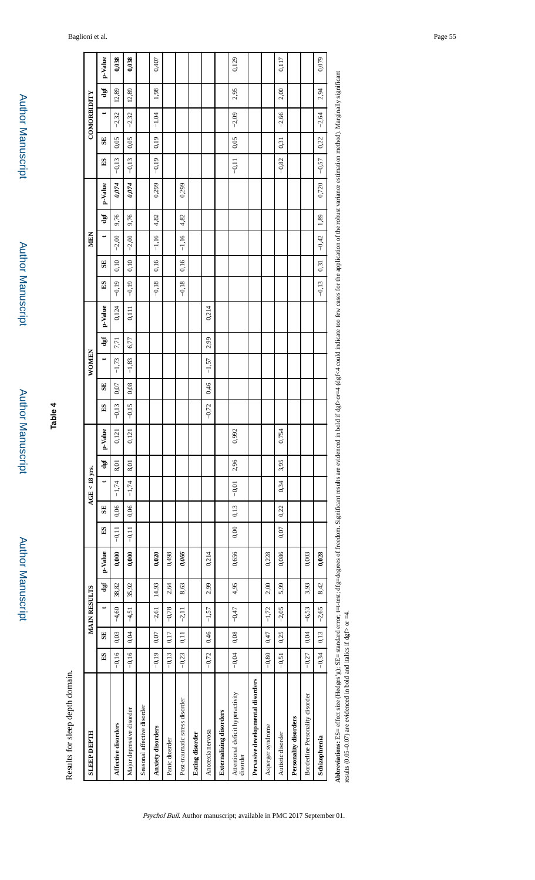## Table 4

Results for sleep depth domain.

| SLEEP DEPTH | MAIN RESULTS | | | | | AGE < 18 yrs. | | | | | WOMEN | | | | | MEN | | | | | COMORBIDITY | | | | |
|---|---|---|---|---|---|---|---|---|---|---|---|---|---|---|---|---|---|---|---|---|---|---|---|---|---|
| | ES | SE | t | dgf | p-Value | ES | SE | t | dgf | p-Value | ES | SE | t | dgf | p-Value | ES | SE | t | dgf | p-Value | ES | SE | t | dgf | p-Value |
| **Affective disorders** | −0,16 | 0,03 | −4,60 | 38,82 | **0,000** | −0,11 | 0,06 | −1,74 | 8,01 | 0,121 | −0,13 | 0,07 | −1,73 | 7,71 | 0,124 | −0,19 | 0,10 | −2,00 | 9,76 | ***0,074*** | −0,13 | 0,05 | −2,32 | 12,89 | **0,038** |
| Major depressive disorder | −0,16 | 0,04 | −4,51 | 35,92 | **0,000** | −0,11 | 0,06 | −1,74 | 8,01 | 0,121 | −0,15 | 0,08 | −1,83 | 6,77 | 0,111 | −0,19 | 0,10 | −2,00 | 9,76 | ***0,074*** | −0,13 | 0,05 | −2,32 | 12,89 | **0,038** |
| Seasonal affective disorder | | | | | | | | | | | | | | | | | | | | | | | | | |
| **Anxiety disorders** | −0,19 | 0,07 | −2,61 | 14,93 | **0,020** | | | | | | | | | | | −0,18 | 0,16 | −1,16 | 4,82 | 0,299 | −0,19 | 0,19 | −1,04 | 1,98 | 0,407 |
| Panic disorder | −0,13 | 0,17 | −0,78 | 2,64 | 0,498 | | | | | | | | | | | | | | | | | | | | |
| Post-traumatic stress disorder | −0,23 | 0,11 | −2,11 | 8,63 | ***0,066*** | | | | | | | | | | | −0,18 | 0,16 | −1,16 | 4,82 | 0,299 | | | | | |
| **Eating disorder** | | | | | | | | | | | | | | | | | | | | | | | | | |
| Anorexia nervosa | −0,72 | 0,46 | −1,57 | 2,99 | 0,214 | | | | | | −0,72 | 0,46 | −1,57 | 2,99 | 0,214 | | | | | | | | | | |
| **Externalizing disorders** | | | | | | | | | | | | | | | | | | | | | | | | | |
| Attentional deficit hyperactivity disorder | −0,04 | 0,08 | −0,47 | 4,95 | 0,656 | 0,00 | 0,13 | −0,01 | 2,96 | 0,992 | | | | | | | | | | | −0,11 | 0,05 | −2,09 | 2,95 | 0,129 |
| **Pervasive developmental disorders** | | | | | | | | | | | | | | | | | | | | | | | | | |
| Asperger syndrome | −0,80 | 0,47 | −1,72 | 2,00 | 0,228 | | | | | | | | | | | | | | | | | | | | |
| Autistic disorder | −0,51 | 0,25 | −2,05 | 5,99 | 0,086 | 0,07 | 0,22 | 0,34 | 3,95 | 0,754 | | | | | | | | | | | −0,82 | 0,31 | −2,66 | 2,00 | 0,117 |
| **Personality disorders** | | | | | | | | | | | | | | | | | | | | | | | | | |
| Borderline Personality disorder | −0,27 | 0,04 | −6,53 | 3,93 | 0,003 | | | | | | | | | | | | | | | | | | | | |
| **Schizophrenia** | −0,34 | 0,13 | −2,65 | 8,42 | **0,028** | | | | | | | | | | | −0,13 | 0,31 | −0,42 | 1,89 | 0,720 | −0,57 | 0,22 | −2,64 | 2,94 | 0,079 |

**Abbreviations:** ES= effect size (Hedges'g); SE= standard error; t=t-test; dfg=degrees of freedom. Significant results are evidenced in bold if dgf>or=4 (dgf<4 could indicate too few cases for the application of the robust variance estimation method). Marginally significant results (0.05–0.07) are evidenced in bold and italics if dgf> or =4.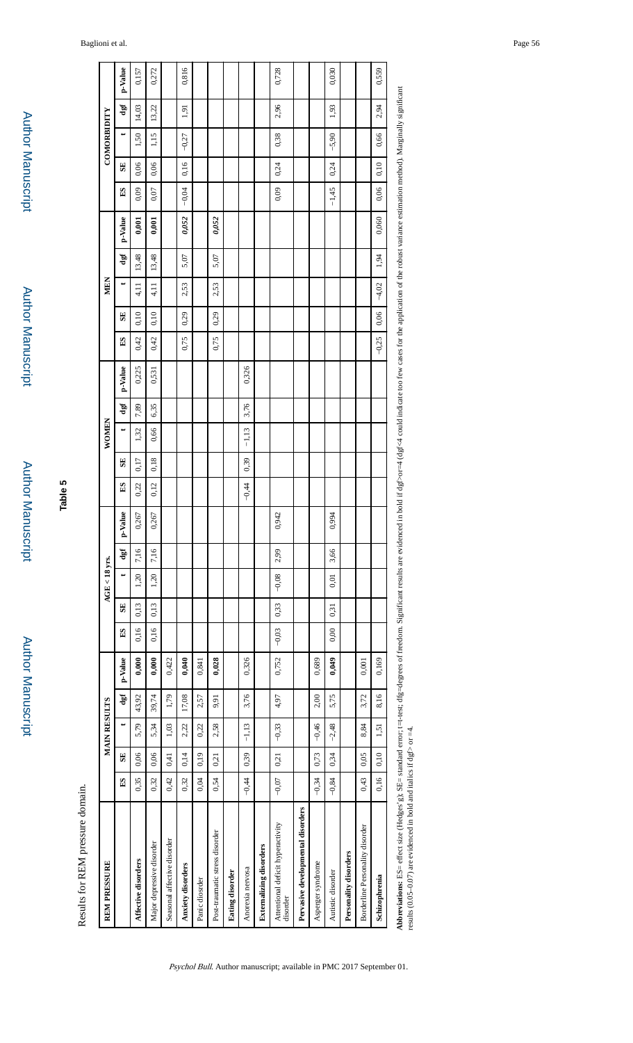**Table 5**

Results for REM pressure domain.

| REM PRESSURE | MAIN RESULTS | | | | | AGE < 18 yrs. | | | | | WOMEN | | | | | MEN | | | | | COMORBIDITY | | | | |
|---|---|---|---|---|---|---|---|---|---|---|---|---|---|---|---|---|---|---|---|---|---|---|---|---|---|
| | ES | SE | t | dgf | p-Value | ES | SE | t | dgf | p-Value | ES | SE | t | dgf | p-Value | ES | SE | t | dgf | p-Value | ES | SE | t | dgf | p-Value |
| **Affective disorders** | 0,35 | 0,06 | 5,79 | 43,92 | **0,000** | 0,16 | 0,13 | 1,20 | 7,16 | 0,267 | 0,22 | 0,17 | 1,32 | 7,89 | 0,225 | 0,42 | 0,10 | 4,11 | 13,48 | **0,001** | 0,09 | 0,06 | 1,50 | 14,03 | 0,157 |
| Major depressive disorder | 0,32 | 0,06 | 5,34 | 39,74 | **0,000** | 0,16 | 0,13 | 1,20 | 7,16 | 0,267 | 0,12 | 0,18 | 0,66 | 6,35 | 0,531 | 0,42 | 0,10 | 4,11 | 13,48 | **0,001** | 0,07 | 0,06 | 1,15 | 13,22 | 0,272 |
| Seasonal affective disorder | 0,42 | 0,41 | 1,03 | 1,79 | 0,422 | | | | | | | | | | | | | | | | | | | | |
| **Anxiety disorders** | 0,32 | 0,14 | 2,22 | 17,08 | **0,040** | | | | | | | | | | | 0,75 | 0,29 | 2,53 | 5,07 | ***0,052*** | −0,04 | 0,16 | −0,27 | 1,91 | 0,816 |
| Panic disorder | 0,04 | 0,19 | 0,22 | 2,57 | 0,841 | | | | | | | | | | | | | | | | | | | | |
| Post-traumatic stress disorder | 0,54 | 0,21 | 2,58 | 9,91 | **0,028** | | | | | | | | | | | 0,75 | 0,29 | 2,53 | 5,07 | ***0,052*** | | | | | |
| **Eating disorder** | | | | | | | | | | | | | | | | | | | | | | | | | |
| Anorexia nervosa | −0,44 | 0,39 | −1,13 | 3,76 | 0,326 | | | | | | −0,44 | 0,39 | −1,13 | 3,76 | 0,326 | | | | | | | | | | |
| **Externalizing disorders** | | | | | | | | | | | | | | | | | | | | | | | | | |
| Attentional deficit hyperactivity disorder | −0,07 | 0,21 | −0,33 | 4,97 | 0,752 | −0,03 | 0,33 | −0,08 | 2,99 | 0,942 | | | | | | | | | | | 0,09 | 0,24 | 0,38 | 2,96 | 0,728 |
| **Pervasive developmental disorders** | | | | | | | | | | | | | | | | | | | | | | | | | |
| Asperger syndrome | −0,34 | 0,73 | −0,46 | 2,00 | 0,689 | | | | | | | | | | | | | | | | | | | | |
| Autistic disorder | −0,84 | 0,34 | −2,48 | 5,75 | **0,049** | 0,00 | 0,31 | 0,01 | 3,66 | 0,994 | | | | | | | | | | | −1,45 | 0,24 | −5,90 | 1,93 | 0,030 |
| **Personality disorders** | | | | | | | | | | | | | | | | | | | | | | | | | |
| Borderline Personality disorder | 0,43 | 0,05 | 8,84 | 3,72 | 0,001 | | | | | | | | | | | | | | | | | | | | |
| **Schizophrenia** | 0,16 | 0,10 | 1,51 | 8,16 | 0,169 | | | | | | | | | | | −0,25 | 0,06 | −4,02 | 1,94 | 0,060 | 0,06 | 0,10 | 0,66 | 2,94 | 0,559 |

**Abbreviations:** ES= effect size (Hedges' g); SE= standard error; t=t-test; dfg=degrees of freedom. Significant results are evidenced in bold if dgf>or=4 (dgf<4 could indicate too few cases for the application of the robust variance estimation method). Marginally significant results (0.05–0.07) are evidenced in bold and italics if dgf> or =4.